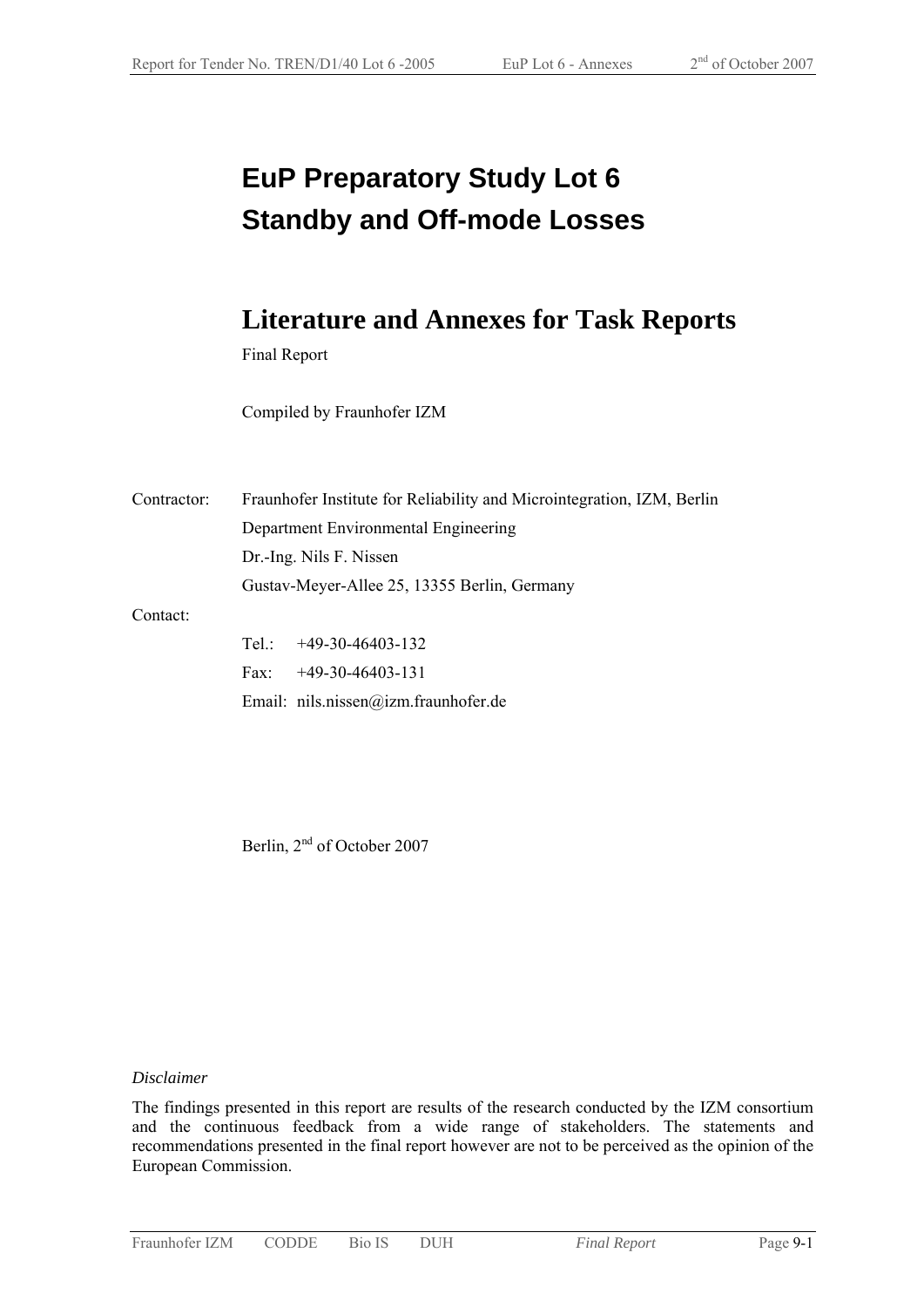# EuP Preparatory Study Lot 6
# Standby and Off-mode Losses

## Literature and Annexes for Task Reports

Final Report

Compiled by Fraunhofer IZM

Contractor: Fraunhofer Institute for Reliability and Microintegration, IZM, Berlin
Department Environmental Engineering
Dr.-Ing. Nils F. Nissen
Gustav-Meyer-Allee 25, 13355 Berlin, Germany

Contact:

Tel.: +49-30-46403-132
Fax: +49-30-46403-131
Email: nils.nissen@izm.fraunhofer.de

Berlin, 2nd of October 2007

*Disclaimer*

The findings presented in this report are results of the research conducted by the IZM consortium and the continuous feedback from a wide range of stakeholders. The statements and recommendations presented in the final report however are not to be perceived as the opinion of the European Commission.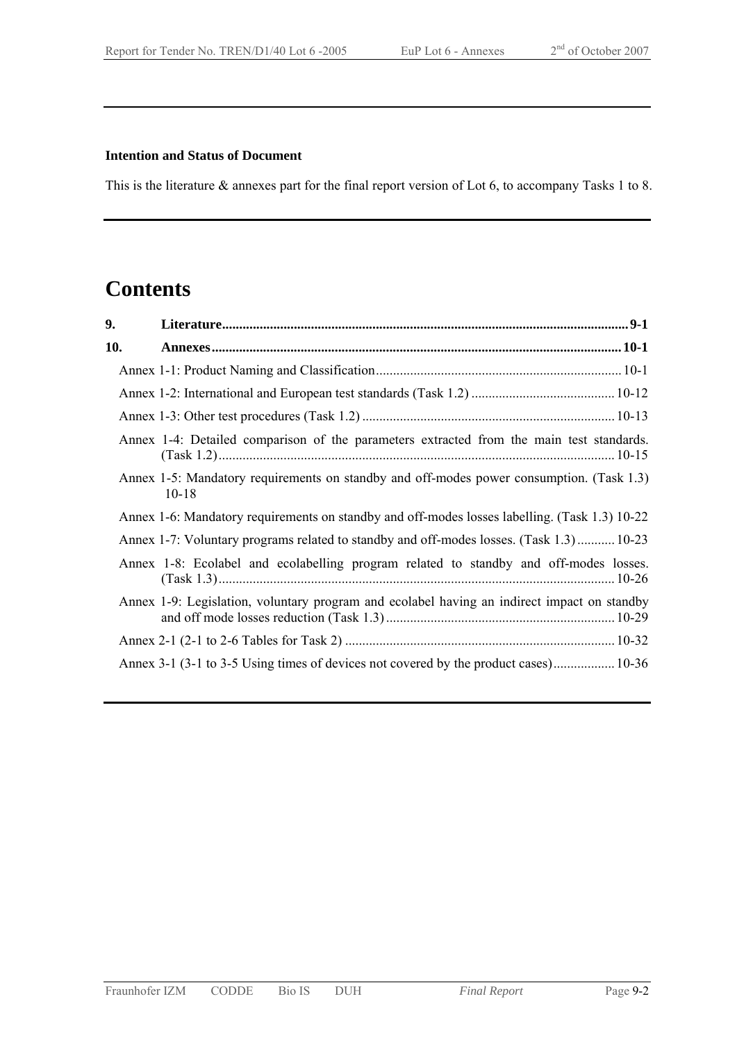**Intention and Status of Document**

This is the literature & annexes part for the final report version of Lot 6, to accompany Tasks 1 to 8.

# Contents

**9. Literature** ..... **9-1**

**10. Annexes** ..... **10-1**

- Annex 1-1: Product Naming and Classification ..... 10-1
- Annex 1-2: International and European test standards (Task 1.2) ..... 10-12
- Annex 1-3: Other test procedures (Task 1.2) ..... 10-13
- Annex 1-4: Detailed comparison of the parameters extracted from the main test standards. (Task 1.2) ..... 10-15
- Annex 1-5: Mandatory requirements on standby and off-modes power consumption. (Task 1.3) 10-18
- Annex 1-6: Mandatory requirements on standby and off-modes losses labelling. (Task 1.3) 10-22
- Annex 1-7: Voluntary programs related to standby and off-modes losses. (Task 1.3) ..... 10-23
- Annex 1-8: Ecolabel and ecolabelling program related to standby and off-modes losses. (Task 1.3) ..... 10-26
- Annex 1-9: Legislation, voluntary program and ecolabel having an indirect impact on standby and off mode losses reduction (Task 1.3) ..... 10-29
- Annex 2-1 (2-1 to 2-6 Tables for Task 2) ..... 10-32
- Annex 3-1 (3-1 to 3-5 Using times of devices not covered by the product cases) ..... 10-36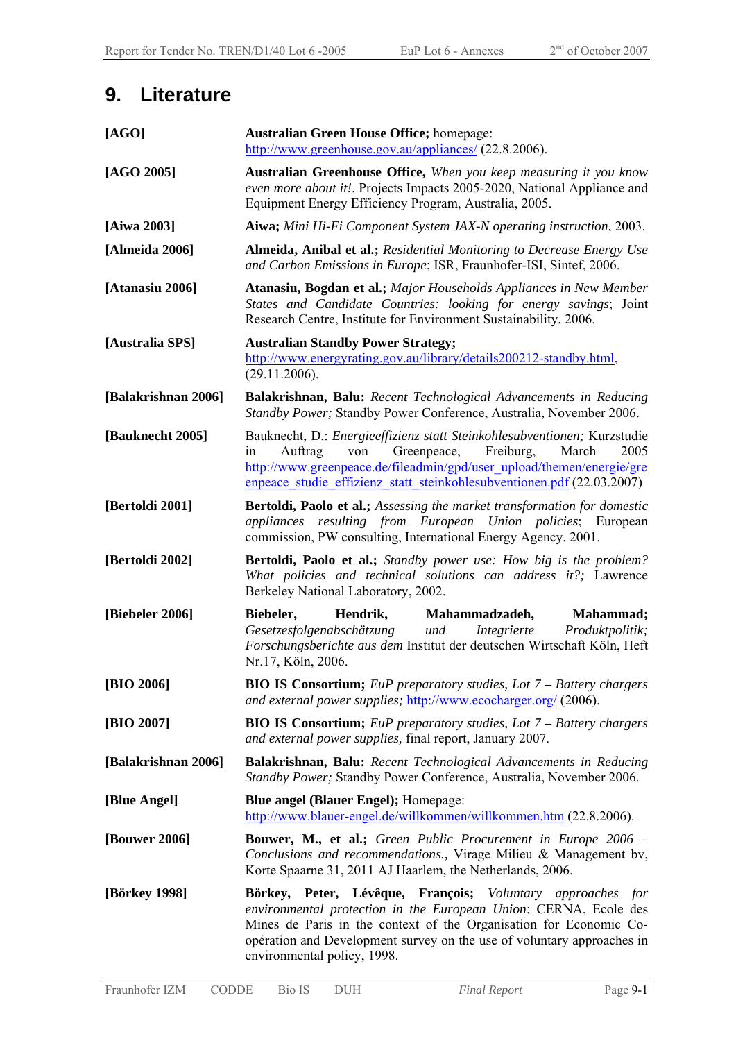# 9. Literature

| | |
|---|---|
| **[AGO]** | **Australian Green House Office;** homepage: http://www.greenhouse.gov.au/appliances/ (22.8.2006). |
| **[AGO 2005]** | **Australian Greenhouse Office,** *When you keep measuring it you know even more about it!*, Projects Impacts 2005-2020, National Appliance and Equipment Energy Efficiency Program, Australia, 2005. |
| **[Aiwa 2003]** | **Aiwa;** *Mini Hi-Fi Component System JAX-N operating instruction*, 2003. |
| **[Almeida 2006]** | **Almeida, Anibal et al.;** *Residential Monitoring to Decrease Energy Use and Carbon Emissions in Europe*; ISR, Fraunhofer-ISI, Sintef, 2006. |
| **[Atanasiu 2006]** | **Atanasiu, Bogdan et al.;** *Major Households Appliances in New Member States and Candidate Countries: looking for energy savings*; Joint Research Centre, Institute for Environment Sustainability, 2006. |
| **[Australia SPS]** | **Australian Standby Power Strategy;** http://www.energyrating.gov.au/library/details200212-standby.html, (29.11.2006). |
| **[Balakrishnan 2006]** | **Balakrishnan, Balu:** *Recent Technological Advancements in Reducing Standby Power;* Standby Power Conference, Australia, November 2006. |
| **[Bauknecht 2005]** | Bauknecht, D.: *Energieeffizienz statt Steinkohlesubventionen;* Kurzstudie in Auftrag von Greenpeace, Freiburg, March 2005 http://www.greenpeace.de/fileadmin/gpd/user_upload/themen/energie/greenpeace_studie_effizienz_statt_steinkohlesubventionen.pdf (22.03.2007) |
| **[Bertoldi 2001]** | **Bertoldi, Paolo et al.;** *Assessing the market transformation for domestic appliances resulting from European Union policies*; European commission, PW consulting, International Energy Agency, 2001. |
| **[Bertoldi 2002]** | **Bertoldi, Paolo et al.;** *Standby power use: How big is the problem? What policies and technical solutions can address it?;* Lawrence Berkeley National Laboratory, 2002. |
| **[Biebeler 2006]** | **Biebeler, Hendrik, Mahammadzadeh, Mahammad;** *Gesetzesfolgenabschätzung und Integrierte Produktpolitik; Forschungsberichte aus dem* Institut der deutschen Wirtschaft Köln, Heft Nr.17, Köln, 2006. |
| **[BIO 2006]** | **BIO IS Consortium;** *EuP preparatory studies, Lot 7 – Battery chargers and external power supplies;* http://www.ecocharger.org/ (2006). |
| **[BIO 2007]** | **BIO IS Consortium;** *EuP preparatory studies, Lot 7 – Battery chargers and external power supplies,* final report, January 2007. |
| **[Balakrishnan 2006]** | **Balakrishnan, Balu:** *Recent Technological Advancements in Reducing Standby Power;* Standby Power Conference, Australia, November 2006. |
| **[Blue Angel]** | **Blue angel (Blauer Engel);** Homepage: http://www.blauer-engel.de/willkommen/willkommen.htm (22.8.2006). |
| **[Bouwer 2006]** | **Bouwer, M., et al.;** *Green Public Procurement in Europe 2006 – Conclusions and recommendations.,* Virage Milieu & Management bv, Korte Spaarne 31, 2011 AJ Haarlem, the Netherlands, 2006. |
| **[Börkey 1998]** | **Börkey, Peter, Lévêque, François;** *Voluntary approaches for environmental protection in the European Union*; CERNA, Ecole des Mines de Paris in the context of the Organisation for Economic Co-opération and Development survey on the use of voluntary approaches in environmental policy, 1998. |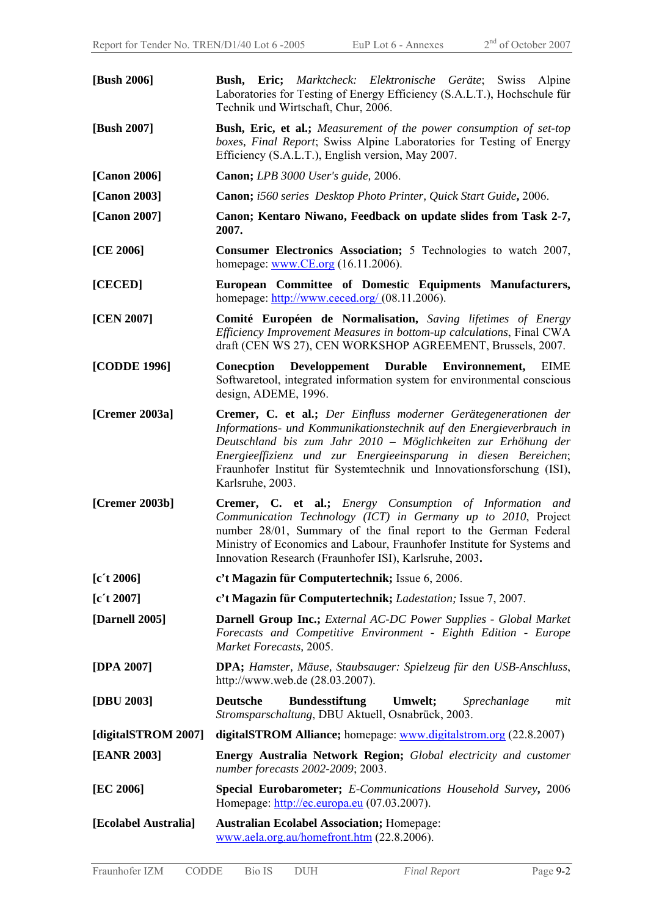**[Bush 2006]** **Bush, Eric;** *Marktcheck: Elektronische Geräte*; Swiss Alpine Laboratories for Testing of Energy Efficiency (S.A.L.T.), Hochschule für Technik und Wirtschaft, Chur, 2006.

**[Bush 2007]** **Bush, Eric, et al.;** *Measurement of the power consumption of set-top boxes, Final Report*; Swiss Alpine Laboratories for Testing of Energy Efficiency (S.A.L.T.), English version, May 2007.

**[Canon 2006]** **Canon;** *LPB 3000 User's guide*, 2006.

**[Canon 2003]** **Canon;** *i560 series Desktop Photo Printer, Quick Start Guide***,** 2006.

**[Canon 2007]** **Canon; Kentaro Niwano, Feedback on update slides from Task 2-7, 2007.**

**[CE 2006]** **Consumer Electronics Association;** 5 Technologies to watch 2007, homepage: www.CE.org (16.11.2006).

**[CECED]** **European Committee of Domestic Equipments Manufacturers,** homepage: http://www.ceced.org/ (08.11.2006).

**[CEN 2007]** **Comité Européen de Normalisation,** *Saving lifetimes of Energy Efficiency Improvement Measures in bottom-up calculations*, Final CWA draft (CEN WS 27), CEN WORKSHOP AGREEMENT, Brussels, 2007.

**[CODDE 1996]** **Conecption Developpement Durable Environnement,** EIME Softwaretool, integrated information system for environmental conscious design, ADEME, 1996.

**[Cremer 2003a]** **Cremer, C. et al.;** *Der Einfluss moderner Gerätegenerationen der Informations- und Kommunikationstechnik auf den Energieverbrauch in Deutschland bis zum Jahr 2010 – Möglichkeiten zur Erhöhung der Energieeffizienz und zur Energieeinsparung in diesen Bereichen*; Fraunhofer Institut für Systemtechnik und Innovationsforschung (ISI), Karlsruhe, 2003.

**[Cremer 2003b]** **Cremer, C. et al.;** *Energy Consumption of Information and Communication Technology (ICT) in Germany up to 2010*, Project number 28/01, Summary of the final report to the German Federal Ministry of Economics and Labour, Fraunhofer Institute for Systems and Innovation Research (Fraunhofer ISI), Karlsruhe, 2003**.**

**[c´t 2006]** **c't Magazin für Computertechnik;** Issue 6, 2006.

**[c´t 2007]** **c't Magazin für Computertechnik;** *Ladestation;* Issue 7, 2007.

**[Darnell 2005]** **Darnell Group Inc.;** *External AC-DC Power Supplies - Global Market Forecasts and Competitive Environment - Eighth Edition - Europe Market Forecasts*, 2005.

**[DPA 2007]** **DPA;** *Hamster, Mäuse, Staubsauger: Spielzeug für den USB-Anschluss*, http://www.web.de (28.03.2007).

**[DBU 2003]** **Deutsche Bundesstiftung Umwelt;** *Sprechanlage mit Stromsparschaltung*, DBU Aktuell, Osnabrück, 2003.

**[digitalSTROM 2007]** **digitalSTROM Alliance;** homepage: www.digitalstrom.org (22.8.2007)

**[EANR 2003]** **Energy Australia Network Region;** *Global electricity and customer number forecasts 2002-2009*; 2003.

**[EC 2006]** **Special Eurobarometer;** *E-Communications Household Survey***,** 2006 Homepage: http://ec.europa.eu (07.03.2007).

**[Ecolabel Australia]** **Australian Ecolabel Association;** Homepage: www.aela.org.au/homefront.htm (22.8.2006).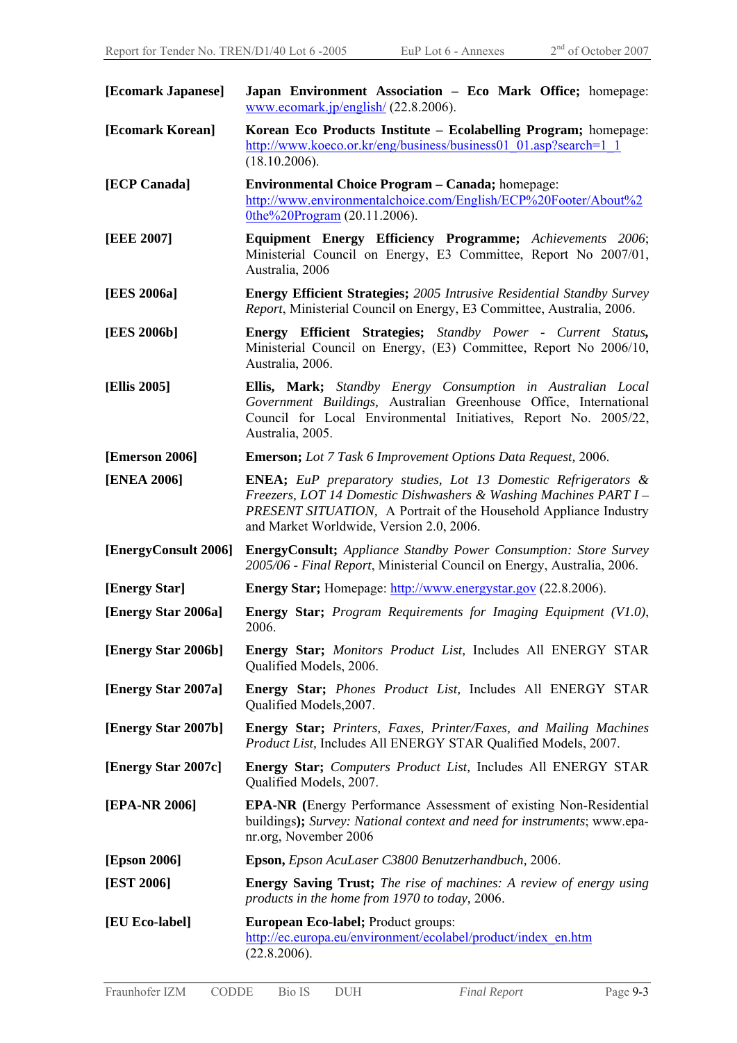[Ecomark Japanese] **Japan Environment Association – Eco Mark Office;** homepage: www.ecomark.jp/english/ (22.8.2006).

[Ecomark Korean] **Korean Eco Products Institute – Ecolabelling Program;** homepage: http://www.koeco.or.kr/eng/business/business01_01.asp?search=1_1 (18.10.2006).

[ECP Canada] **Environmental Choice Program – Canada;** homepage: http://www.environmentalchoice.com/English/ECP%20Footer/About%20the%20Program (20.11.2006).

[EEE 2007] **Equipment Energy Efficiency Programme;** *Achievements 2006*; Ministerial Council on Energy, E3 Committee, Report No 2007/01, Australia, 2006

[EES 2006a] **Energy Efficient Strategies;** *2005 Intrusive Residential Standby Survey Report*, Ministerial Council on Energy, E3 Committee, Australia, 2006.

[EES 2006b] **Energy Efficient Strategies;** *Standby Power - Current Status*, Ministerial Council on Energy, (E3) Committee, Report No 2006/10, Australia, 2006.

[Ellis 2005] **Ellis, Mark;** *Standby Energy Consumption in Australian Local Government Buildings,* Australian Greenhouse Office, International Council for Local Environmental Initiatives, Report No. 2005/22, Australia, 2005.

[Emerson 2006] **Emerson;** *Lot 7 Task 6 Improvement Options Data Request*, 2006.

[ENEA 2006] **ENEA;** *EuP preparatory studies, Lot 13 Domestic Refrigerators & Freezers, LOT 14 Domestic Dishwashers & Washing Machines PART I – PRESENT SITUATION,* A Portrait of the Household Appliance Industry and Market Worldwide, Version 2.0, 2006.

[EnergyConsult 2006] **EnergyConsult;** *Appliance Standby Power Consumption: Store Survey 2005/06 - Final Report*, Ministerial Council on Energy, Australia, 2006.

[Energy Star] **Energy Star;** Homepage: http://www.energystar.gov (22.8.2006).

[Energy Star 2006a] **Energy Star;** *Program Requirements for Imaging Equipment (V1.0)*, 2006.

[Energy Star 2006b] **Energy Star;** *Monitors Product List,* Includes All ENERGY STAR Qualified Models, 2006.

[Energy Star 2007a] **Energy Star;** *Phones Product List,* Includes All ENERGY STAR Qualified Models,2007.

[Energy Star 2007b] **Energy Star;** *Printers, Faxes, Printer/Faxes, and Mailing Machines Product List,* Includes All ENERGY STAR Qualified Models, 2007.

[Energy Star 2007c] **Energy Star;** *Computers Product List,* Includes All ENERGY STAR Qualified Models, 2007.

[EPA-NR 2006] **EPA-NR (**Energy Performance Assessment of existing Non-Residential buildings**);** *Survey: National context and need for instruments*; www.epa-nr.org, November 2006

[Epson 2006] **Epson,** *Epson AcuLaser C3800 Benutzerhandbuch*, 2006.

[EST 2006] **Energy Saving Trust;** *The rise of machines: A review of energy using products in the home from 1970 to today*, 2006.

[EU Eco-label] **European Eco-label;** Product groups: http://ec.europa.eu/environment/ecolabel/product/index_en.htm (22.8.2006).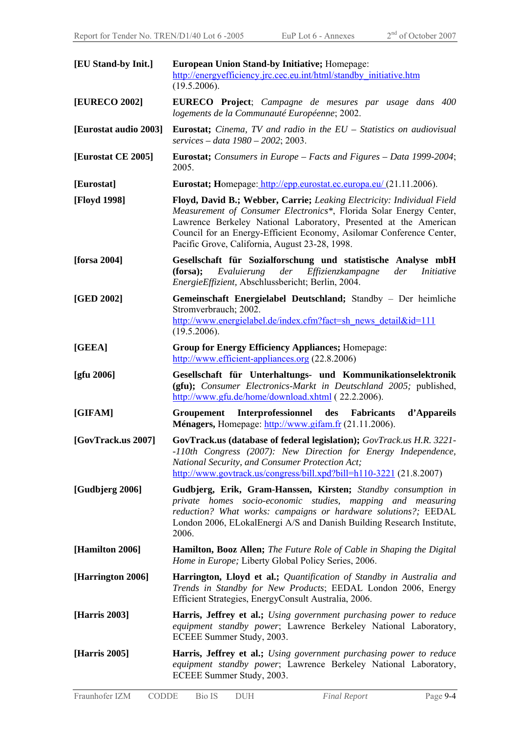| | |
|---|---|
| **[EU Stand-by Init.]** | **European Union Stand-by Initiative;** Homepage: http://energyefficiency.jrc.cec.eu.int/html/standby_initiative.htm (19.5.2006). |
| **[EURECO 2002]** | **EURECO Project**; *Campagne de mesures par usage dans 400 logements de la Communauté Européenne*; 2002. |
| **[Eurostat audio 2003]** | **Eurostat;** *Cinema, TV and radio in the EU – Statistics on audiovisual services – data 1980 – 2002*; 2003. |
| **[Eurostat CE 2005]** | **Eurostat;** *Consumers in Europe – Facts and Figures – Data 1999-2004*; 2005. |
| **[Eurostat]** | **Eurostat; H**omepage: http://epp.eurostat.ec.europa.eu/ (21.11.2006). |
| **[Floyd 1998]** | **Floyd, David B.; Webber, Carrie;** *Leaking Electricity: Individual Field Measurement of Consumer Electronics**, Florida Solar Energy Center, Lawrence Berkeley National Laboratory, Presented at the American Council for an Energy-Efficient Economy, Asilomar Conference Center, Pacific Grove, California, August 23-28, 1998. |
| **[forsa 2004]** | **Gesellschaft für Sozialforschung und statistische Analyse mbH (forsa);** *Evaluierung der Effizienzkampagne der Initiative EnergieEffizient,* Abschlussbericht; Berlin, 2004. |
| **[GED 2002]** | **Gemeinschaft Energielabel Deutschland;** Standby – Der heimliche Stromverbrauch; 2002. http://www.energielabel.de/index.cfm?fact=sh_news_detail&id=111 (19.5.2006). |
| **[GEEA]** | **Group for Energy Efficiency Appliances;** Homepage: http://www.efficient-appliances.org (22.8.2006) |
| **[gfu 2006]** | **Gesellschaft für Unterhaltungs- und Kommunikationselektronik (gfu);** *Consumer Electronics-Markt in Deutschland 2005;* published, http://www.gfu.de/home/download.xhtml ( 22.2.2006). |
| **[GIFAM]** | **Groupement Interprofessionnel des Fabricants d'Appareils Ménagers,** Homepage: http://www.gifam.fr (21.11.2006). |
| **[GovTrack.us 2007]** | **GovTrack.us (database of federal legislation);** *GovTrack.us H.R. 3221--110th Congress (2007): New Direction for Energy Independence, National Security, and Consumer Protection Act;* http://www.govtrack.us/congress/bill.xpd?bill=h110-3221 (21.8.2007) |
| **[Gudbjerg 2006]** | **Gudbjerg, Erik, Gram-Hanssen, Kirsten;** *Standby consumption in private homes socio-economic studies, mapping and measuring reduction? What works: campaigns or hardware solutions?;* EEDAL London 2006, ELokalEnergi A/S and Danish Building Research Institute, 2006. |
| **[Hamilton 2006]** | **Hamilton, Booz Allen;** *The Future Role of Cable in Shaping the Digital Home in Europe;* Liberty Global Policy Series, 2006. |
| **[Harrington 2006]** | **Harrington, Lloyd et al.;** *Quantification of Standby in Australia and Trends in Standby for New Products*; EEDAL London 2006, Energy Efficient Strategies, EnergyConsult Australia, 2006. |
| **[Harris 2003]** | **Harris, Jeffrey et al.;** *Using government purchasing power to reduce equipment standby power*; Lawrence Berkeley National Laboratory, ECEEE Summer Study, 2003. |
| **[Harris 2005]** | **Harris, Jeffrey et al.;** *Using government purchasing power to reduce equipment standby power*; Lawrence Berkeley National Laboratory, ECEEE Summer Study, 2003. |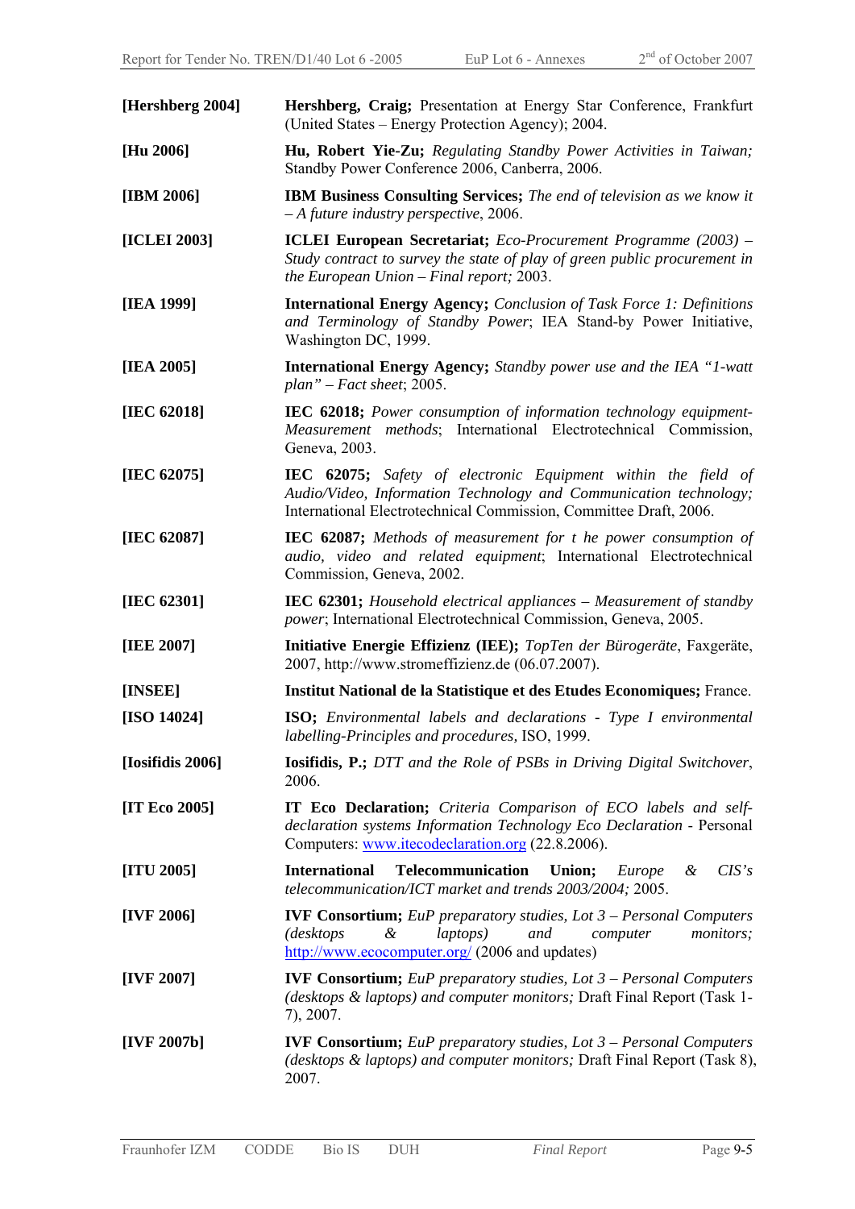| | |
|---|---|
| [Hershberg 2004] | **Hershberg, Craig;** Presentation at Energy Star Conference, Frankfurt (United States – Energy Protection Agency); 2004. |
| [Hu 2006] | **Hu, Robert Yie-Zu;** *Regulating Standby Power Activities in Taiwan;* Standby Power Conference 2006, Canberra, 2006. |
| [IBM 2006] | **IBM Business Consulting Services;** *The end of television as we know it – A future industry perspective*, 2006. |
| [ICLEI 2003] | **ICLEI European Secretariat;** *Eco-Procurement Programme (2003) – Study contract to survey the state of play of green public procurement in the European Union – Final report;* 2003. |
| [IEA 1999] | **International Energy Agency;** *Conclusion of Task Force 1: Definitions and Terminology of Standby Power*; IEA Stand-by Power Initiative, Washington DC, 1999. |
| [IEA 2005] | **International Energy Agency;** *Standby power use and the IEA "1-watt plan" – Fact sheet*; 2005. |
| [IEC 62018] | **IEC 62018;** *Power consumption of information technology equipment-Measurement methods*; International Electrotechnical Commission, Geneva, 2003. |
| [IEC 62075] | **IEC 62075;** *Safety of electronic Equipment within the field of Audio/Video, Information Technology and Communication technology;* International Electrotechnical Commission, Committee Draft, 2006. |
| [IEC 62087] | **IEC 62087;** *Methods of measurement for t he power consumption of audio, video and related equipment*; International Electrotechnical Commission, Geneva, 2002. |
| [IEC 62301] | **IEC 62301;** *Household electrical appliances – Measurement of standby power*; International Electrotechnical Commission, Geneva, 2005. |
| [IEE 2007] | **Initiative Energie Effizienz (IEE);** *TopTen der Bürogeräte*, Faxgeräte, 2007, http://www.stromeffizienz.de (06.07.2007). |
| [INSEE] | **Institut National de la Statistique et des Etudes Economiques;** France. |
| [ISO 14024] | **ISO;** *Environmental labels and declarations - Type I environmental labelling-Principles and procedures,* ISO, 1999. |
| [Iosifidis 2006] | **Iosifidis, P.;** *DTT and the Role of PSBs in Driving Digital Switchover*, 2006. |
| [IT Eco 2005] | **IT Eco Declaration;** *Criteria Comparison of ECO labels and self-declaration systems Information Technology Eco Declaration* - Personal Computers: www.itecodeclaration.org (22.8.2006). |
| [ITU 2005] | **International Telecommunication Union;** *Europe & CIS's telecommunication/ICT market and trends 2003/2004;* 2005. |
| [IVF 2006] | **IVF Consortium;** *EuP preparatory studies, Lot 3 – Personal Computers (desktops & laptops) and computer monitors;* http://www.ecocomputer.org/ (2006 and updates) |
| [IVF 2007] | **IVF Consortium;** *EuP preparatory studies, Lot 3 – Personal Computers (desktops & laptops) and computer monitors;* Draft Final Report (Task 1-7), 2007. |
| [IVF 2007b] | **IVF Consortium;** *EuP preparatory studies, Lot 3 – Personal Computers (desktops & laptops) and computer monitors;* Draft Final Report (Task 8), 2007. |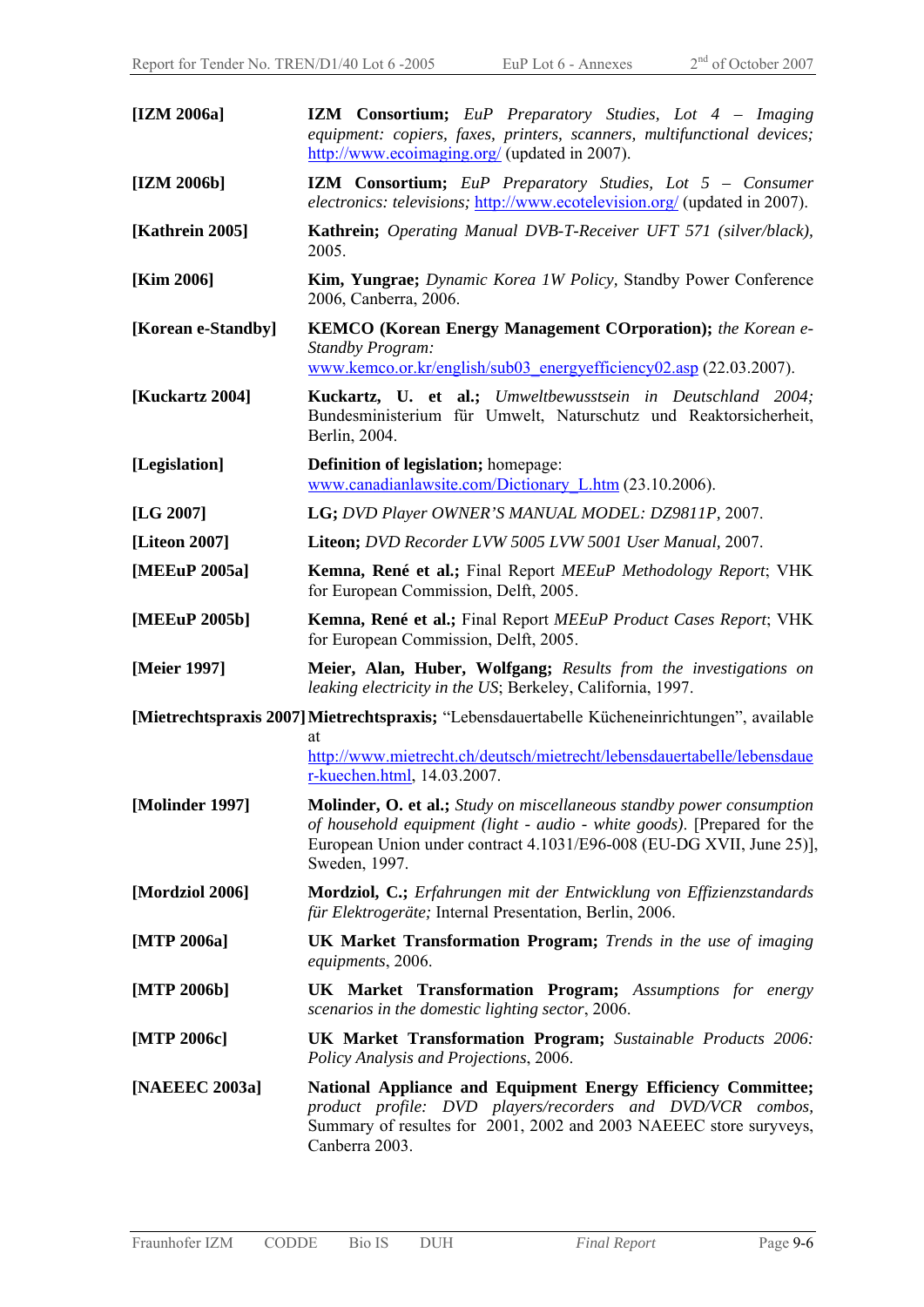[IZM 2006a] **IZM Consortium;** *EuP Preparatory Studies, Lot 4 – Imaging equipment: copiers, faxes, printers, scanners, multifunctional devices;* http://www.ecoimaging.org/ (updated in 2007).

[IZM 2006b] **IZM Consortium;** *EuP Preparatory Studies, Lot 5 – Consumer electronics: televisions;* http://www.ecotelevision.org/ (updated in 2007).

[Kathrein 2005] **Kathrein;** *Operating Manual DVB-T-Receiver UFT 571 (silver/black),* 2005.

[Kim 2006] **Kim, Yungrae;** *Dynamic Korea 1W Policy,* Standby Power Conference 2006, Canberra, 2006.

[Korean e-Standby] **KEMCO (Korean Energy Management COrporation);** *the Korean e-Standby Program:* www.kemco.or.kr/english/sub03_energyefficiency02.asp (22.03.2007).

[Kuckartz 2004] **Kuckartz, U. et al.;** *Umweltbewusstsein in Deutschland 2004;* Bundesministerium für Umwelt, Naturschutz und Reaktorsicherheit, Berlin, 2004.

[Legislation] **Definition of legislation;** homepage: www.canadianlawsite.com/Dictionary_L.htm (23.10.2006).

[LG 2007] **LG;** *DVD Player OWNER'S MANUAL MODEL: DZ9811P,* 2007.

[Liteon 2007] **Liteon;** *DVD Recorder LVW 5005 LVW 5001 User Manual,* 2007.

[MEEuP 2005a] **Kemna, René et al.;** Final Report *MEEuP Methodology Report*; VHK for European Commission, Delft, 2005.

[MEEuP 2005b] **Kemna, René et al.;** Final Report *MEEuP Product Cases Report*; VHK for European Commission, Delft, 2005.

[Meier 1997] **Meier, Alan, Huber, Wolfgang;** *Results from the investigations on leaking electricity in the US*; Berkeley, California, 1997.

[Mietrechtspraxis 2007] **Mietrechtspraxis;** "Lebensdauertabelle Kücheneinrichtungen", available at http://www.mietrecht.ch/deutsch/mietrecht/lebensdauertabelle/lebensdauer-kuechen.html, 14.03.2007.

[Molinder 1997] **Molinder, O. et al.;** *Study on miscellaneous standby power consumption of household equipment (light - audio - white goods).* [Prepared for the European Union under contract 4.1031/E96-008 (EU-DG XVII, June 25)], Sweden, 1997.

[Mordziol 2006] **Mordziol, C.;** *Erfahrungen mit der Entwicklung von Effizienzstandards für Elektrogeräte;* Internal Presentation, Berlin, 2006.

[MTP 2006a] **UK Market Transformation Program;** *Trends in the use of imaging equipments*, 2006.

[MTP 2006b] **UK Market Transformation Program;** *Assumptions for energy scenarios in the domestic lighting sector*, 2006.

[MTP 2006c] **UK Market Transformation Program;** *Sustainable Products 2006: Policy Analysis and Projections*, 2006.

[NAEEEC 2003a] **National Appliance and Equipment Energy Efficiency Committee;** *product profile: DVD players/recorders and DVD/VCR combos,* Summary of resultes for 2001, 2002 and 2003 NAEEEC store suryveys, Canberra 2003.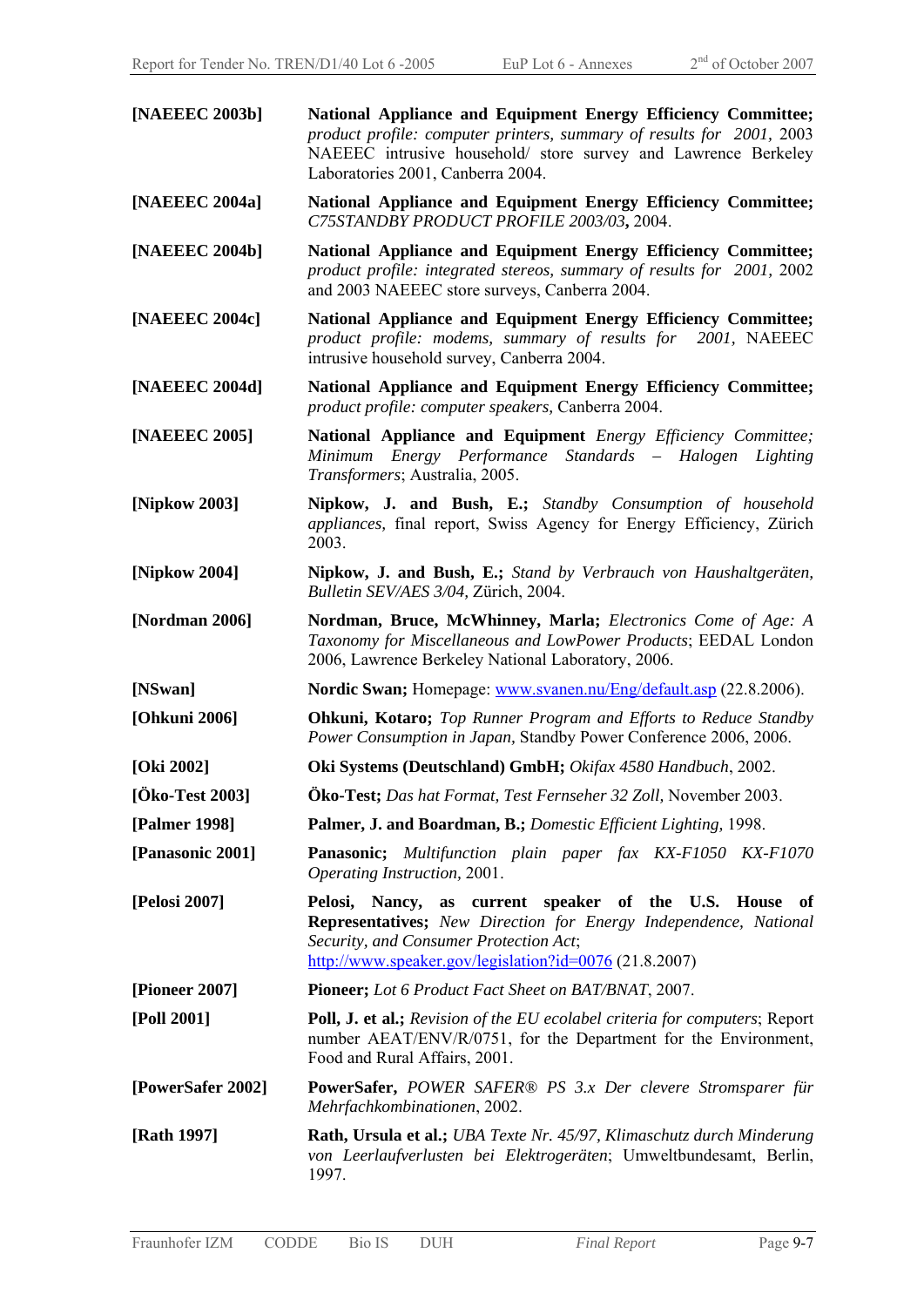[NAEEEC 2003b] **National Appliance and Equipment Energy Efficiency Committee;** *product profile: computer printers, summary of results for 2001,* 2003 NAEEEC intrusive household/ store survey and Lawrence Berkeley Laboratories 2001, Canberra 2004.

[NAEEEC 2004a] **National Appliance and Equipment Energy Efficiency Committee;** *C75STANDBY PRODUCT PROFILE 2003/03***,** 2004.

[NAEEEC 2004b] **National Appliance and Equipment Energy Efficiency Committee;** *product profile: integrated stereos, summary of results for 2001,* 2002 and 2003 NAEEEC store surveys, Canberra 2004.

[NAEEEC 2004c] **National Appliance and Equipment Energy Efficiency Committee;** *product profile: modems, summary of results for 2001,* NAEEEC intrusive household survey, Canberra 2004.

[NAEEEC 2004d] **National Appliance and Equipment Energy Efficiency Committee;** *product profile: computer speakers,* Canberra 2004.

[NAEEEC 2005] **National Appliance and Equipment** *Energy Efficiency Committee; Minimum Energy Performance Standards – Halogen Lighting Transformers*; Australia, 2005.

[Nipkow 2003] **Nipkow, J. and Bush, E.;** *Standby Consumption of household appliances,* final report, Swiss Agency for Energy Efficiency, Zürich 2003.

[Nipkow 2004] **Nipkow, J. and Bush, E.;** *Stand by Verbrauch von Haushaltgeräten, Bulletin SEV/AES 3/04,* Zürich, 2004.

[Nordman 2006] **Nordman, Bruce, McWhinney, Marla;** *Electronics Come of Age: A Taxonomy for Miscellaneous and LowPower Products*; EEDAL London 2006, Lawrence Berkeley National Laboratory, 2006.

[NSwan] **Nordic Swan;** Homepage: www.svanen.nu/Eng/default.asp (22.8.2006).

[Ohkuni 2006] **Ohkuni, Kotaro;** *Top Runner Program and Efforts to Reduce Standby Power Consumption in Japan,* Standby Power Conference 2006, 2006.

[Oki 2002] **Oki Systems (Deutschland) GmbH;** *Okifax 4580 Handbuch*, 2002.

[Öko-Test 2003] **Öko-Test;** *Das hat Format, Test Fernseher 32 Zoll,* November 2003.

[Palmer 1998] **Palmer, J. and Boardman, B.;** *Domestic Efficient Lighting,* 1998.

[Panasonic 2001] **Panasonic;** *Multifunction plain paper fax KX-F1050 KX-F1070 Operating Instruction,* 2001.

[Pelosi 2007] **Pelosi, Nancy, as current speaker of the U.S. House of Representatives;** *New Direction for Energy Independence, National Security, and Consumer Protection Act*; http://www.speaker.gov/legislation?id=0076 (21.8.2007)

[Pioneer 2007] **Pioneer;** *Lot 6 Product Fact Sheet on BAT/BNAT*, 2007.

[Poll 2001] **Poll, J. et al.;** *Revision of the EU ecolabel criteria for computers*; Report number AEAT/ENV/R/0751, for the Department for the Environment, Food and Rural Affairs, 2001.

[PowerSafer 2002] **PowerSafer,** *POWER SAFER® PS 3.x Der clevere Stromsparer für Mehrfachkombinationen*, 2002.

[Rath 1997] **Rath, Ursula et al.;** *UBA Texte Nr. 45/97, Klimaschutz durch Minderung von Leerlaufverlusten bei Elektrogeräten*; Umweltbundesamt, Berlin, 1997.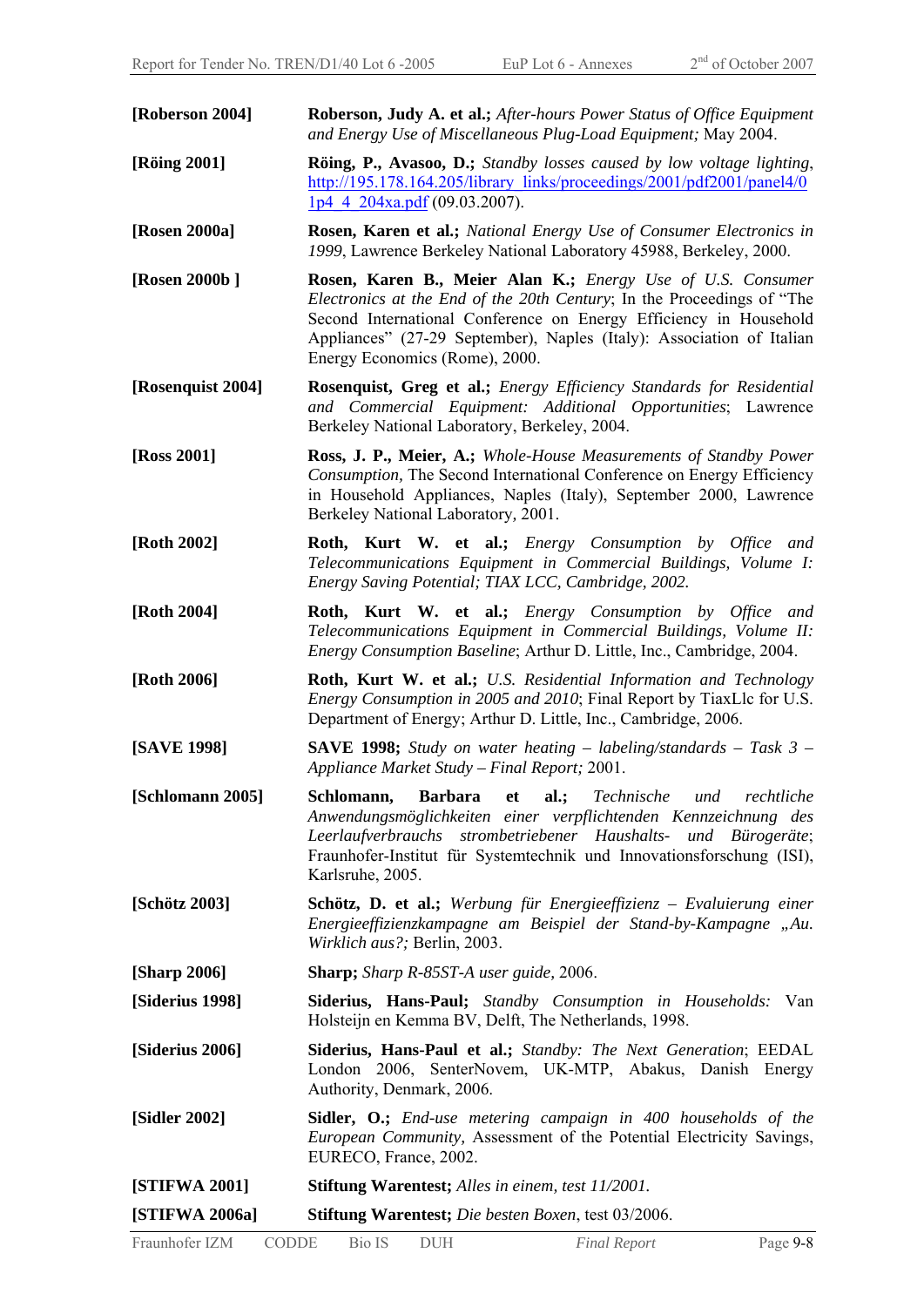| | |
|---|---|
| **[Roberson 2004]** | **Roberson, Judy A. et al.;** *After-hours Power Status of Office Equipment and Energy Use of Miscellaneous Plug-Load Equipment;* May 2004. |
| **[Röing 2001]** | **Röing, P., Avasoo, D.;** *Standby losses caused by low voltage lighting*, http://195.178.164.205/library_links/proceedings/2001/pdf2001/panel4/01p4_4_204xa.pdf (09.03.2007). |
| **[Rosen 2000a]** | **Rosen, Karen et al.;** *National Energy Use of Consumer Electronics in 1999*, Lawrence Berkeley National Laboratory 45988, Berkeley, 2000. |
| **[Rosen 2000b ]** | **Rosen, Karen B., Meier Alan K.;** *Energy Use of U.S. Consumer Electronics at the End of the 20th Century*; In the Proceedings of "The Second International Conference on Energy Efficiency in Household Appliances" (27-29 September), Naples (Italy): Association of Italian Energy Economics (Rome), 2000. |
| **[Rosenquist 2004]** | **Rosenquist, Greg et al.;** *Energy Efficiency Standards for Residential and Commercial Equipment: Additional Opportunities*; Lawrence Berkeley National Laboratory, Berkeley, 2004. |
| **[Ross 2001]** | **Ross, J. P., Meier, A.;** *Whole-House Measurements of Standby Power Consumption,* The Second International Conference on Energy Efficiency in Household Appliances, Naples (Italy), September 2000, Lawrence Berkeley National Laboratory, 2001. |
| **[Roth 2002]** | **Roth, Kurt W. et al.;** *Energy Consumption by Office and Telecommunications Equipment in Commercial Buildings, Volume I: Energy Saving Potential; TIAX LCC, Cambridge, 2002.* |
| **[Roth 2004]** | **Roth, Kurt W. et al.;** *Energy Consumption by Office and Telecommunications Equipment in Commercial Buildings, Volume II: Energy Consumption Baseline*; Arthur D. Little, Inc., Cambridge, 2004. |
| **[Roth 2006]** | **Roth, Kurt W. et al.;** *U.S. Residential Information and Technology Energy Consumption in 2005 and 2010*; Final Report by TiaxLlc for U.S. Department of Energy; Arthur D. Little, Inc., Cambridge, 2006. |
| **[SAVE 1998]** | **SAVE 1998;** *Study on water heating – labeling/standards – Task 3 – Appliance Market Study – Final Report;* 2001. |
| **[Schlomann 2005]** | **Schlomann, Barbara et al.;** *Technische und rechtliche Anwendungsmöglichkeiten einer verpflichtenden Kennzeichnung des Leerlaufverbrauchs strombetriebener Haushalts- und Bürogeräte*; Fraunhofer-Institut für Systemtechnik und Innovationsforschung (ISI), Karlsruhe, 2005. |
| **[Schötz 2003]** | **Schötz, D. et al.;** *Werbung für Energieeffizienz – Evaluierung einer Energieeffizienzkampagne am Beispiel der Stand-by-Kampagne „Au. Wirklich aus?;* Berlin, 2003. |
| **[Sharp 2006]** | **Sharp;** *Sharp R-85ST-A user guide*, 2006. |
| **[Siderius 1998]** | **Siderius, Hans-Paul;** *Standby Consumption in Households:* Van Holsteijn en Kemma BV, Delft, The Netherlands, 1998. |
| **[Siderius 2006]** | **Siderius, Hans-Paul et al.;** *Standby: The Next Generation*; EEDAL London 2006, SenterNovem, UK-MTP, Abakus, Danish Energy Authority, Denmark, 2006. |
| **[Sidler 2002]** | **Sidler, O.;** *End-use metering campaign in 400 households of the European Community,* Assessment of the Potential Electricity Savings, EURECO, France, 2002. |
| **[STIFWA 2001]** | **Stiftung Warentest;** *Alles in einem, test 11/2001.* |
| **[STIFWA 2006a]** | **Stiftung Warentest;** *Die besten Boxen*, test 03/2006. |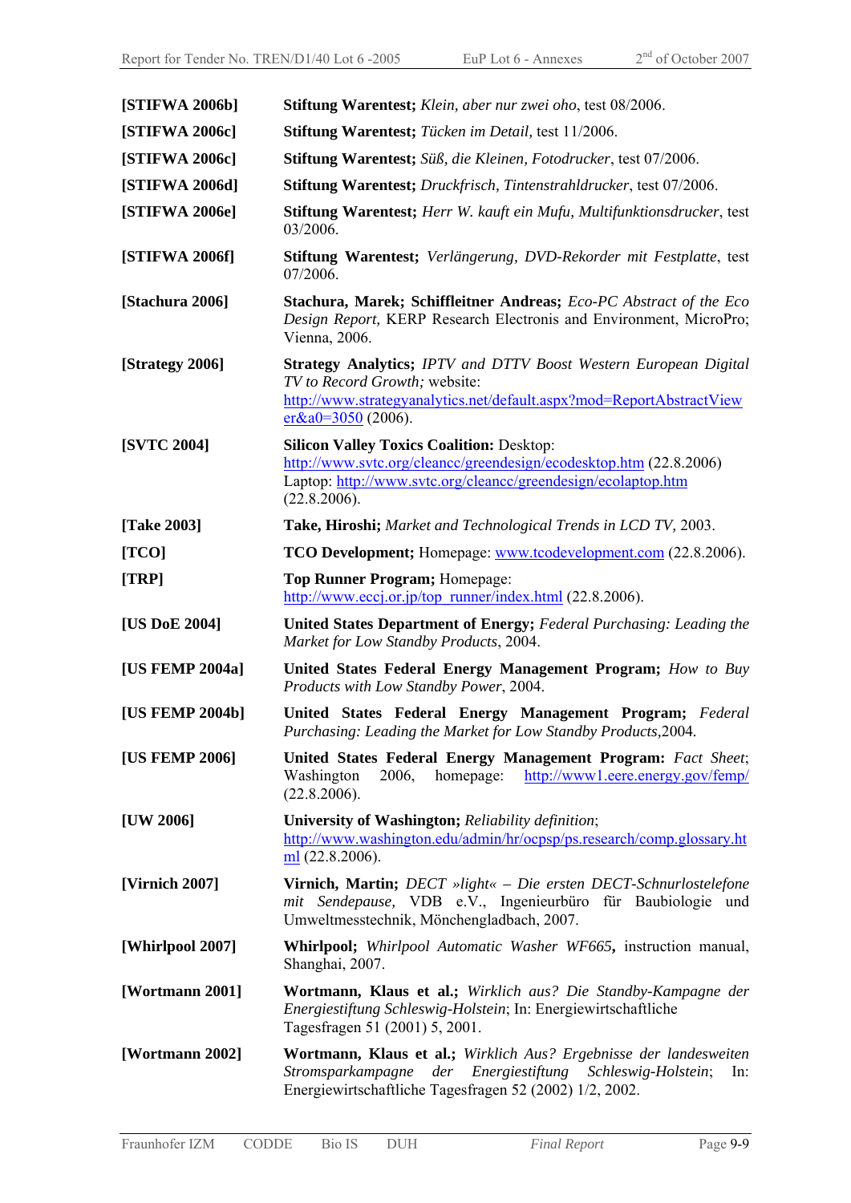[STIFWA 2006b] **Stiftung Warentest;** *Klein, aber nur zwei oho*, test 08/2006.

[STIFWA 2006c] **Stiftung Warentest;** *Tücken im Detail*, test 11/2006.

[STIFWA 2006c] **Stiftung Warentest;** *Süß, die Kleinen, Fotodrucker*, test 07/2006.

[STIFWA 2006d] **Stiftung Warentest;** *Druckfrisch, Tintenstrahldrucker*, test 07/2006.

[STIFWA 2006e] **Stiftung Warentest;** *Herr W. kauft ein Mufu, Multifunktionsdrucker*, test 03/2006.

[STIFWA 2006f] **Stiftung Warentest;** *Verlängerung, DVD-Rekorder mit Festplatte*, test 07/2006.

[Stachura 2006] **Stachura, Marek; Schiffleitner Andreas;** *Eco-PC Abstract of the Eco Design Report*, KERP Research Electronis and Environment, MicroPro; Vienna, 2006.

[Strategy 2006] **Strategy Analytics;** *IPTV and DTTV Boost Western European Digital TV to Record Growth;* website: http://www.strategyanalytics.net/default.aspx?mod=ReportAbstractViewer&a0=3050 (2006).

[SVTC 2004] **Silicon Valley Toxics Coalition:** Desktop: http://www.svtc.org/cleancc/greendesign/ecodesktop.htm (22.8.2006) Laptop: http://www.svtc.org/cleancc/greendesign/ecolaptop.htm (22.8.2006).

[Take 2003] **Take, Hiroshi;** *Market and Technological Trends in LCD TV*, 2003.

[TCO] **TCO Development;** Homepage: www.tcodevelopment.com (22.8.2006).

[TRP] **Top Runner Program;** Homepage: http://www.eccj.or.jp/top_runner/index.html (22.8.2006).

[US DoE 2004] **United States Department of Energy;** *Federal Purchasing: Leading the Market for Low Standby Products*, 2004.

[US FEMP 2004a] **United States Federal Energy Management Program;** *How to Buy Products with Low Standby Power*, 2004.

[US FEMP 2004b] **United States Federal Energy Management Program;** *Federal Purchasing: Leading the Market for Low Standby Products*,2004.

[US FEMP 2006] **United States Federal Energy Management Program:** *Fact Sheet*; Washington 2006, homepage: http://www1.eere.energy.gov/femp/ (22.8.2006).

[UW 2006] **University of Washington;** *Reliability definition*; http://www.washington.edu/admin/hr/ocpsp/ps.research/comp.glossary.html (22.8.2006).

[Virnich 2007] **Virnich, Martin;** *DECT »light« – Die ersten DECT-Schnurlostelefone mit Sendepause*, VDB e.V., Ingenieurbüro für Baubiologie und Umweltmesstechnik, Mönchengladbach, 2007.

[Whirlpool 2007] **Whirlpool;** *Whirlpool Automatic Washer WF665***,** instruction manual, Shanghai, 2007.

[Wortmann 2001] **Wortmann, Klaus et al.;** *Wirklich aus? Die Standby-Kampagne der Energiestiftung Schleswig-Holstein*; In: Energiewirtschaftliche Tagesfragen 51 (2001) 5, 2001.

[Wortmann 2002] **Wortmann, Klaus et al.;** *Wirklich Aus? Ergebnisse der landesweiten Stromsparkampagne der Energiestiftung Schleswig-Holstein*; In: Energiewirtschaftliche Tagesfragen 52 (2002) 1/2, 2002.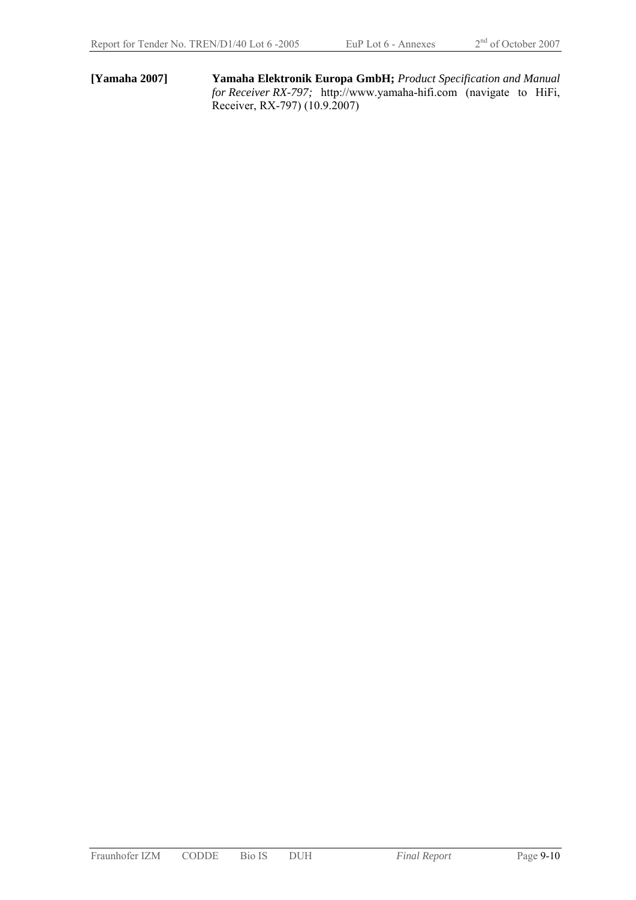[Yamaha 2007] **Yamaha Elektronik Europa GmbH;** *Product Specification and Manual for Receiver RX-797;* http://www.yamaha-hifi.com (navigate to HiFi, Receiver, RX-797) (10.9.2007)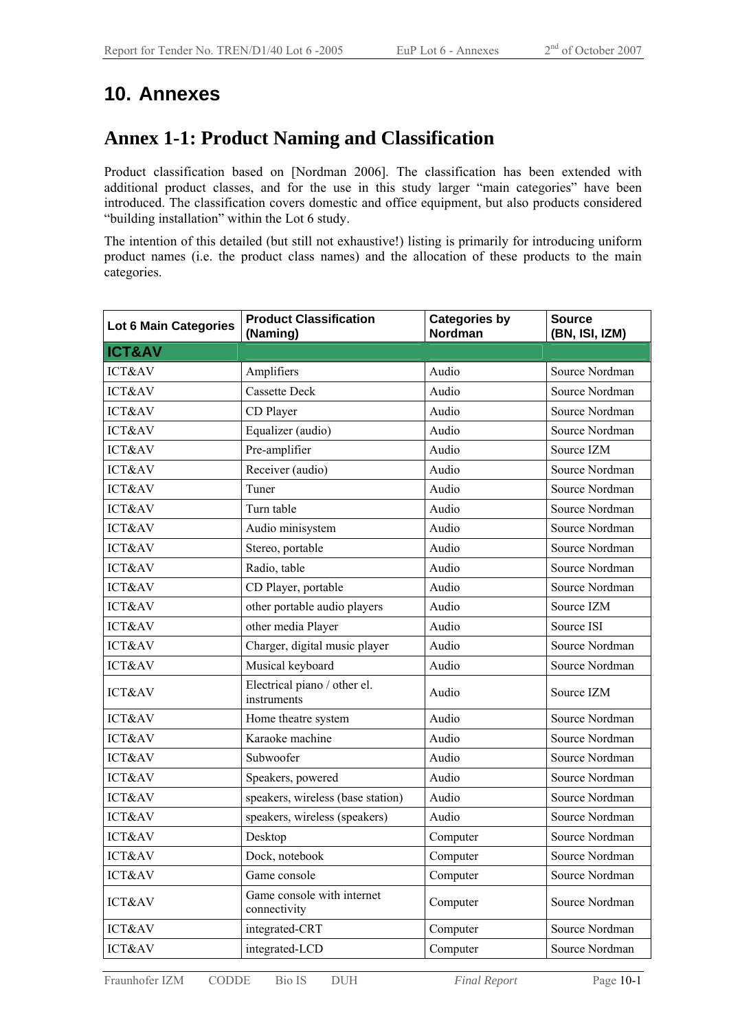# 10. Annexes

## Annex 1-1: Product Naming and Classification

Product classification based on [Nordman 2006]. The classification has been extended with additional product classes, and for the use in this study larger "main categories" have been introduced. The classification covers domestic and office equipment, but also products considered "building installation" within the Lot 6 study.

The intention of this detailed (but still not exhaustive!) listing is primarily for introducing uniform product names (i.e. the product class names) and the allocation of these products to the main categories.

| Lot 6 Main Categories | Product Classification (Naming) | Categories by Nordman | Source (BN, ISI, IZM) |
|---|---|---|---|
| **ICT&AV** | | | |
| ICT&AV | Amplifiers | Audio | Source Nordman |
| ICT&AV | Cassette Deck | Audio | Source Nordman |
| ICT&AV | CD Player | Audio | Source Nordman |
| ICT&AV | Equalizer (audio) | Audio | Source Nordman |
| ICT&AV | Pre-amplifier | Audio | Source IZM |
| ICT&AV | Receiver (audio) | Audio | Source Nordman |
| ICT&AV | Tuner | Audio | Source Nordman |
| ICT&AV | Turn table | Audio | Source Nordman |
| ICT&AV | Audio minisystem | Audio | Source Nordman |
| ICT&AV | Stereo, portable | Audio | Source Nordman |
| ICT&AV | Radio, table | Audio | Source Nordman |
| ICT&AV | CD Player, portable | Audio | Source Nordman |
| ICT&AV | other portable audio players | Audio | Source IZM |
| ICT&AV | other media Player | Audio | Source ISI |
| ICT&AV | Charger, digital music player | Audio | Source Nordman |
| ICT&AV | Musical keyboard | Audio | Source Nordman |
| ICT&AV | Electrical piano / other el. instruments | Audio | Source IZM |
| ICT&AV | Home theatre system | Audio | Source Nordman |
| ICT&AV | Karaoke machine | Audio | Source Nordman |
| ICT&AV | Subwoofer | Audio | Source Nordman |
| ICT&AV | Speakers, powered | Audio | Source Nordman |
| ICT&AV | speakers, wireless (base station) | Audio | Source Nordman |
| ICT&AV | speakers, wireless (speakers) | Audio | Source Nordman |
| ICT&AV | Desktop | Computer | Source Nordman |
| ICT&AV | Dock, notebook | Computer | Source Nordman |
| ICT&AV | Game console | Computer | Source Nordman |
| ICT&AV | Game console with internet connectivity | Computer | Source Nordman |
| ICT&AV | integrated-CRT | Computer | Source Nordman |
| ICT&AV | integrated-LCD | Computer | Source Nordman |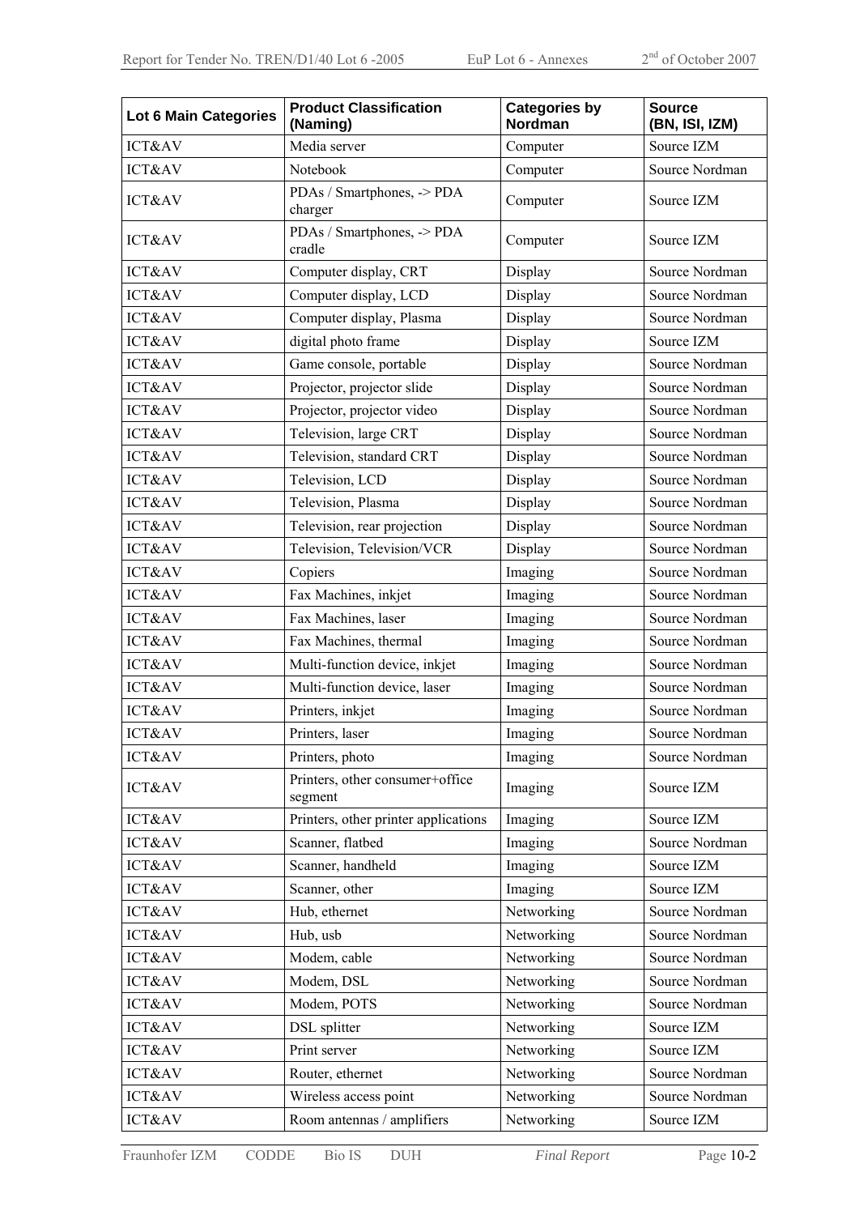| Lot 6 Main Categories | Product Classification (Naming) | Categories by Nordman | Source (BN, ISI, IZM) |
|---|---|---|---|
| ICT&AV | Media server | Computer | Source IZM |
| ICT&AV | Notebook | Computer | Source Nordman |
| ICT&AV | PDAs / Smartphones, -> PDA charger | Computer | Source IZM |
| ICT&AV | PDAs / Smartphones, -> PDA cradle | Computer | Source IZM |
| ICT&AV | Computer display, CRT | Display | Source Nordman |
| ICT&AV | Computer display, LCD | Display | Source Nordman |
| ICT&AV | Computer display, Plasma | Display | Source Nordman |
| ICT&AV | digital photo frame | Display | Source IZM |
| ICT&AV | Game console, portable | Display | Source Nordman |
| ICT&AV | Projector, projector slide | Display | Source Nordman |
| ICT&AV | Projector, projector video | Display | Source Nordman |
| ICT&AV | Television, large CRT | Display | Source Nordman |
| ICT&AV | Television, standard CRT | Display | Source Nordman |
| ICT&AV | Television, LCD | Display | Source Nordman |
| ICT&AV | Television, Plasma | Display | Source Nordman |
| ICT&AV | Television, rear projection | Display | Source Nordman |
| ICT&AV | Television, Television/VCR | Display | Source Nordman |
| ICT&AV | Copiers | Imaging | Source Nordman |
| ICT&AV | Fax Machines, inkjet | Imaging | Source Nordman |
| ICT&AV | Fax Machines, laser | Imaging | Source Nordman |
| ICT&AV | Fax Machines, thermal | Imaging | Source Nordman |
| ICT&AV | Multi-function device, inkjet | Imaging | Source Nordman |
| ICT&AV | Multi-function device, laser | Imaging | Source Nordman |
| ICT&AV | Printers, inkjet | Imaging | Source Nordman |
| ICT&AV | Printers, laser | Imaging | Source Nordman |
| ICT&AV | Printers, photo | Imaging | Source Nordman |
| ICT&AV | Printers, other consumer+office segment | Imaging | Source IZM |
| ICT&AV | Printers, other printer applications | Imaging | Source IZM |
| ICT&AV | Scanner, flatbed | Imaging | Source Nordman |
| ICT&AV | Scanner, handheld | Imaging | Source IZM |
| ICT&AV | Scanner, other | Imaging | Source IZM |
| ICT&AV | Hub, ethernet | Networking | Source Nordman |
| ICT&AV | Hub, usb | Networking | Source Nordman |
| ICT&AV | Modem, cable | Networking | Source Nordman |
| ICT&AV | Modem, DSL | Networking | Source Nordman |
| ICT&AV | Modem, POTS | Networking | Source Nordman |
| ICT&AV | DSL splitter | Networking | Source IZM |
| ICT&AV | Print server | Networking | Source IZM |
| ICT&AV | Router, ethernet | Networking | Source Nordman |
| ICT&AV | Wireless access point | Networking | Source Nordman |
| ICT&AV | Room antennas / amplifiers | Networking | Source IZM |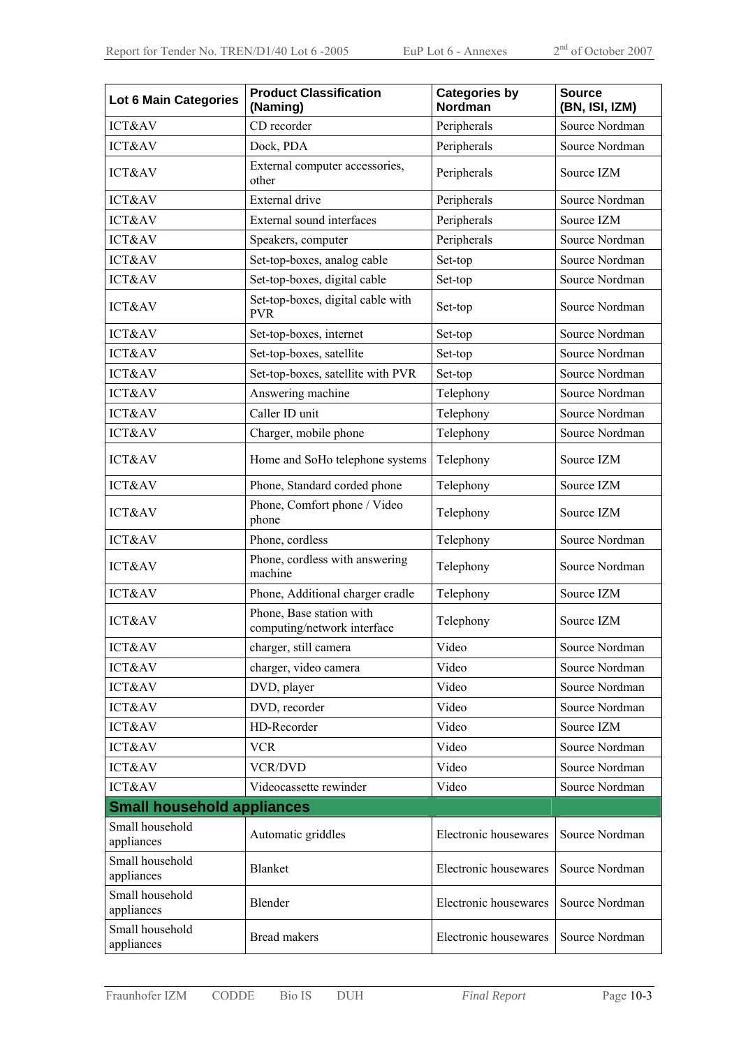| Lot 6 Main Categories | Product Classification (Naming) | Categories by Nordman | Source (BN, ISI, IZM) |
|---|---|---|---|
| ICT&AV | CD recorder | Peripherals | Source Nordman |
| ICT&AV | Dock, PDA | Peripherals | Source Nordman |
| ICT&AV | External computer accessories, other | Peripherals | Source IZM |
| ICT&AV | External drive | Peripherals | Source Nordman |
| ICT&AV | External sound interfaces | Peripherals | Source IZM |
| ICT&AV | Speakers, computer | Peripherals | Source Nordman |
| ICT&AV | Set-top-boxes, analog cable | Set-top | Source Nordman |
| ICT&AV | Set-top-boxes, digital cable | Set-top | Source Nordman |
| ICT&AV | Set-top-boxes, digital cable with PVR | Set-top | Source Nordman |
| ICT&AV | Set-top-boxes, internet | Set-top | Source Nordman |
| ICT&AV | Set-top-boxes, satellite | Set-top | Source Nordman |
| ICT&AV | Set-top-boxes, satellite with PVR | Set-top | Source Nordman |
| ICT&AV | Answering machine | Telephony | Source Nordman |
| ICT&AV | Caller ID unit | Telephony | Source Nordman |
| ICT&AV | Charger, mobile phone | Telephony | Source Nordman |
| ICT&AV | Home and SoHo telephone systems | Telephony | Source IZM |
| ICT&AV | Phone, Standard corded phone | Telephony | Source IZM |
| ICT&AV | Phone, Comfort phone / Video phone | Telephony | Source IZM |
| ICT&AV | Phone, cordless | Telephony | Source Nordman |
| ICT&AV | Phone, cordless with answering machine | Telephony | Source Nordman |
| ICT&AV | Phone, Additional charger cradle | Telephony | Source IZM |
| ICT&AV | Phone, Base station with computing/network interface | Telephony | Source IZM |
| ICT&AV | charger, still camera | Video | Source Nordman |
| ICT&AV | charger, video camera | Video | Source Nordman |
| ICT&AV | DVD, player | Video | Source Nordman |
| ICT&AV | DVD, recorder | Video | Source Nordman |
| ICT&AV | HD-Recorder | Video | Source IZM |
| ICT&AV | VCR | Video | Source Nordman |
| ICT&AV | VCR/DVD | Video | Source Nordman |
| ICT&AV | Videocassette rewinder | Video | Source Nordman |
| **Small household appliances** | | | |
| Small household appliances | Automatic griddles | Electronic housewares | Source Nordman |
| Small household appliances | Blanket | Electronic housewares | Source Nordman |
| Small household appliances | Blender | Electronic housewares | Source Nordman |
| Small household appliances | Bread makers | Electronic housewares | Source Nordman |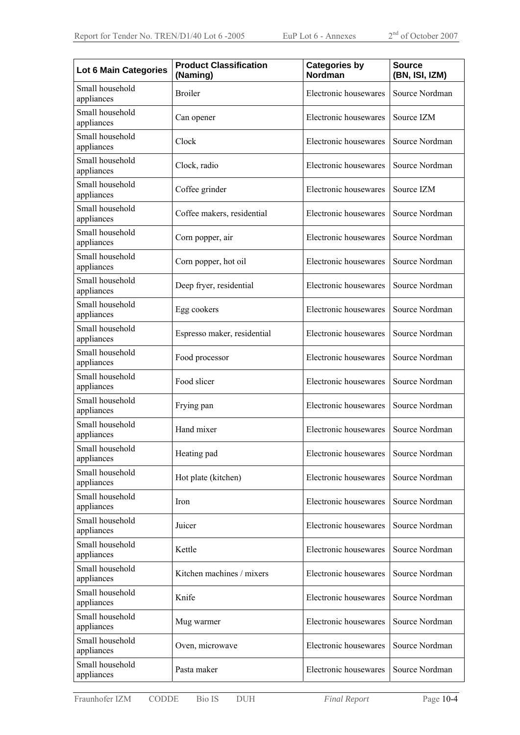| Lot 6 Main Categories | Product Classification (Naming) | Categories by Nordman | Source (BN, ISI, IZM) |
|---|---|---|---|
| Small household appliances | Broiler | Electronic housewares | Source Nordman |
| Small household appliances | Can opener | Electronic housewares | Source IZM |
| Small household appliances | Clock | Electronic housewares | Source Nordman |
| Small household appliances | Clock, radio | Electronic housewares | Source Nordman |
| Small household appliances | Coffee grinder | Electronic housewares | Source IZM |
| Small household appliances | Coffee makers, residential | Electronic housewares | Source Nordman |
| Small household appliances | Corn popper, air | Electronic housewares | Source Nordman |
| Small household appliances | Corn popper, hot oil | Electronic housewares | Source Nordman |
| Small household appliances | Deep fryer, residential | Electronic housewares | Source Nordman |
| Small household appliances | Egg cookers | Electronic housewares | Source Nordman |
| Small household appliances | Espresso maker, residential | Electronic housewares | Source Nordman |
| Small household appliances | Food processor | Electronic housewares | Source Nordman |
| Small household appliances | Food slicer | Electronic housewares | Source Nordman |
| Small household appliances | Frying pan | Electronic housewares | Source Nordman |
| Small household appliances | Hand mixer | Electronic housewares | Source Nordman |
| Small household appliances | Heating pad | Electronic housewares | Source Nordman |
| Small household appliances | Hot plate (kitchen) | Electronic housewares | Source Nordman |
| Small household appliances | Iron | Electronic housewares | Source Nordman |
| Small household appliances | Juicer | Electronic housewares | Source Nordman |
| Small household appliances | Kettle | Electronic housewares | Source Nordman |
| Small household appliances | Kitchen machines / mixers | Electronic housewares | Source Nordman |
| Small household appliances | Knife | Electronic housewares | Source Nordman |
| Small household appliances | Mug warmer | Electronic housewares | Source Nordman |
| Small household appliances | Oven, microwave | Electronic housewares | Source Nordman |
| Small household appliances | Pasta maker | Electronic housewares | Source Nordman |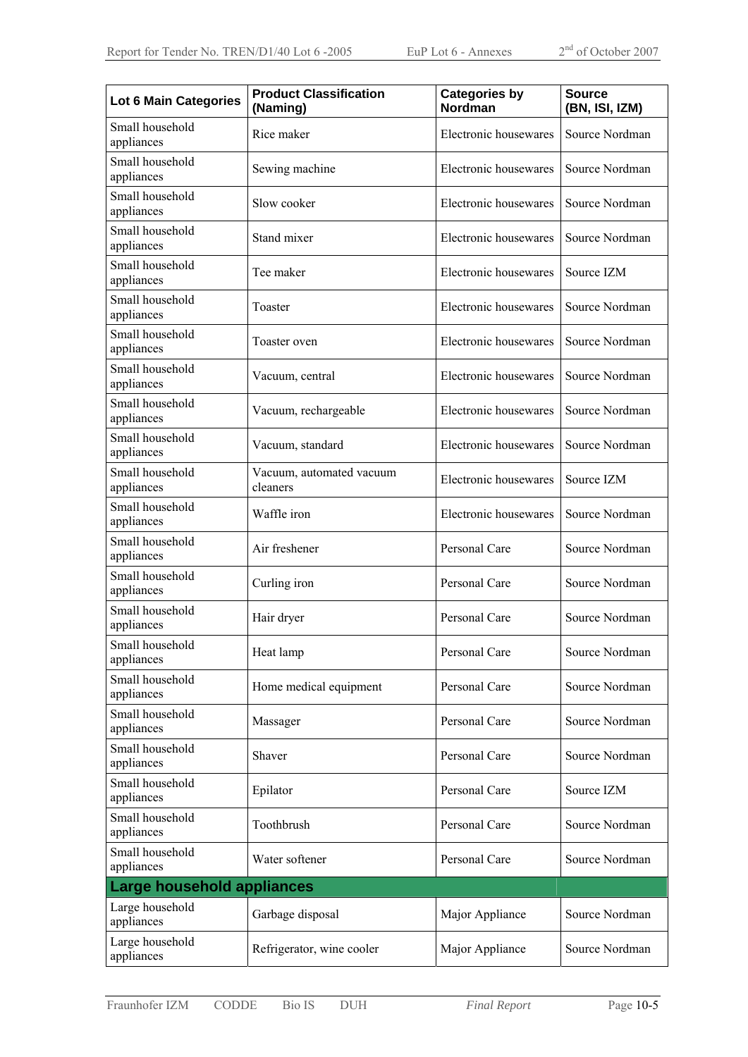| Lot 6 Main Categories | Product Classification (Naming) | Categories by Nordman | Source (BN, ISI, IZM) |
|---|---|---|---|
| Small household appliances | Rice maker | Electronic housewares | Source Nordman |
| Small household appliances | Sewing machine | Electronic housewares | Source Nordman |
| Small household appliances | Slow cooker | Electronic housewares | Source Nordman |
| Small household appliances | Stand mixer | Electronic housewares | Source Nordman |
| Small household appliances | Tee maker | Electronic housewares | Source IZM |
| Small household appliances | Toaster | Electronic housewares | Source Nordman |
| Small household appliances | Toaster oven | Electronic housewares | Source Nordman |
| Small household appliances | Vacuum, central | Electronic housewares | Source Nordman |
| Small household appliances | Vacuum, rechargeable | Electronic housewares | Source Nordman |
| Small household appliances | Vacuum, standard | Electronic housewares | Source Nordman |
| Small household appliances | Vacuum, automated vacuum cleaners | Electronic housewares | Source IZM |
| Small household appliances | Waffle iron | Electronic housewares | Source Nordman |
| Small household appliances | Air freshener | Personal Care | Source Nordman |
| Small household appliances | Curling iron | Personal Care | Source Nordman |
| Small household appliances | Hair dryer | Personal Care | Source Nordman |
| Small household appliances | Heat lamp | Personal Care | Source Nordman |
| Small household appliances | Home medical equipment | Personal Care | Source Nordman |
| Small household appliances | Massager | Personal Care | Source Nordman |
| Small household appliances | Shaver | Personal Care | Source Nordman |
| Small household appliances | Epilator | Personal Care | Source IZM |
| Small household appliances | Toothbrush | Personal Care | Source Nordman |
| Small household appliances | Water softener | Personal Care | Source Nordman |
| **Large household appliances** | | | |
| Large household appliances | Garbage disposal | Major Appliance | Source Nordman |
| Large household appliances | Refrigerator, wine cooler | Major Appliance | Source Nordman |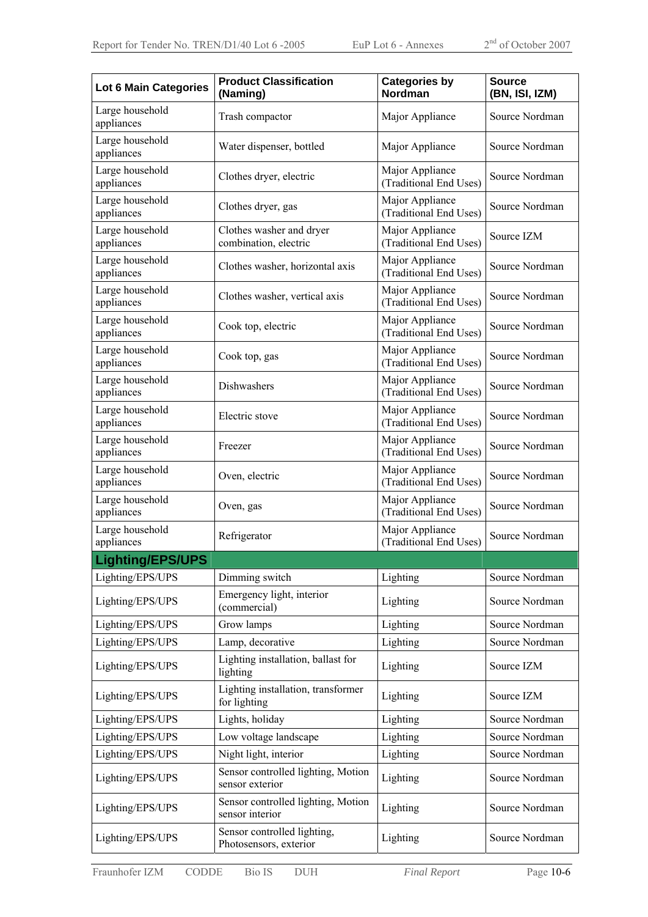| Lot 6 Main Categories | Product Classification (Naming) | Categories by Nordman | Source (BN, ISI, IZM) |
|---|---|---|---|
| Large household appliances | Trash compactor | Major Appliance | Source Nordman |
| Large household appliances | Water dispenser, bottled | Major Appliance | Source Nordman |
| Large household appliances | Clothes dryer, electric | Major Appliance (Traditional End Uses) | Source Nordman |
| Large household appliances | Clothes dryer, gas | Major Appliance (Traditional End Uses) | Source Nordman |
| Large household appliances | Clothes washer and dryer combination, electric | Major Appliance (Traditional End Uses) | Source IZM |
| Large household appliances | Clothes washer, horizontal axis | Major Appliance (Traditional End Uses) | Source Nordman |
| Large household appliances | Clothes washer, vertical axis | Major Appliance (Traditional End Uses) | Source Nordman |
| Large household appliances | Cook top, electric | Major Appliance (Traditional End Uses) | Source Nordman |
| Large household appliances | Cook top, gas | Major Appliance (Traditional End Uses) | Source Nordman |
| Large household appliances | Dishwashers | Major Appliance (Traditional End Uses) | Source Nordman |
| Large household appliances | Electric stove | Major Appliance (Traditional End Uses) | Source Nordman |
| Large household appliances | Freezer | Major Appliance (Traditional End Uses) | Source Nordman |
| Large household appliances | Oven, electric | Major Appliance (Traditional End Uses) | Source Nordman |
| Large household appliances | Oven, gas | Major Appliance (Traditional End Uses) | Source Nordman |
| Large household appliances | Refrigerator | Major Appliance (Traditional End Uses) | Source Nordman |
| **Lighting/EPS/UPS** | | | |
| Lighting/EPS/UPS | Dimming switch | Lighting | Source Nordman |
| Lighting/EPS/UPS | Emergency light, interior (commercial) | Lighting | Source Nordman |
| Lighting/EPS/UPS | Grow lamps | Lighting | Source Nordman |
| Lighting/EPS/UPS | Lamp, decorative | Lighting | Source Nordman |
| Lighting/EPS/UPS | Lighting installation, ballast for lighting | Lighting | Source IZM |
| Lighting/EPS/UPS | Lighting installation, transformer for lighting | Lighting | Source IZM |
| Lighting/EPS/UPS | Lights, holiday | Lighting | Source Nordman |
| Lighting/EPS/UPS | Low voltage landscape | Lighting | Source Nordman |
| Lighting/EPS/UPS | Night light, interior | Lighting | Source Nordman |
| Lighting/EPS/UPS | Sensor controlled lighting, Motion sensor exterior | Lighting | Source Nordman |
| Lighting/EPS/UPS | Sensor controlled lighting, Motion sensor interior | Lighting | Source Nordman |
| Lighting/EPS/UPS | Sensor controlled lighting, Photosensors, exterior | Lighting | Source Nordman |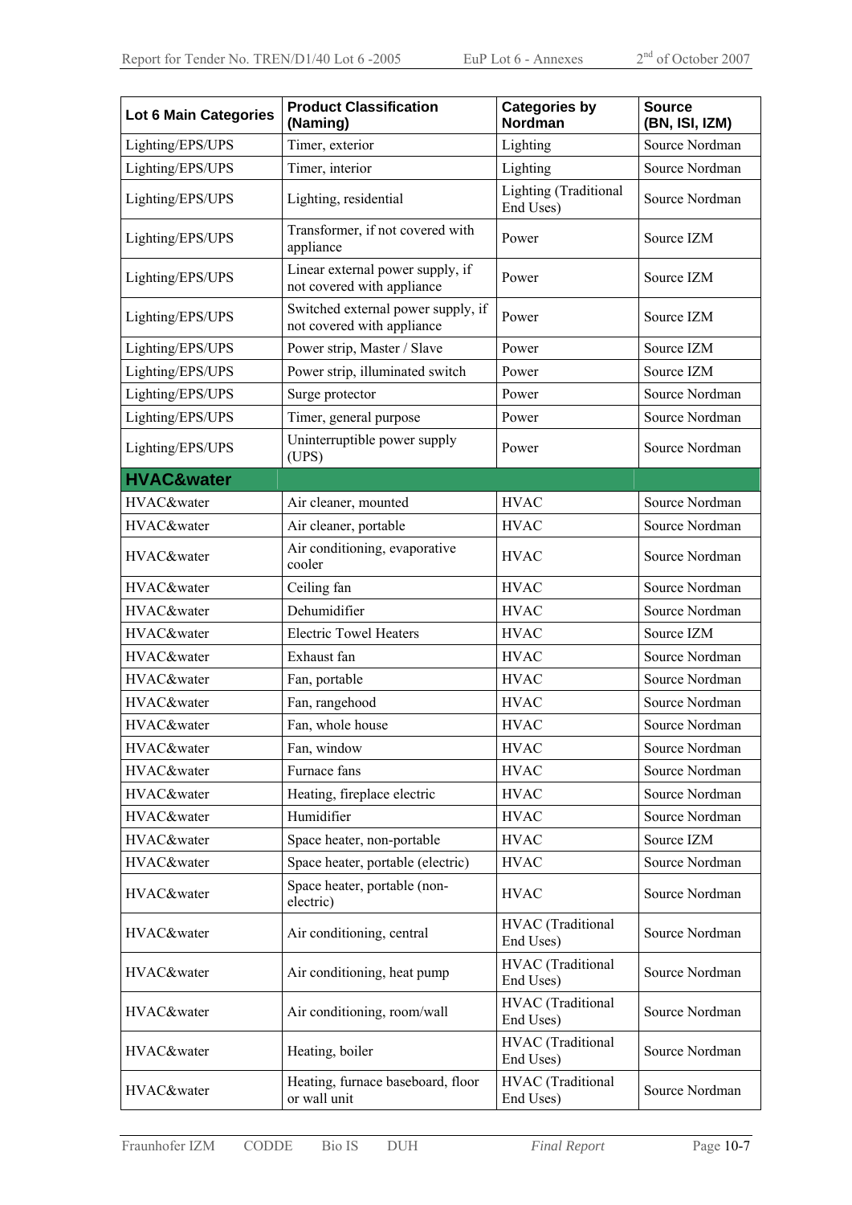| Lot 6 Main Categories | Product Classification (Naming) | Categories by Nordman | Source (BN, ISI, IZM) |
|---|---|---|---|
| Lighting/EPS/UPS | Timer, exterior | Lighting | Source Nordman |
| Lighting/EPS/UPS | Timer, interior | Lighting | Source Nordman |
| Lighting/EPS/UPS | Lighting, residential | Lighting (Traditional End Uses) | Source Nordman |
| Lighting/EPS/UPS | Transformer, if not covered with appliance | Power | Source IZM |
| Lighting/EPS/UPS | Linear external power supply, if not covered with appliance | Power | Source IZM |
| Lighting/EPS/UPS | Switched external power supply, if not covered with appliance | Power | Source IZM |
| Lighting/EPS/UPS | Power strip, Master / Slave | Power | Source IZM |
| Lighting/EPS/UPS | Power strip, illuminated switch | Power | Source IZM |
| Lighting/EPS/UPS | Surge protector | Power | Source Nordman |
| Lighting/EPS/UPS | Timer, general purpose | Power | Source Nordman |
| Lighting/EPS/UPS | Uninterruptible power supply (UPS) | Power | Source Nordman |
| **HVAC&water** | | | |
| HVAC&water | Air cleaner, mounted | HVAC | Source Nordman |
| HVAC&water | Air cleaner, portable | HVAC | Source Nordman |
| HVAC&water | Air conditioning, evaporative cooler | HVAC | Source Nordman |
| HVAC&water | Ceiling fan | HVAC | Source Nordman |
| HVAC&water | Dehumidifier | HVAC | Source Nordman |
| HVAC&water | Electric Towel Heaters | HVAC | Source IZM |
| HVAC&water | Exhaust fan | HVAC | Source Nordman |
| HVAC&water | Fan, portable | HVAC | Source Nordman |
| HVAC&water | Fan, rangehood | HVAC | Source Nordman |
| HVAC&water | Fan, whole house | HVAC | Source Nordman |
| HVAC&water | Fan, window | HVAC | Source Nordman |
| HVAC&water | Furnace fans | HVAC | Source Nordman |
| HVAC&water | Heating, fireplace electric | HVAC | Source Nordman |
| HVAC&water | Humidifier | HVAC | Source Nordman |
| HVAC&water | Space heater, non-portable | HVAC | Source IZM |
| HVAC&water | Space heater, portable (electric) | HVAC | Source Nordman |
| HVAC&water | Space heater, portable (non-electric) | HVAC | Source Nordman |
| HVAC&water | Air conditioning, central | HVAC (Traditional End Uses) | Source Nordman |
| HVAC&water | Air conditioning, heat pump | HVAC (Traditional End Uses) | Source Nordman |
| HVAC&water | Air conditioning, room/wall | HVAC (Traditional End Uses) | Source Nordman |
| HVAC&water | Heating, boiler | HVAC (Traditional End Uses) | Source Nordman |
| HVAC&water | Heating, furnace baseboard, floor or wall unit | HVAC (Traditional End Uses) | Source Nordman |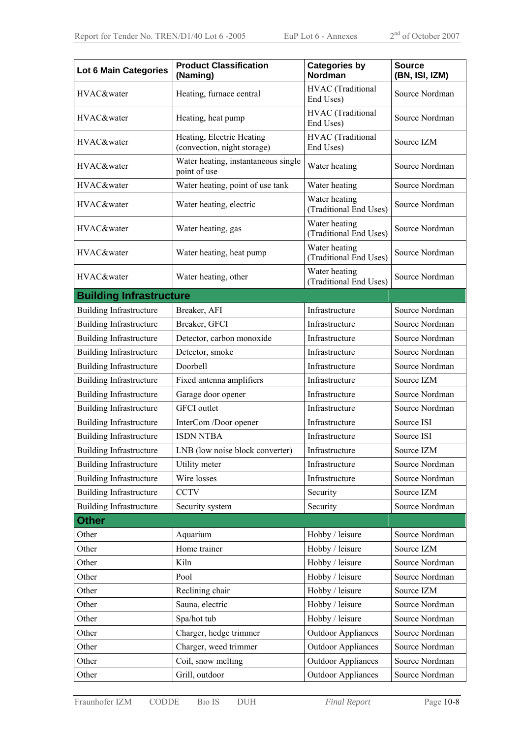| Lot 6 Main Categories | Product Classification (Naming) | Categories by Nordman | Source (BN, ISI, IZM) |
|---|---|---|---|
| HVAC&water | Heating, furnace central | HVAC (Traditional End Uses) | Source Nordman |
| HVAC&water | Heating, heat pump | HVAC (Traditional End Uses) | Source Nordman |
| HVAC&water | Heating, Electric Heating (convection, night storage) | HVAC (Traditional End Uses) | Source IZM |
| HVAC&water | Water heating, instantaneous single point of use | Water heating | Source Nordman |
| HVAC&water | Water heating, point of use tank | Water heating | Source Nordman |
| HVAC&water | Water heating, electric | Water heating (Traditional End Uses) | Source Nordman |
| HVAC&water | Water heating, gas | Water heating (Traditional End Uses) | Source Nordman |
| HVAC&water | Water heating, heat pump | Water heating (Traditional End Uses) | Source Nordman |
| HVAC&water | Water heating, other | Water heating (Traditional End Uses) | Source Nordman |
| **Building Infrastructure** | | | |
| Building Infrastructure | Breaker, AFI | Infrastructure | Source Nordman |
| Building Infrastructure | Breaker, GFCI | Infrastructure | Source Nordman |
| Building Infrastructure | Detector, carbon monoxide | Infrastructure | Source Nordman |
| Building Infrastructure | Detector, smoke | Infrastructure | Source Nordman |
| Building Infrastructure | Doorbell | Infrastructure | Source Nordman |
| Building Infrastructure | Fixed antenna amplifiers | Infrastructure | Source IZM |
| Building Infrastructure | Garage door opener | Infrastructure | Source Nordman |
| Building Infrastructure | GFCI outlet | Infrastructure | Source Nordman |
| Building Infrastructure | InterCom /Door opener | Infrastructure | Source ISI |
| Building Infrastructure | ISDN NTBA | Infrastructure | Source ISI |
| Building Infrastructure | LNB (low noise block converter) | Infrastructure | Source IZM |
| Building Infrastructure | Utility meter | Infrastructure | Source Nordman |
| Building Infrastructure | Wire losses | Infrastructure | Source Nordman |
| Building Infrastructure | CCTV | Security | Source IZM |
| Building Infrastructure | Security system | Security | Source Nordman |
| **Other** | | | |
| Other | Aquarium | Hobby / leisure | Source Nordman |
| Other | Home trainer | Hobby / leisure | Source IZM |
| Other | Kiln | Hobby / leisure | Source Nordman |
| Other | Pool | Hobby / leisure | Source Nordman |
| Other | Reclining chair | Hobby / leisure | Source IZM |
| Other | Sauna, electric | Hobby / leisure | Source Nordman |
| Other | Spa/hot tub | Hobby / leisure | Source Nordman |
| Other | Charger, hedge trimmer | Outdoor Appliances | Source Nordman |
| Other | Charger, weed trimmer | Outdoor Appliances | Source Nordman |
| Other | Coil, snow melting | Outdoor Appliances | Source Nordman |
| Other | Grill, outdoor | Outdoor Appliances | Source Nordman |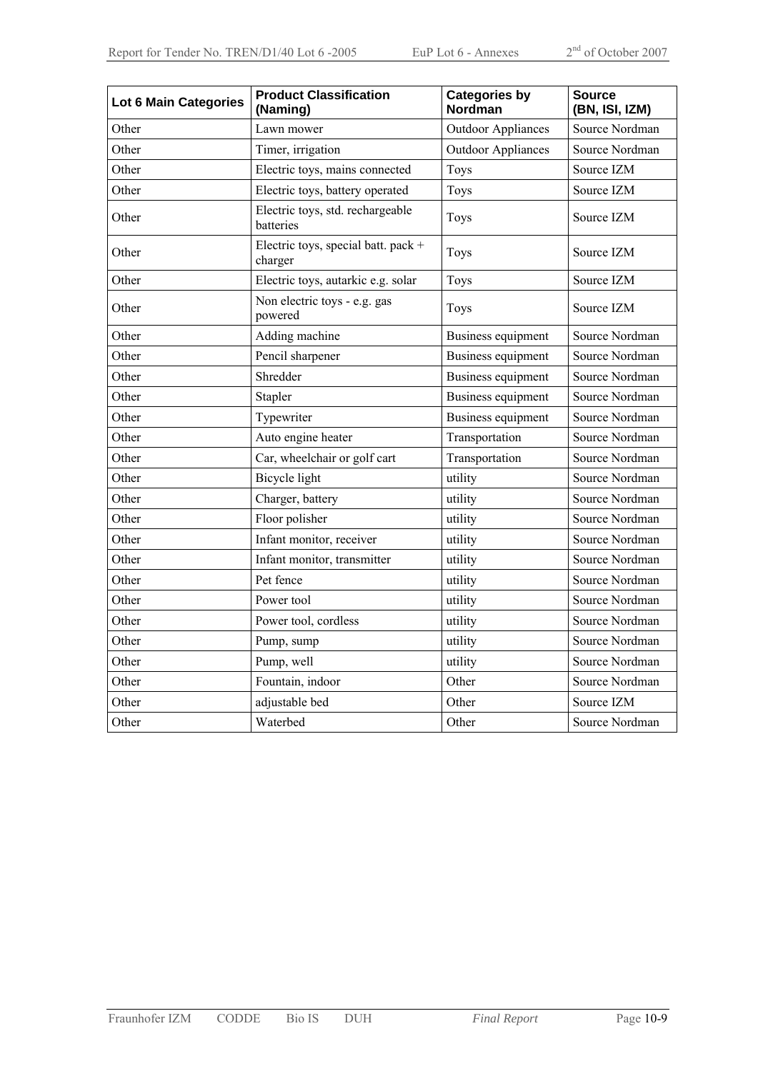| Lot 6 Main Categories | Product Classification (Naming) | Categories by Nordman | Source (BN, ISI, IZM) |
|---|---|---|---|
| Other | Lawn mower | Outdoor Appliances | Source Nordman |
| Other | Timer, irrigation | Outdoor Appliances | Source Nordman |
| Other | Electric toys, mains connected | Toys | Source IZM |
| Other | Electric toys, battery operated | Toys | Source IZM |
| Other | Electric toys, std. rechargeable batteries | Toys | Source IZM |
| Other | Electric toys, special batt. pack + charger | Toys | Source IZM |
| Other | Electric toys, autarkic e.g. solar | Toys | Source IZM |
| Other | Non electric toys - e.g. gas powered | Toys | Source IZM |
| Other | Adding machine | Business equipment | Source Nordman |
| Other | Pencil sharpener | Business equipment | Source Nordman |
| Other | Shredder | Business equipment | Source Nordman |
| Other | Stapler | Business equipment | Source Nordman |
| Other | Typewriter | Business equipment | Source Nordman |
| Other | Auto engine heater | Transportation | Source Nordman |
| Other | Car, wheelchair or golf cart | Transportation | Source Nordman |
| Other | Bicycle light | utility | Source Nordman |
| Other | Charger, battery | utility | Source Nordman |
| Other | Floor polisher | utility | Source Nordman |
| Other | Infant monitor, receiver | utility | Source Nordman |
| Other | Infant monitor, transmitter | utility | Source Nordman |
| Other | Pet fence | utility | Source Nordman |
| Other | Power tool | utility | Source Nordman |
| Other | Power tool, cordless | utility | Source Nordman |
| Other | Pump, sump | utility | Source Nordman |
| Other | Pump, well | utility | Source Nordman |
| Other | Fountain, indoor | Other | Source Nordman |
| Other | adjustable bed | Other | Source IZM |
| Other | Waterbed | Other | Source Nordman |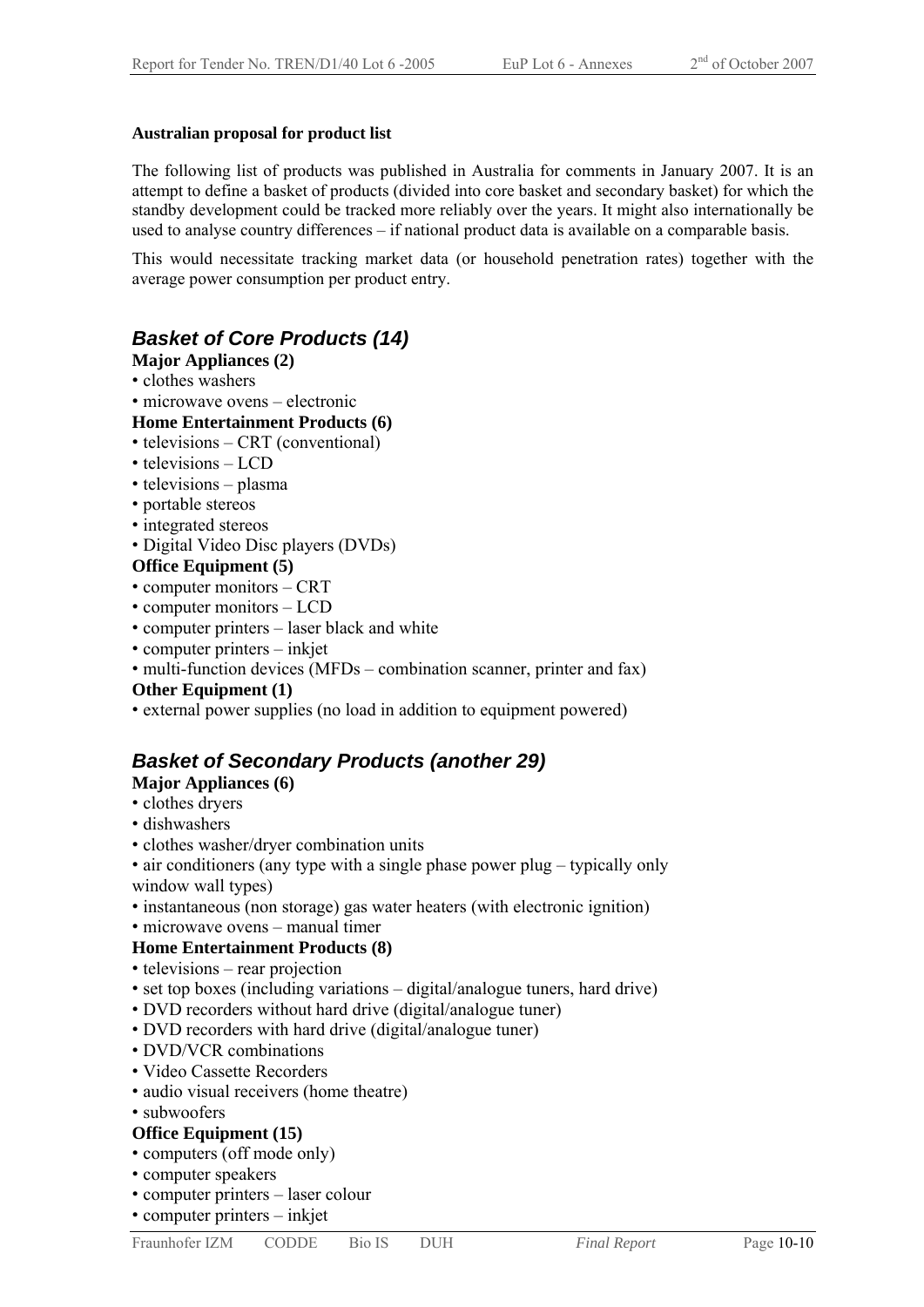**Australian proposal for product list**

The following list of products was published in Australia for comments in January 2007. It is an attempt to define a basket of products (divided into core basket and secondary basket) for which the standby development could be tracked more reliably over the years. It might also internationally be used to analyse country differences – if national product data is available on a comparable basis.

This would necessitate tracking market data (or household penetration rates) together with the average power consumption per product entry.

## *Basket of Core Products (14)*

**Major Appliances (2)**

- clothes washers
- microwave ovens – electronic

**Home Entertainment Products (6)**

- televisions – CRT (conventional)
- televisions – LCD
- televisions – plasma
- portable stereos
- integrated stereos
- Digital Video Disc players (DVDs)

**Office Equipment (5)**

- computer monitors – CRT
- computer monitors – LCD
- computer printers – laser black and white
- computer printers – inkjet
- multi-function devices (MFDs – combination scanner, printer and fax)

**Other Equipment (1)**

- external power supplies (no load in addition to equipment powered)

## *Basket of Secondary Products (another 29)*

**Major Appliances (6)**

- clothes dryers
- dishwashers
- clothes washer/dryer combination units
- air conditioners (any type with a single phase power plug – typically only window wall types)
- instantaneous (non storage) gas water heaters (with electronic ignition)
- microwave ovens – manual timer

**Home Entertainment Products (8)**

- televisions – rear projection
- set top boxes (including variations – digital/analogue tuners, hard drive)
- DVD recorders without hard drive (digital/analogue tuner)
- DVD recorders with hard drive (digital/analogue tuner)
- DVD/VCR combinations
- Video Cassette Recorders
- audio visual receivers (home theatre)
- subwoofers

**Office Equipment (15)**

- computers (off mode only)
- computer speakers
- computer printers – laser colour
- computer printers – inkjet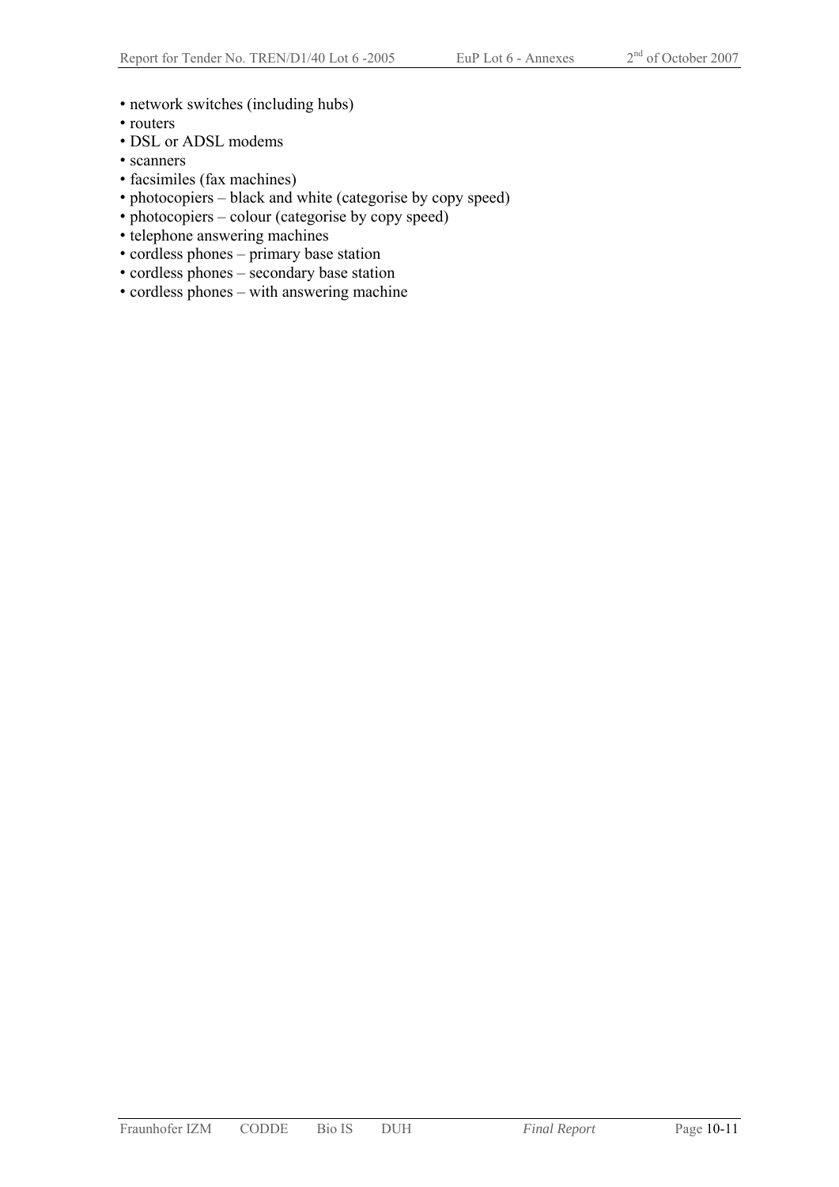- network switches (including hubs)
- routers
- DSL or ADSL modems
- scanners
- facsimiles (fax machines)
- photocopiers – black and white (categorise by copy speed)
- photocopiers – colour (categorise by copy speed)
- telephone answering machines
- cordless phones – primary base station
- cordless phones – secondary base station
- cordless phones – with answering machine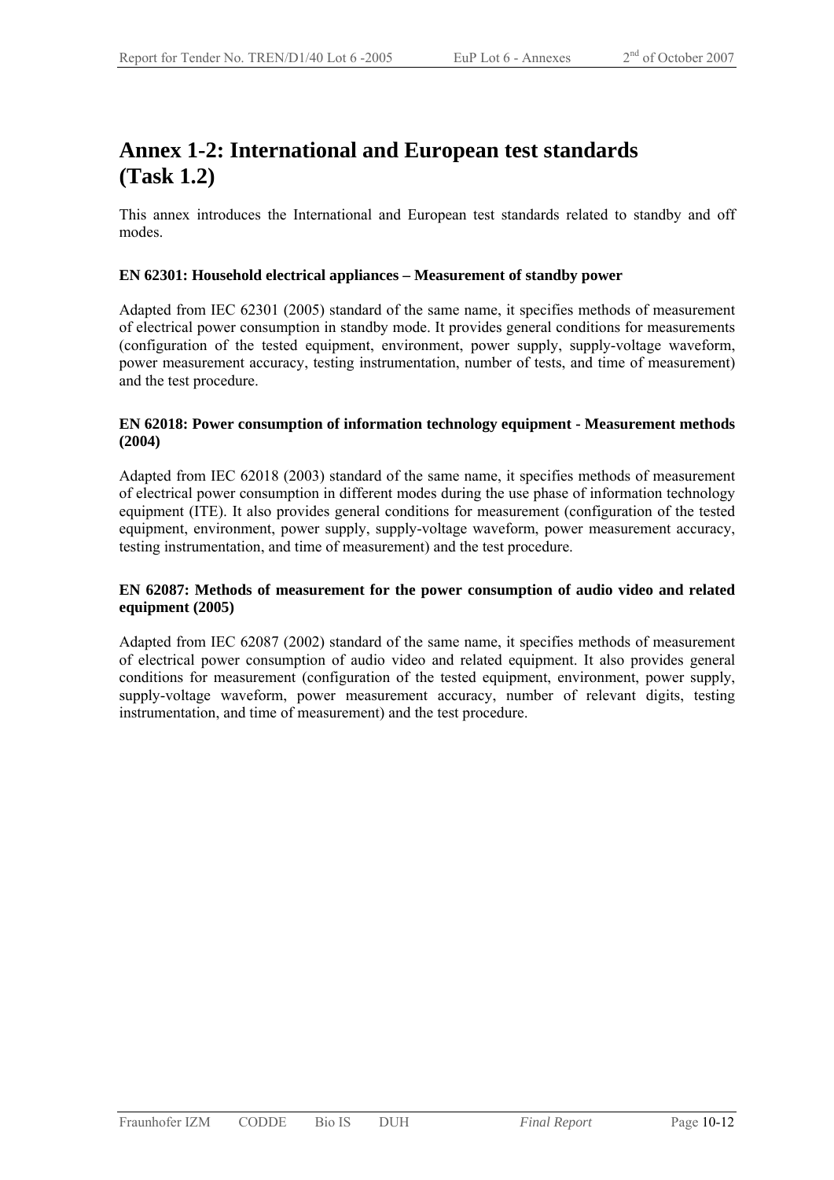# Annex 1-2: International and European test standards (Task 1.2)

This annex introduces the International and European test standards related to standby and off modes.

**EN 62301: Household electrical appliances – Measurement of standby power**

Adapted from IEC 62301 (2005) standard of the same name, it specifies methods of measurement of electrical power consumption in standby mode. It provides general conditions for measurements (configuration of the tested equipment, environment, power supply, supply-voltage waveform, power measurement accuracy, testing instrumentation, number of tests, and time of measurement) and the test procedure.

**EN 62018: Power consumption of information technology equipment - Measurement methods (2004)**

Adapted from IEC 62018 (2003) standard of the same name, it specifies methods of measurement of electrical power consumption in different modes during the use phase of information technology equipment (ITE). It also provides general conditions for measurement (configuration of the tested equipment, environment, power supply, supply-voltage waveform, power measurement accuracy, testing instrumentation, and time of measurement) and the test procedure.

**EN 62087: Methods of measurement for the power consumption of audio video and related equipment (2005)**

Adapted from IEC 62087 (2002) standard of the same name, it specifies methods of measurement of electrical power consumption of audio video and related equipment. It also provides general conditions for measurement (configuration of the tested equipment, environment, power supply, supply-voltage waveform, power measurement accuracy, number of relevant digits, testing instrumentation, and time of measurement) and the test procedure.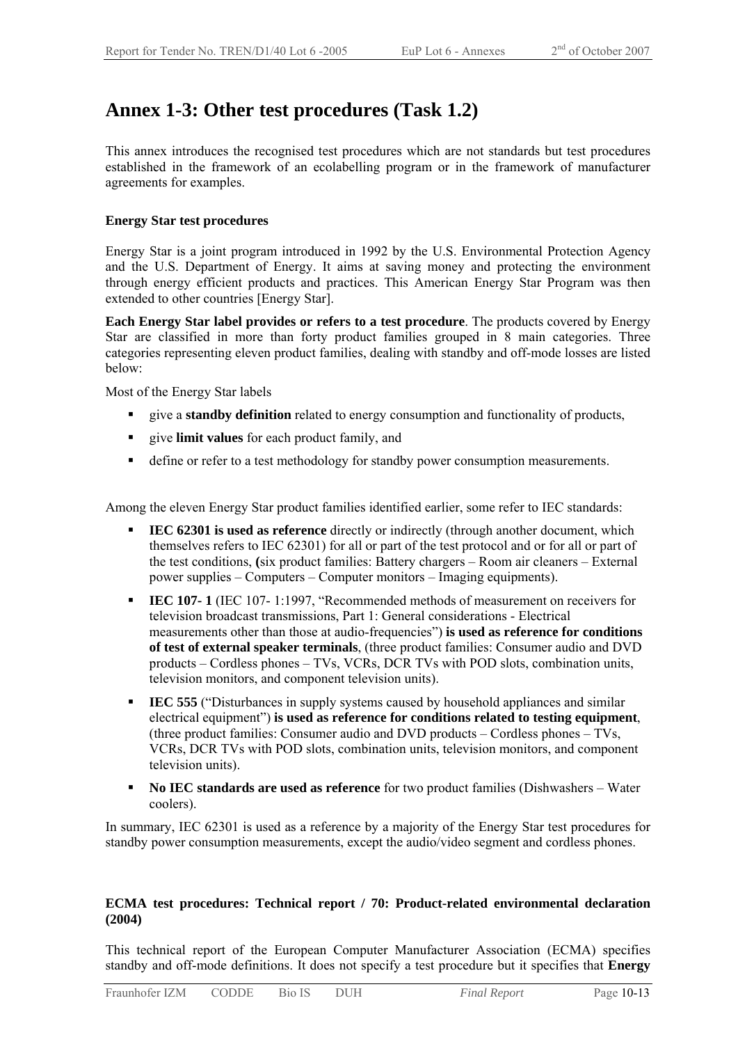# Annex 1-3: Other test procedures (Task 1.2)

This annex introduces the recognised test procedures which are not standards but test procedures established in the framework of an ecolabelling program or in the framework of manufacturer agreements for examples.

**Energy Star test procedures**

Energy Star is a joint program introduced in 1992 by the U.S. Environmental Protection Agency and the U.S. Department of Energy. It aims at saving money and protecting the environment through energy efficient products and practices. This American Energy Star Program was then extended to other countries [Energy Star].

**Each Energy Star label provides or refers to a test procedure**. The products covered by Energy Star are classified in more than forty product families grouped in 8 main categories. Three categories representing eleven product families, dealing with standby and off-mode losses are listed below:

Most of the Energy Star labels

- give a **standby definition** related to energy consumption and functionality of products,
- give **limit values** for each product family, and
- define or refer to a test methodology for standby power consumption measurements.

Among the eleven Energy Star product families identified earlier, some refer to IEC standards:

- **IEC 62301 is used as reference** directly or indirectly (through another document, which themselves refers to IEC 62301) for all or part of the test protocol and or for all or part of the test conditions, **(**six product families: Battery chargers – Room air cleaners – External power supplies – Computers – Computer monitors – Imaging equipments).
- **IEC 107- 1** (IEC 107- 1:1997, "Recommended methods of measurement on receivers for television broadcast transmissions, Part 1: General considerations - Electrical measurements other than those at audio-frequencies") **is used as reference for conditions of test of external speaker terminals**, (three product families: Consumer audio and DVD products – Cordless phones – TVs, VCRs, DCR TVs with POD slots, combination units, television monitors, and component television units).
- **IEC 555** ("Disturbances in supply systems caused by household appliances and similar electrical equipment") **is used as reference for conditions related to testing equipment**, (three product families: Consumer audio and DVD products – Cordless phones – TVs, VCRs, DCR TVs with POD slots, combination units, television monitors, and component television units).
- **No IEC standards are used as reference** for two product families (Dishwashers – Water coolers).

In summary, IEC 62301 is used as a reference by a majority of the Energy Star test procedures for standby power consumption measurements, except the audio/video segment and cordless phones.

**ECMA test procedures: Technical report / 70: Product-related environmental declaration (2004)**

This technical report of the European Computer Manufacturer Association (ECMA) specifies standby and off-mode definitions. It does not specify a test procedure but it specifies that **Energy**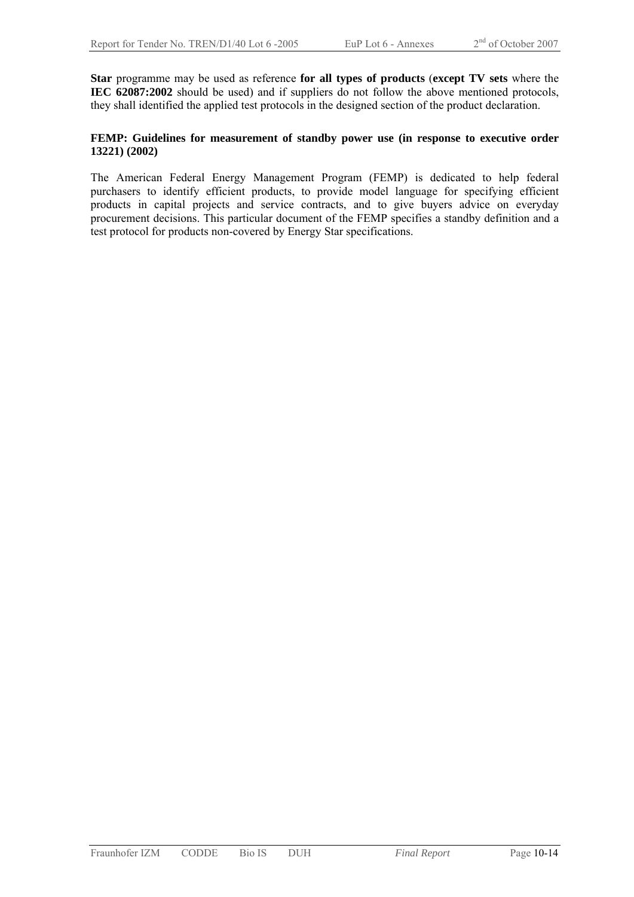**Star** programme may be used as reference **for all types of products** (**except TV sets** where the **IEC 62087:2002** should be used) and if suppliers do not follow the above mentioned protocols, they shall identified the applied test protocols in the designed section of the product declaration.

**FEMP: Guidelines for measurement of standby power use (in response to executive order 13221) (2002)**

The American Federal Energy Management Program (FEMP) is dedicated to help federal purchasers to identify efficient products, to provide model language for specifying efficient products in capital projects and service contracts, and to give buyers advice on everyday procurement decisions. This particular document of the FEMP specifies a standby definition and a test protocol for products non-covered by Energy Star specifications.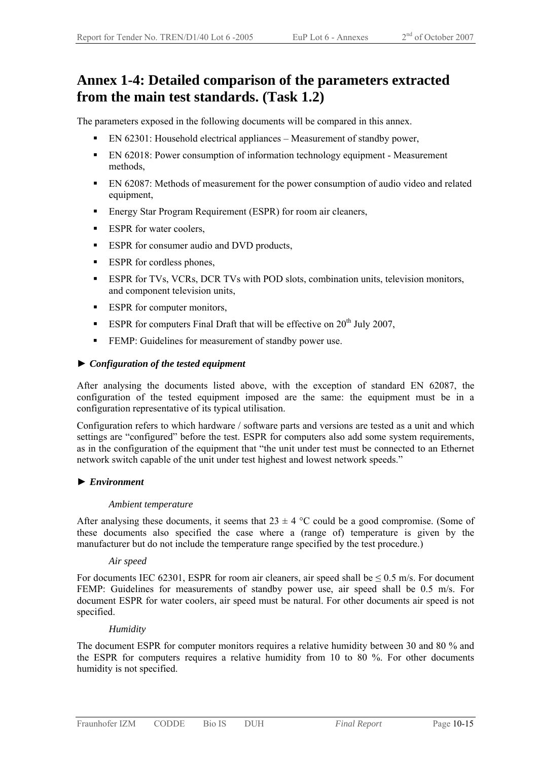# Annex 1-4: Detailed comparison of the parameters extracted from the main test standards. (Task 1.2)

The parameters exposed in the following documents will be compared in this annex.

- EN 62301: Household electrical appliances – Measurement of standby power,
- EN 62018: Power consumption of information technology equipment - Measurement methods,
- EN 62087: Methods of measurement for the power consumption of audio video and related equipment,
- Energy Star Program Requirement (ESPR) for room air cleaners,
- ESPR for water coolers,
- ESPR for consumer audio and DVD products,
- ESPR for cordless phones,
- ESPR for TVs, VCRs, DCR TVs with POD slots, combination units, television monitors, and component television units,
- ESPR for computer monitors,
- ESPR for computers Final Draft that will be effective on 20th July 2007,
- FEMP: Guidelines for measurement of standby power use.

► ***Configuration of the tested equipment***

After analysing the documents listed above, with the exception of standard EN 62087, the configuration of the tested equipment imposed are the same: the equipment must be in a configuration representative of its typical utilisation.

Configuration refers to which hardware / software parts and versions are tested as a unit and which settings are "configured" before the test. ESPR for computers also add some system requirements, as in the configuration of the equipment that "the unit under test must be connected to an Ethernet network switch capable of the unit under test highest and lowest network speeds."

► ***Environment***

*Ambient temperature*

After analysing these documents, it seems that 23 ± 4 °C could be a good compromise. (Some of these documents also specified the case where a (range of) temperature is given by the manufacturer but do not include the temperature range specified by the test procedure.)

*Air speed*

For documents IEC 62301, ESPR for room air cleaners, air speed shall be ≤ 0.5 m/s. For document FEMP: Guidelines for measurements of standby power use, air speed shall be 0.5 m/s. For document ESPR for water coolers, air speed must be natural. For other documents air speed is not specified.

*Humidity*

The document ESPR for computer monitors requires a relative humidity between 30 and 80 % and the ESPR for computers requires a relative humidity from 10 to 80 %. For other documents humidity is not specified.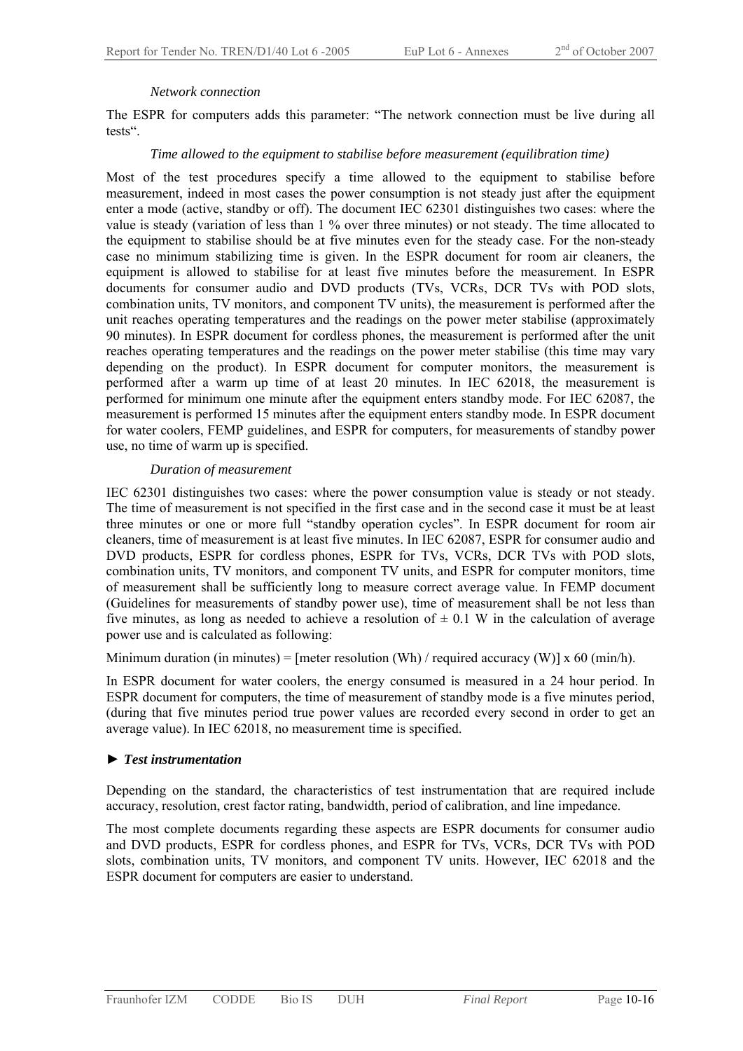*Network connection*

The ESPR for computers adds this parameter: "The network connection must be live during all tests".

*Time allowed to the equipment to stabilise before measurement (equilibration time)*

Most of the test procedures specify a time allowed to the equipment to stabilise before measurement, indeed in most cases the power consumption is not steady just after the equipment enter a mode (active, standby or off). The document IEC 62301 distinguishes two cases: where the value is steady (variation of less than 1 % over three minutes) or not steady. The time allocated to the equipment to stabilise should be at five minutes even for the steady case. For the non-steady case no minimum stabilizing time is given. In the ESPR document for room air cleaners, the equipment is allowed to stabilise for at least five minutes before the measurement. In ESPR documents for consumer audio and DVD products (TVs, VCRs, DCR TVs with POD slots, combination units, TV monitors, and component TV units), the measurement is performed after the unit reaches operating temperatures and the readings on the power meter stabilise (approximately 90 minutes). In ESPR document for cordless phones, the measurement is performed after the unit reaches operating temperatures and the readings on the power meter stabilise (this time may vary depending on the product). In ESPR document for computer monitors, the measurement is performed after a warm up time of at least 20 minutes. In IEC 62018, the measurement is performed for minimum one minute after the equipment enters standby mode. For IEC 62087, the measurement is performed 15 minutes after the equipment enters standby mode. In ESPR document for water coolers, FEMP guidelines, and ESPR for computers, for measurements of standby power use, no time of warm up is specified.

*Duration of measurement*

IEC 62301 distinguishes two cases: where the power consumption value is steady or not steady. The time of measurement is not specified in the first case and in the second case it must be at least three minutes or one or more full "standby operation cycles". In ESPR document for room air cleaners, time of measurement is at least five minutes. In IEC 62087, ESPR for consumer audio and DVD products, ESPR for cordless phones, ESPR for TVs, VCRs, DCR TVs with POD slots, combination units, TV monitors, and component TV units, and ESPR for computer monitors, time of measurement shall be sufficiently long to measure correct average value. In FEMP document (Guidelines for measurements of standby power use), time of measurement shall be not less than five minutes, as long as needed to achieve a resolution of $\pm$ 0.1 W in the calculation of average power use and is calculated as following:

Minimum duration (in minutes) = [meter resolution (Wh) / required accuracy (W)] x 60 (min/h).

In ESPR document for water coolers, the energy consumed is measured in a 24 hour period. In ESPR document for computers, the time of measurement of standby mode is a five minutes period, (during that five minutes period true power values are recorded every second in order to get an average value). In IEC 62018, no measurement time is specified.

► ***Test instrumentation***

Depending on the standard, the characteristics of test instrumentation that are required include accuracy, resolution, crest factor rating, bandwidth, period of calibration, and line impedance.

The most complete documents regarding these aspects are ESPR documents for consumer audio and DVD products, ESPR for cordless phones, and ESPR for TVs, VCRs, DCR TVs with POD slots, combination units, TV monitors, and component TV units. However, IEC 62018 and the ESPR document for computers are easier to understand.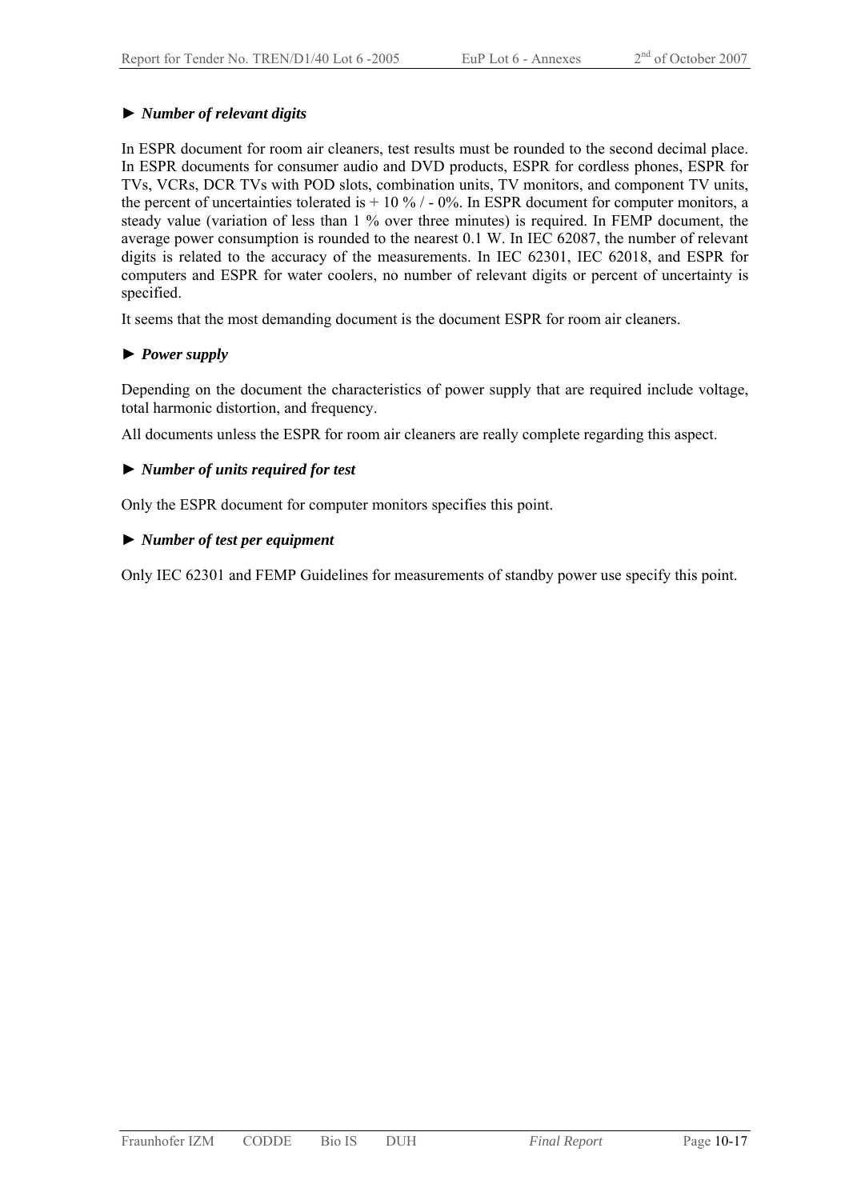### ► *Number of relevant digits*

In ESPR document for room air cleaners, test results must be rounded to the second decimal place. In ESPR documents for consumer audio and DVD products, ESPR for cordless phones, ESPR for TVs, VCRs, DCR TVs with POD slots, combination units, TV monitors, and component TV units, the percent of uncertainties tolerated is + 10 % / - 0%. In ESPR document for computer monitors, a steady value (variation of less than 1 % over three minutes) is required. In FEMP document, the average power consumption is rounded to the nearest 0.1 W. In IEC 62087, the number of relevant digits is related to the accuracy of the measurements. In IEC 62301, IEC 62018, and ESPR for computers and ESPR for water coolers, no number of relevant digits or percent of uncertainty is specified.

It seems that the most demanding document is the document ESPR for room air cleaners.

### ► *Power supply*

Depending on the document the characteristics of power supply that are required include voltage, total harmonic distortion, and frequency.

All documents unless the ESPR for room air cleaners are really complete regarding this aspect.

### ► *Number of units required for test*

Only the ESPR document for computer monitors specifies this point.

### ► *Number of test per equipment*

Only IEC 62301 and FEMP Guidelines for measurements of standby power use specify this point.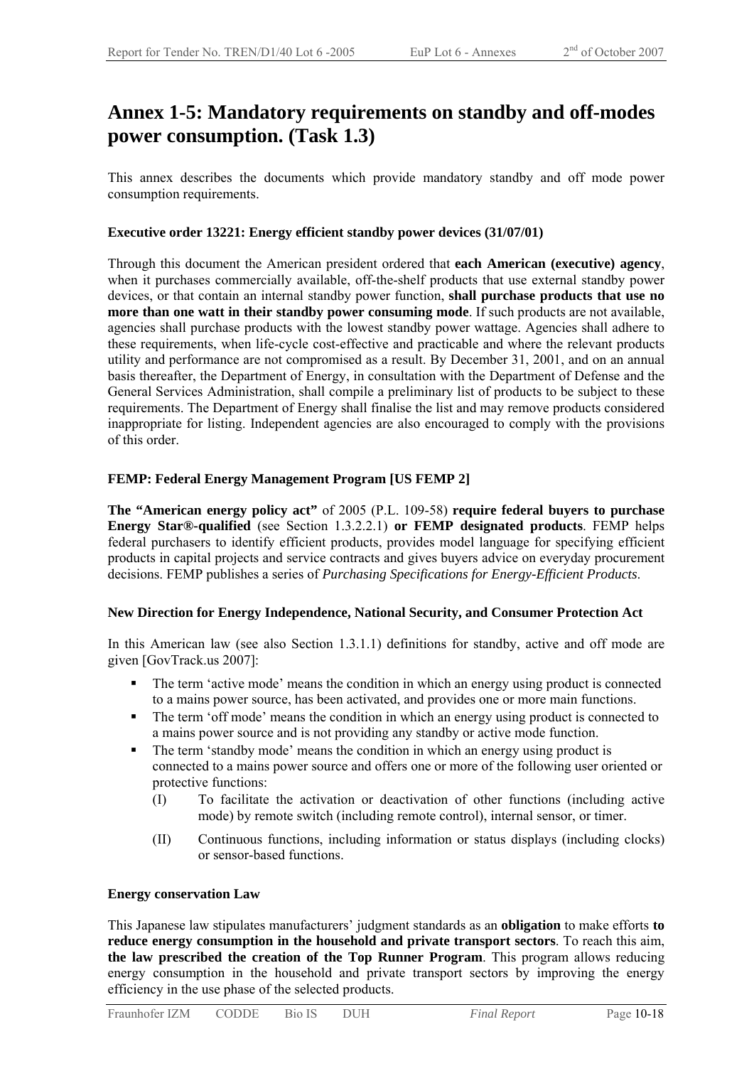# Annex 1-5: Mandatory requirements on standby and off-modes power consumption. (Task 1.3)

This annex describes the documents which provide mandatory standby and off mode power consumption requirements.

**Executive order 13221: Energy efficient standby power devices (31/07/01)**

Through this document the American president ordered that **each American (executive) agency**, when it purchases commercially available, off-the-shelf products that use external standby power devices, or that contain an internal standby power function, **shall purchase products that use no more than one watt in their standby power consuming mode**. If such products are not available, agencies shall purchase products with the lowest standby power wattage. Agencies shall adhere to these requirements, when life-cycle cost-effective and practicable and where the relevant products utility and performance are not compromised as a result. By December 31, 2001, and on an annual basis thereafter, the Department of Energy, in consultation with the Department of Defense and the General Services Administration, shall compile a preliminary list of products to be subject to these requirements. The Department of Energy shall finalise the list and may remove products considered inappropriate for listing. Independent agencies are also encouraged to comply with the provisions of this order.

**FEMP: Federal Energy Management Program [US FEMP 2]**

**The "American energy policy act"** of 2005 (P.L. 109-58) **require federal buyers to purchase Energy Star®-qualified** (see Section 1.3.2.2.1) **or FEMP designated products**. FEMP helps federal purchasers to identify efficient products, provides model language for specifying efficient products in capital projects and service contracts and gives buyers advice on everyday procurement decisions. FEMP publishes a series of *Purchasing Specifications for Energy-Efficient Products*.

**New Direction for Energy Independence, National Security, and Consumer Protection Act**

In this American law (see also Section 1.3.1.1) definitions for standby, active and off mode are given [GovTrack.us 2007]:

- The term 'active mode' means the condition in which an energy using product is connected to a mains power source, has been activated, and provides one or more main functions.
- The term 'off mode' means the condition in which an energy using product is connected to a mains power source and is not providing any standby or active mode function.
- The term 'standby mode' means the condition in which an energy using product is connected to a mains power source and offers one or more of the following user oriented or protective functions:
  - (I) To facilitate the activation or deactivation of other functions (including active mode) by remote switch (including remote control), internal sensor, or timer.
  - (II) Continuous functions, including information or status displays (including clocks) or sensor-based functions.

**Energy conservation Law**

This Japanese law stipulates manufacturers' judgment standards as an **obligation** to make efforts **to reduce energy consumption in the household and private transport sectors**. To reach this aim, **the law prescribed the creation of the Top Runner Program**. This program allows reducing energy consumption in the household and private transport sectors by improving the energy efficiency in the use phase of the selected products.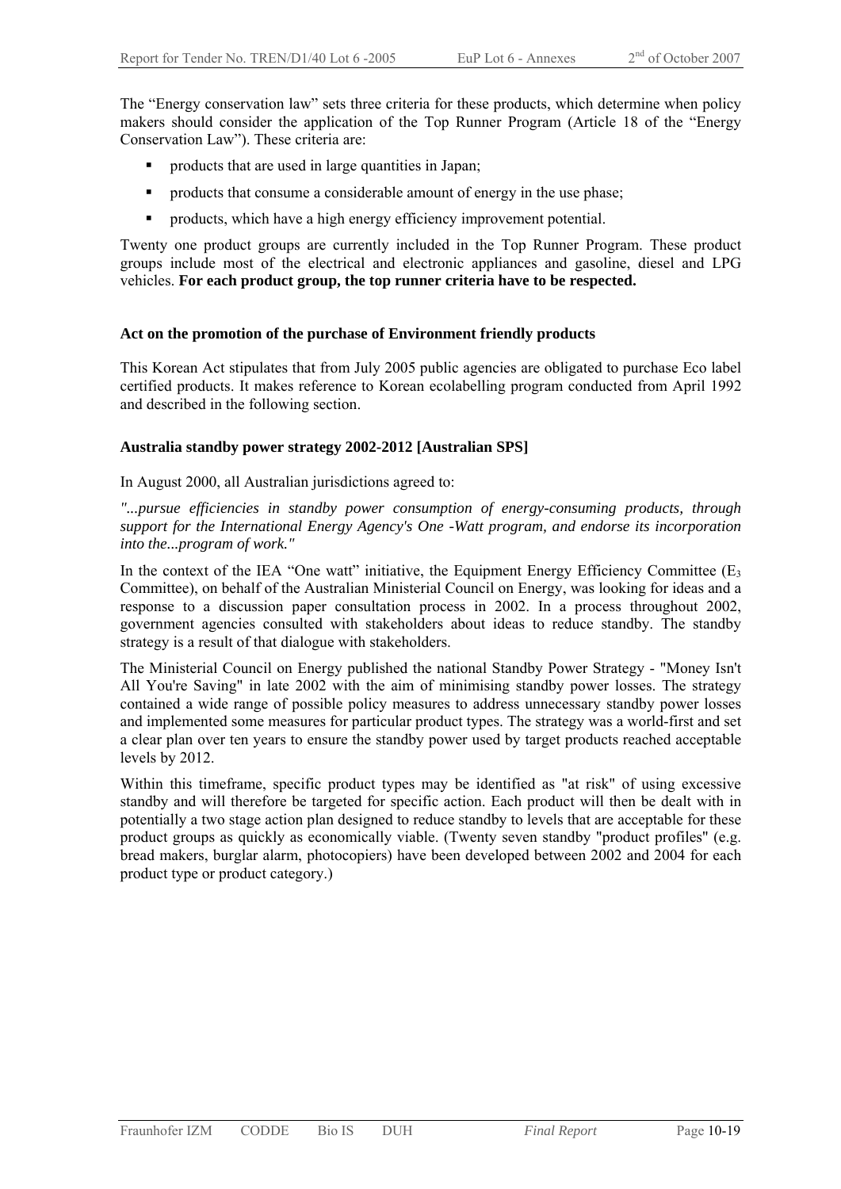The "Energy conservation law" sets three criteria for these products, which determine when policy makers should consider the application of the Top Runner Program (Article 18 of the "Energy Conservation Law"). These criteria are:

- products that are used in large quantities in Japan;
- products that consume a considerable amount of energy in the use phase;
- products, which have a high energy efficiency improvement potential.

Twenty one product groups are currently included in the Top Runner Program. These product groups include most of the electrical and electronic appliances and gasoline, diesel and LPG vehicles. **For each product group, the top runner criteria have to be respected.**

**Act on the promotion of the purchase of Environment friendly products**

This Korean Act stipulates that from July 2005 public agencies are obligated to purchase Eco label certified products. It makes reference to Korean ecolabelling program conducted from April 1992 and described in the following section.

**Australia standby power strategy 2002-2012 [Australian SPS]**

In August 2000, all Australian jurisdictions agreed to:

*"...pursue efficiencies in standby power consumption of energy-consuming products, through support for the International Energy Agency's One -Watt program, and endorse its incorporation into the...program of work."*

In the context of the IEA "One watt" initiative, the Equipment Energy Efficiency Committee ($E_3$ Committee), on behalf of the Australian Ministerial Council on Energy, was looking for ideas and a response to a discussion paper consultation process in 2002. In a process throughout 2002, government agencies consulted with stakeholders about ideas to reduce standby. The standby strategy is a result of that dialogue with stakeholders.

The Ministerial Council on Energy published the national Standby Power Strategy - "Money Isn't All You're Saving" in late 2002 with the aim of minimising standby power losses. The strategy contained a wide range of possible policy measures to address unnecessary standby power losses and implemented some measures for particular product types. The strategy was a world-first and set a clear plan over ten years to ensure the standby power used by target products reached acceptable levels by 2012.

Within this timeframe, specific product types may be identified as "at risk" of using excessive standby and will therefore be targeted for specific action. Each product will then be dealt with in potentially a two stage action plan designed to reduce standby to levels that are acceptable for these product groups as quickly as economically viable. (Twenty seven standby "product profiles" (e.g. bread makers, burglar alarm, photocopiers) have been developed between 2002 and 2004 for each product type or product category.)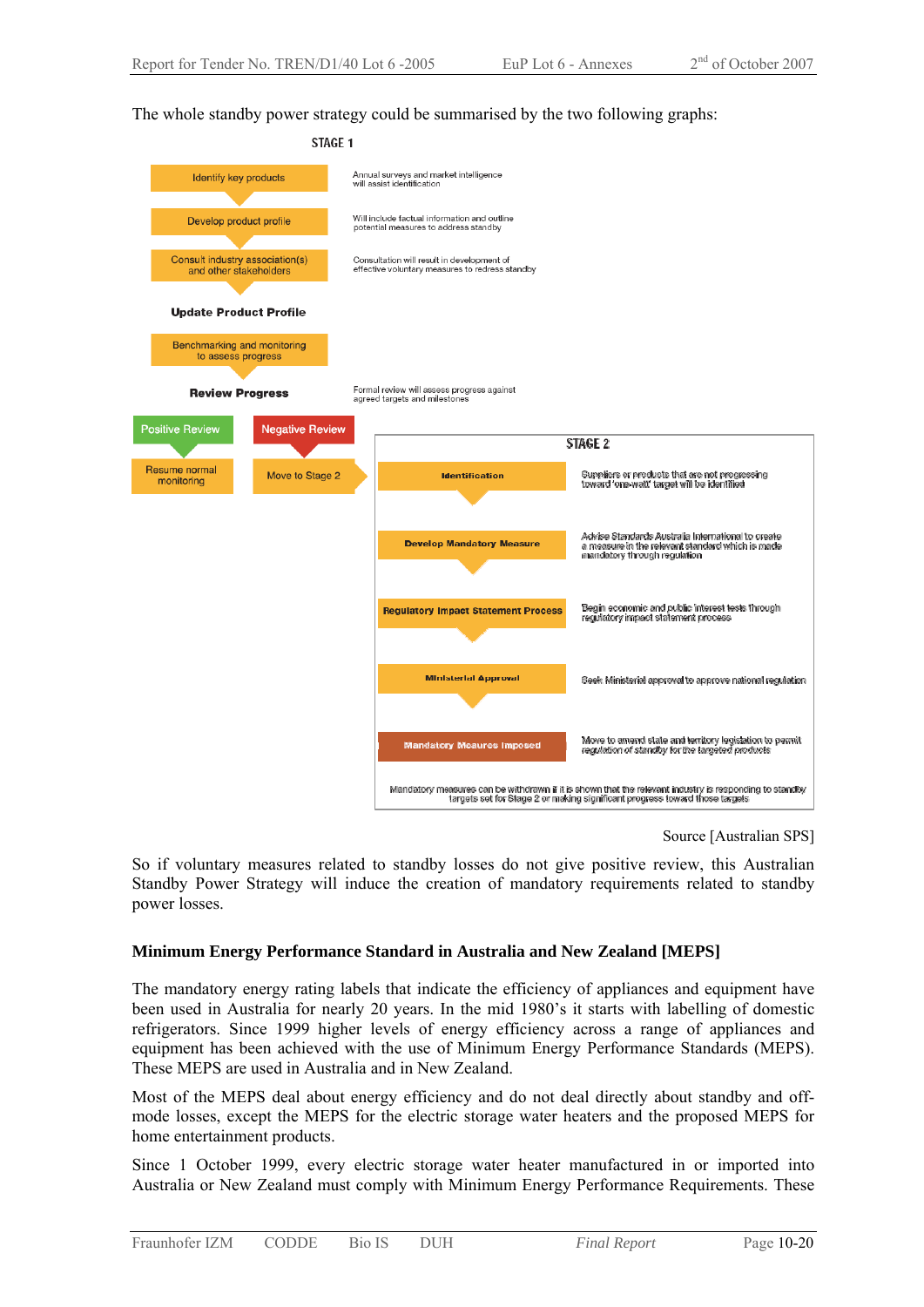The whole standby power strategy could be summarised by the two following graphs:

**STAGE 1**

- Identify key products — Annual surveys and market intelligence will assist identification
- Develop product profile — Will include factual information and outline potential measures to address standby
- Consult industry association(s) and other stakeholders — Consultation will result in development of effective voluntary measures to redress standby
- **Update Product Profile**
- Benchmarking and monitoring to assess progress
- **Review Progress** — Formal review will assess progress against agreed targets and milestones
- Positive Review → Resume normal monitoring
- Negative Review → Move to Stage 2

**STAGE 2**

- Identification — Suppliers or products that are not progressing toward 'one-watt' target will be identified
- Develop Mandatory Measure — Advise Standards Australia International to create a measure in the relevant standard which is made mandatory through regulation
- Regulatory Impact Statement Process — Begin economic and public interest tests through regulatory impact statement process
- Ministerial Approval — Seek Ministerial approval to approve national regulation
- Mandatory Meaures Imposed — Move to amend state and territory legislation to permit regulation of standby for the targeted products

Mandatory measures can be withdrawn if it is shown that the relevant industry is responding to standby targets set for Stage 2 or making significant progress toward those targets

Source [Australian SPS]

So if voluntary measures related to standby losses do not give positive review, this Australian Standby Power Strategy will induce the creation of mandatory requirements related to standby power losses.

### Minimum Energy Performance Standard in Australia and New Zealand [MEPS]

The mandatory energy rating labels that indicate the efficiency of appliances and equipment have been used in Australia for nearly 20 years. In the mid 1980's it starts with labelling of domestic refrigerators. Since 1999 higher levels of energy efficiency across a range of appliances and equipment has been achieved with the use of Minimum Energy Performance Standards (MEPS). These MEPS are used in Australia and in New Zealand.

Most of the MEPS deal about energy efficiency and do not deal directly about standby and off-mode losses, except the MEPS for the electric storage water heaters and the proposed MEPS for home entertainment products.

Since 1 October 1999, every electric storage water heater manufactured in or imported into Australia or New Zealand must comply with Minimum Energy Performance Requirements. These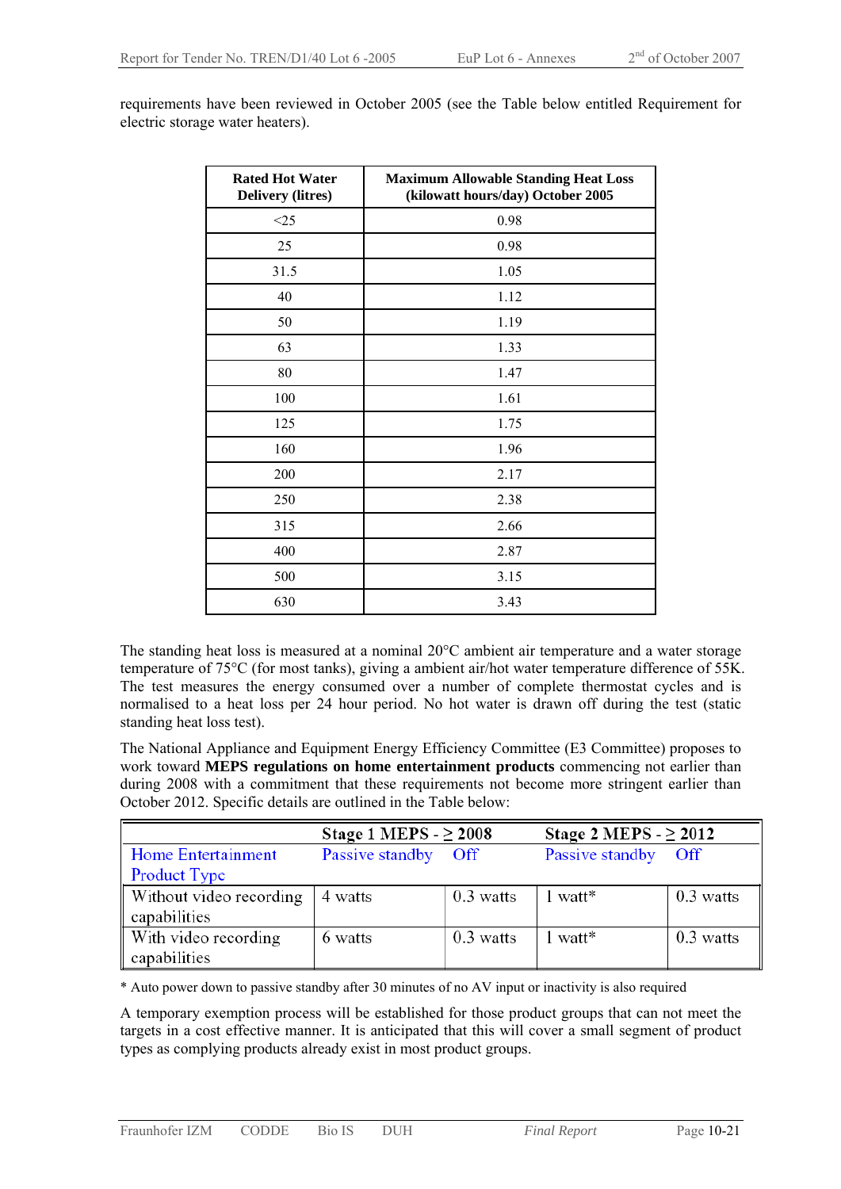requirements have been reviewed in October 2005 (see the Table below entitled Requirement for electric storage water heaters).

| Rated Hot Water Delivery (litres) | Maximum Allowable Standing Heat Loss (kilowatt hours/day) October 2005 |
|---|---|
| <25 | 0.98 |
| 25 | 0.98 |
| 31.5 | 1.05 |
| 40 | 1.12 |
| 50 | 1.19 |
| 63 | 1.33 |
| 80 | 1.47 |
| 100 | 1.61 |
| 125 | 1.75 |
| 160 | 1.96 |
| 200 | 2.17 |
| 250 | 2.38 |
| 315 | 2.66 |
| 400 | 2.87 |
| 500 | 3.15 |
| 630 | 3.43 |

The standing heat loss is measured at a nominal 20°C ambient air temperature and a water storage temperature of 75°C (for most tanks), giving a ambient air/hot water temperature difference of 55K. The test measures the energy consumed over a number of complete thermostat cycles and is normalised to a heat loss per 24 hour period. No hot water is drawn off during the test (static standing heat loss test).

The National Appliance and Equipment Energy Efficiency Committee (E3 Committee) proposes to work toward **MEPS regulations on home entertainment products** commencing not earlier than during 2008 with a commitment that these requirements not become more stringent earlier than October 2012. Specific details are outlined in the Table below:

| | Stage 1 MEPS - ≥ 2008 | | Stage 2 MEPS - ≥ 2012 | |
|---|---|---|---|---|
| Home Entertainment Product Type | Passive standby | Off | Passive standby | Off |
| Without video recording capabilities | 4 watts | 0.3 watts | 1 watt* | 0.3 watts |
| With video recording capabilities | 6 watts | 0.3 watts | 1 watt* | 0.3 watts |

* Auto power down to passive standby after 30 minutes of no AV input or inactivity is also required

A temporary exemption process will be established for those product groups that can not meet the targets in a cost effective manner. It is anticipated that this will cover a small segment of product types as complying products already exist in most product groups.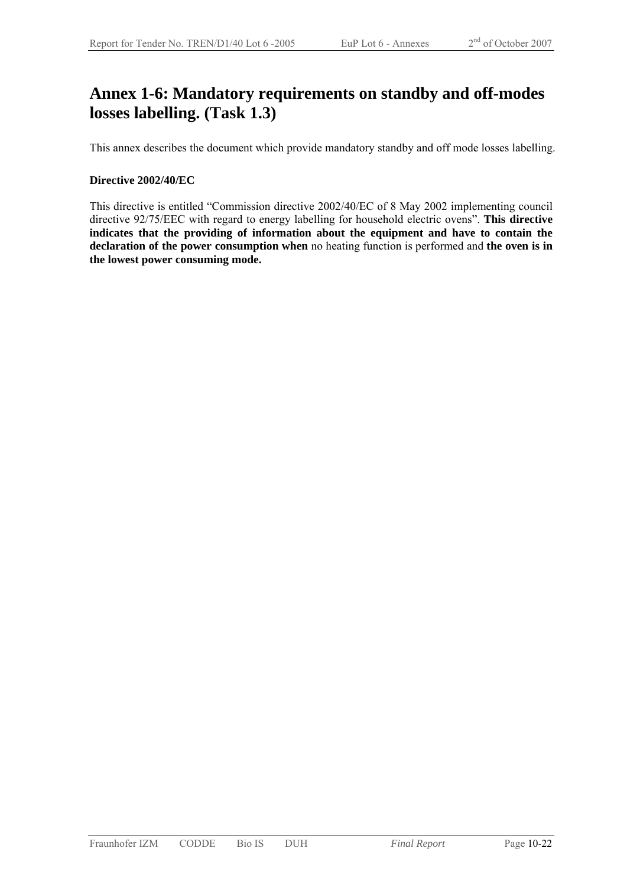# Annex 1-6: Mandatory requirements on standby and off-modes losses labelling. (Task 1.3)

This annex describes the document which provide mandatory standby and off mode losses labelling.

**Directive 2002/40/EC**

This directive is entitled “Commission directive 2002/40/EC of 8 May 2002 implementing council directive 92/75/EEC with regard to energy labelling for household electric ovens”. **This directive indicates that the providing of information about the equipment and have to contain the declaration of the power consumption when** no heating function is performed and **the oven is in the lowest power consuming mode.**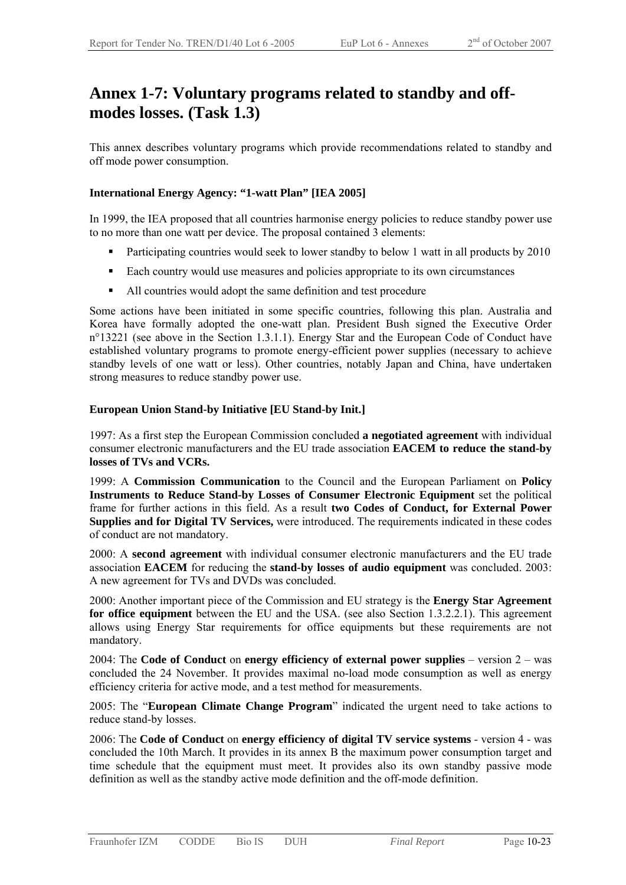# Annex 1-7: Voluntary programs related to standby and off-modes losses. (Task 1.3)

This annex describes voluntary programs which provide recommendations related to standby and off mode power consumption.

### International Energy Agency: "1-watt Plan" [IEA 2005]

In 1999, the IEA proposed that all countries harmonise energy policies to reduce standby power use to no more than one watt per device. The proposal contained 3 elements:

- Participating countries would seek to lower standby to below 1 watt in all products by 2010
- Each country would use measures and policies appropriate to its own circumstances
- All countries would adopt the same definition and test procedure

Some actions have been initiated in some specific countries, following this plan. Australia and Korea have formally adopted the one-watt plan. President Bush signed the Executive Order n°13221 (see above in the Section 1.3.1.1). Energy Star and the European Code of Conduct have established voluntary programs to promote energy-efficient power supplies (necessary to achieve standby levels of one watt or less). Other countries, notably Japan and China, have undertaken strong measures to reduce standby power use.

### European Union Stand-by Initiative [EU Stand-by Init.]

1997: As a first step the European Commission concluded **a negotiated agreement** with individual consumer electronic manufacturers and the EU trade association **EACEM to reduce the stand-by losses of TVs and VCRs.**

1999: A **Commission Communication** to the Council and the European Parliament on **Policy Instruments to Reduce Stand-by Losses of Consumer Electronic Equipment** set the political frame for further actions in this field. As a result **two Codes of Conduct, for External Power Supplies and for Digital TV Services,** were introduced. The requirements indicated in these codes of conduct are not mandatory.

2000: A **second agreement** with individual consumer electronic manufacturers and the EU trade association **EACEM** for reducing the **stand-by losses of audio equipment** was concluded. 2003: A new agreement for TVs and DVDs was concluded.

2000: Another important piece of the Commission and EU strategy is the **Energy Star Agreement for office equipment** between the EU and the USA. (see also Section 1.3.2.2.1). This agreement allows using Energy Star requirements for office equipments but these requirements are not mandatory.

2004: The **Code of Conduct** on **energy efficiency of external power supplies** – version 2 – was concluded the 24 November. It provides maximal no-load mode consumption as well as energy efficiency criteria for active mode, and a test method for measurements.

2005: The "**European Climate Change Program**" indicated the urgent need to take actions to reduce stand-by losses.

2006: The **Code of Conduct** on **energy efficiency of digital TV service systems** - version 4 - was concluded the 10th March. It provides in its annex B the maximum power consumption target and time schedule that the equipment must meet. It provides also its own standby passive mode definition as well as the standby active mode definition and the off-mode definition.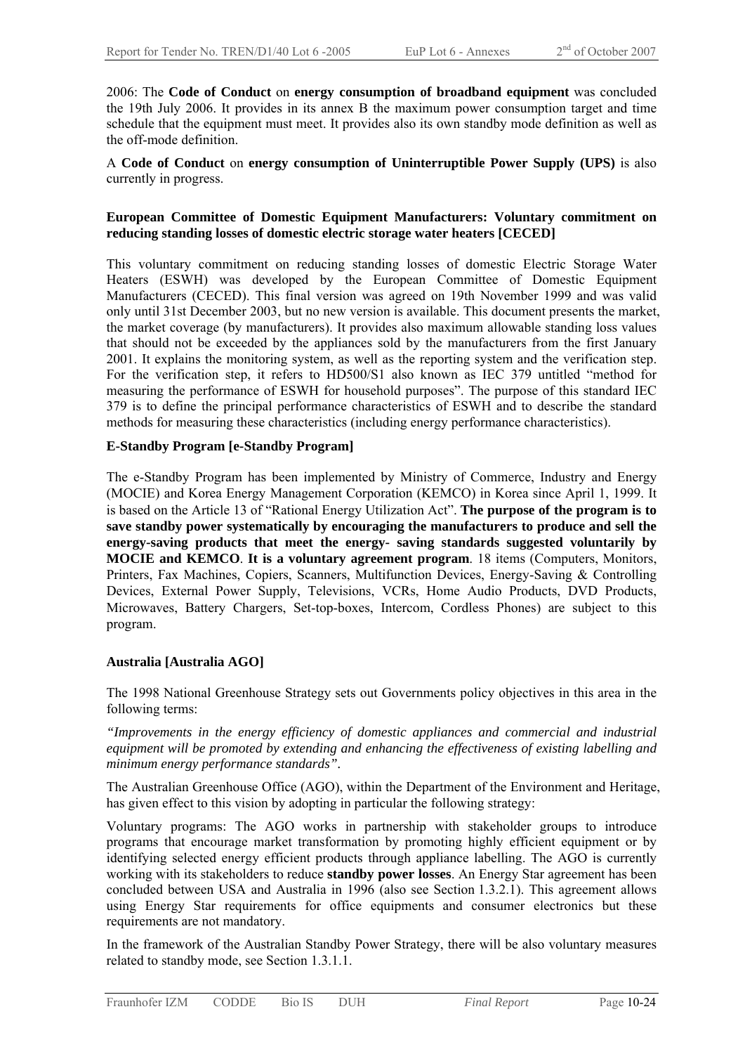2006: The **Code of Conduct** on **energy consumption of broadband equipment** was concluded the 19th July 2006. It provides in its annex B the maximum power consumption target and time schedule that the equipment must meet. It provides also its own standby mode definition as well as the off-mode definition.

A **Code of Conduct** on **energy consumption of Uninterruptible Power Supply (UPS)** is also currently in progress.

**European Committee of Domestic Equipment Manufacturers: Voluntary commitment on reducing standing losses of domestic electric storage water heaters [CECED]**

This voluntary commitment on reducing standing losses of domestic Electric Storage Water Heaters (ESWH) was developed by the European Committee of Domestic Equipment Manufacturers (CECED). This final version was agreed on 19th November 1999 and was valid only until 31st December 2003, but no new version is available. This document presents the market, the market coverage (by manufacturers). It provides also maximum allowable standing loss values that should not be exceeded by the appliances sold by the manufacturers from the first January 2001. It explains the monitoring system, as well as the reporting system and the verification step. For the verification step, it refers to HD500/S1 also known as IEC 379 untitled "method for measuring the performance of ESWH for household purposes". The purpose of this standard IEC 379 is to define the principal performance characteristics of ESWH and to describe the standard methods for measuring these characteristics (including energy performance characteristics).

**E-Standby Program [e-Standby Program]**

The e-Standby Program has been implemented by Ministry of Commerce, Industry and Energy (MOCIE) and Korea Energy Management Corporation (KEMCO) in Korea since April 1, 1999. It is based on the Article 13 of "Rational Energy Utilization Act". **The purpose of the program is to save standby power systematically by encouraging the manufacturers to produce and sell the energy-saving products that meet the energy- saving standards suggested voluntarily by MOCIE and KEMCO**. **It is a voluntary agreement program**. 18 items (Computers, Monitors, Printers, Fax Machines, Copiers, Scanners, Multifunction Devices, Energy-Saving & Controlling Devices, External Power Supply, Televisions, VCRs, Home Audio Products, DVD Products, Microwaves, Battery Chargers, Set-top-boxes, Intercom, Cordless Phones) are subject to this program.

**Australia [Australia AGO]**

The 1998 National Greenhouse Strategy sets out Governments policy objectives in this area in the following terms:

*"Improvements in the energy efficiency of domestic appliances and commercial and industrial equipment will be promoted by extending and enhancing the effectiveness of existing labelling and minimum energy performance standards".*

The Australian Greenhouse Office (AGO), within the Department of the Environment and Heritage, has given effect to this vision by adopting in particular the following strategy:

Voluntary programs: The AGO works in partnership with stakeholder groups to introduce programs that encourage market transformation by promoting highly efficient equipment or by identifying selected energy efficient products through appliance labelling. The AGO is currently working with its stakeholders to reduce **standby power losses**. An Energy Star agreement has been concluded between USA and Australia in 1996 (also see Section 1.3.2.1). This agreement allows using Energy Star requirements for office equipments and consumer electronics but these requirements are not mandatory.

In the framework of the Australian Standby Power Strategy, there will be also voluntary measures related to standby mode, see Section 1.3.1.1.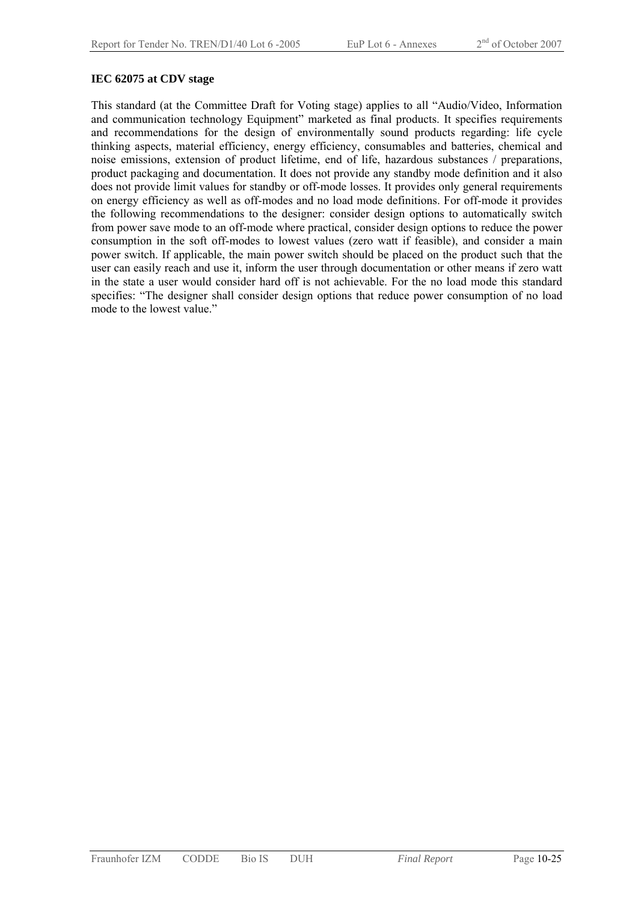**IEC 62075 at CDV stage**

This standard (at the Committee Draft for Voting stage) applies to all "Audio/Video, Information and communication technology Equipment" marketed as final products. It specifies requirements and recommendations for the design of environmentally sound products regarding: life cycle thinking aspects, material efficiency, energy efficiency, consumables and batteries, chemical and noise emissions, extension of product lifetime, end of life, hazardous substances / preparations, product packaging and documentation. It does not provide any standby mode definition and it also does not provide limit values for standby or off-mode losses. It provides only general requirements on energy efficiency as well as off-modes and no load mode definitions. For off-mode it provides the following recommendations to the designer: consider design options to automatically switch from power save mode to an off-mode where practical, consider design options to reduce the power consumption in the soft off-modes to lowest values (zero watt if feasible), and consider a main power switch. If applicable, the main power switch should be placed on the product such that the user can easily reach and use it, inform the user through documentation or other means if zero watt in the state a user would consider hard off is not achievable. For the no load mode this standard specifies: "The designer shall consider design options that reduce power consumption of no load mode to the lowest value."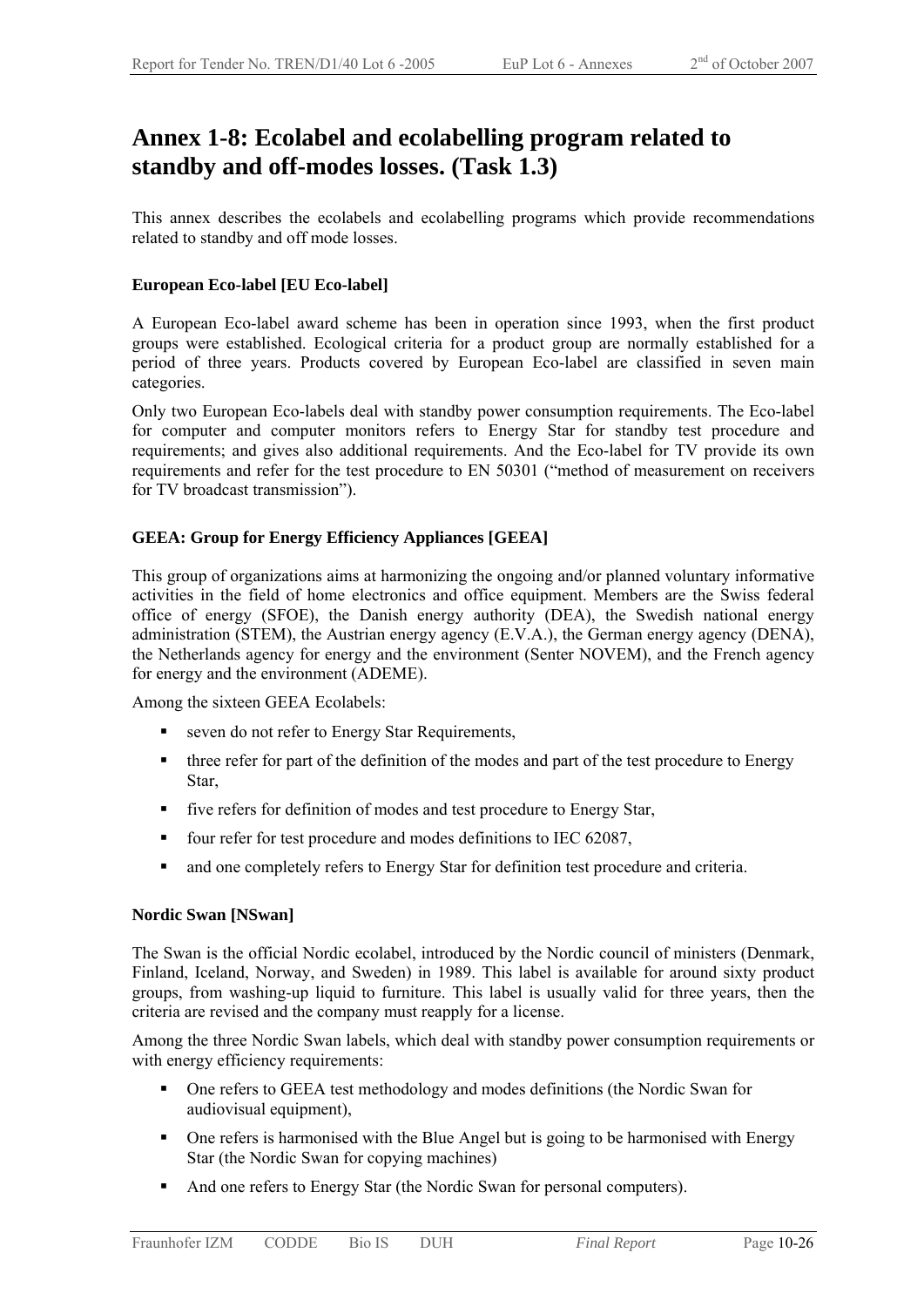# Annex 1-8: Ecolabel and ecolabelling program related to standby and off-modes losses. (Task 1.3)

This annex describes the ecolabels and ecolabelling programs which provide recommendations related to standby and off mode losses.

**European Eco-label [EU Eco-label]**

A European Eco-label award scheme has been in operation since 1993, when the first product groups were established. Ecological criteria for a product group are normally established for a period of three years. Products covered by European Eco-label are classified in seven main categories.

Only two European Eco-labels deal with standby power consumption requirements. The Eco-label for computer and computer monitors refers to Energy Star for standby test procedure and requirements; and gives also additional requirements. And the Eco-label for TV provide its own requirements and refer for the test procedure to EN 50301 ("method of measurement on receivers for TV broadcast transmission").

**GEEA: Group for Energy Efficiency Appliances [GEEA]**

This group of organizations aims at harmonizing the ongoing and/or planned voluntary informative activities in the field of home electronics and office equipment. Members are the Swiss federal office of energy (SFOE), the Danish energy authority (DEA), the Swedish national energy administration (STEM), the Austrian energy agency (E.V.A.), the German energy agency (DENA), the Netherlands agency for energy and the environment (Senter NOVEM), and the French agency for energy and the environment (ADEME).

Among the sixteen GEEA Ecolabels:

- seven do not refer to Energy Star Requirements,
- three refer for part of the definition of the modes and part of the test procedure to Energy Star,
- five refers for definition of modes and test procedure to Energy Star,
- four refer for test procedure and modes definitions to IEC 62087,
- and one completely refers to Energy Star for definition test procedure and criteria.

**Nordic Swan [NSwan]**

The Swan is the official Nordic ecolabel, introduced by the Nordic council of ministers (Denmark, Finland, Iceland, Norway, and Sweden) in 1989. This label is available for around sixty product groups, from washing-up liquid to furniture. This label is usually valid for three years, then the criteria are revised and the company must reapply for a license.

Among the three Nordic Swan labels, which deal with standby power consumption requirements or with energy efficiency requirements:

- One refers to GEEA test methodology and modes definitions (the Nordic Swan for audiovisual equipment),
- One refers is harmonised with the Blue Angel but is going to be harmonised with Energy Star (the Nordic Swan for copying machines)
- And one refers to Energy Star (the Nordic Swan for personal computers).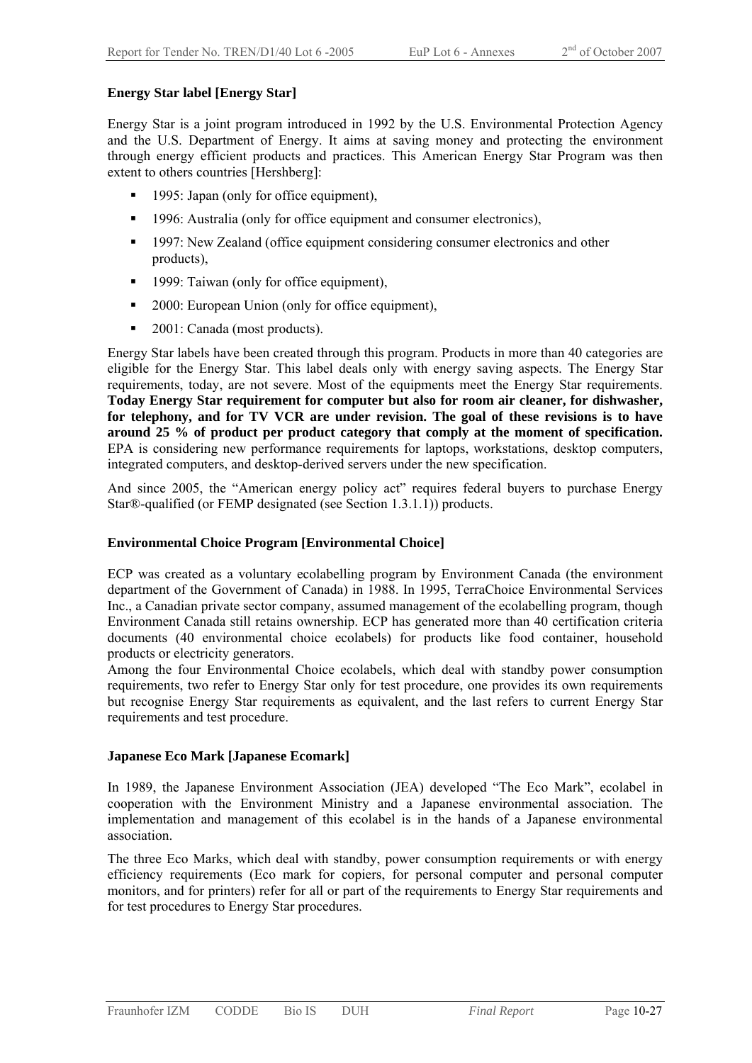**Energy Star label [Energy Star]**

Energy Star is a joint program introduced in 1992 by the U.S. Environmental Protection Agency and the U.S. Department of Energy. It aims at saving money and protecting the environment through energy efficient products and practices. This American Energy Star Program was then extent to others countries [Hershberg]:

- 1995: Japan (only for office equipment),
- 1996: Australia (only for office equipment and consumer electronics),
- 1997: New Zealand (office equipment considering consumer electronics and other products),
- 1999: Taiwan (only for office equipment),
- 2000: European Union (only for office equipment),
- 2001: Canada (most products).

Energy Star labels have been created through this program. Products in more than 40 categories are eligible for the Energy Star. This label deals only with energy saving aspects. The Energy Star requirements, today, are not severe. Most of the equipments meet the Energy Star requirements. **Today Energy Star requirement for computer but also for room air cleaner, for dishwasher, for telephony, and for TV VCR are under revision. The goal of these revisions is to have around 25 % of product per product category that comply at the moment of specification.** EPA is considering new performance requirements for laptops, workstations, desktop computers, integrated computers, and desktop-derived servers under the new specification.

And since 2005, the "American energy policy act" requires federal buyers to purchase Energy Star®-qualified (or FEMP designated (see Section 1.3.1.1)) products.

**Environmental Choice Program [Environmental Choice]**

ECP was created as a voluntary ecolabelling program by Environment Canada (the environment department of the Government of Canada) in 1988. In 1995, TerraChoice Environmental Services Inc., a Canadian private sector company, assumed management of the ecolabelling program, though Environment Canada still retains ownership. ECP has generated more than 40 certification criteria documents (40 environmental choice ecolabels) for products like food container, household products or electricity generators.

Among the four Environmental Choice ecolabels, which deal with standby power consumption requirements, two refer to Energy Star only for test procedure, one provides its own requirements but recognise Energy Star requirements as equivalent, and the last refers to current Energy Star requirements and test procedure.

**Japanese Eco Mark [Japanese Ecomark]**

In 1989, the Japanese Environment Association (JEA) developed "The Eco Mark", ecolabel in cooperation with the Environment Ministry and a Japanese environmental association. The implementation and management of this ecolabel is in the hands of a Japanese environmental association.

The three Eco Marks, which deal with standby, power consumption requirements or with energy efficiency requirements (Eco mark for copiers, for personal computer and personal computer monitors, and for printers) refer for all or part of the requirements to Energy Star requirements and for test procedures to Energy Star procedures.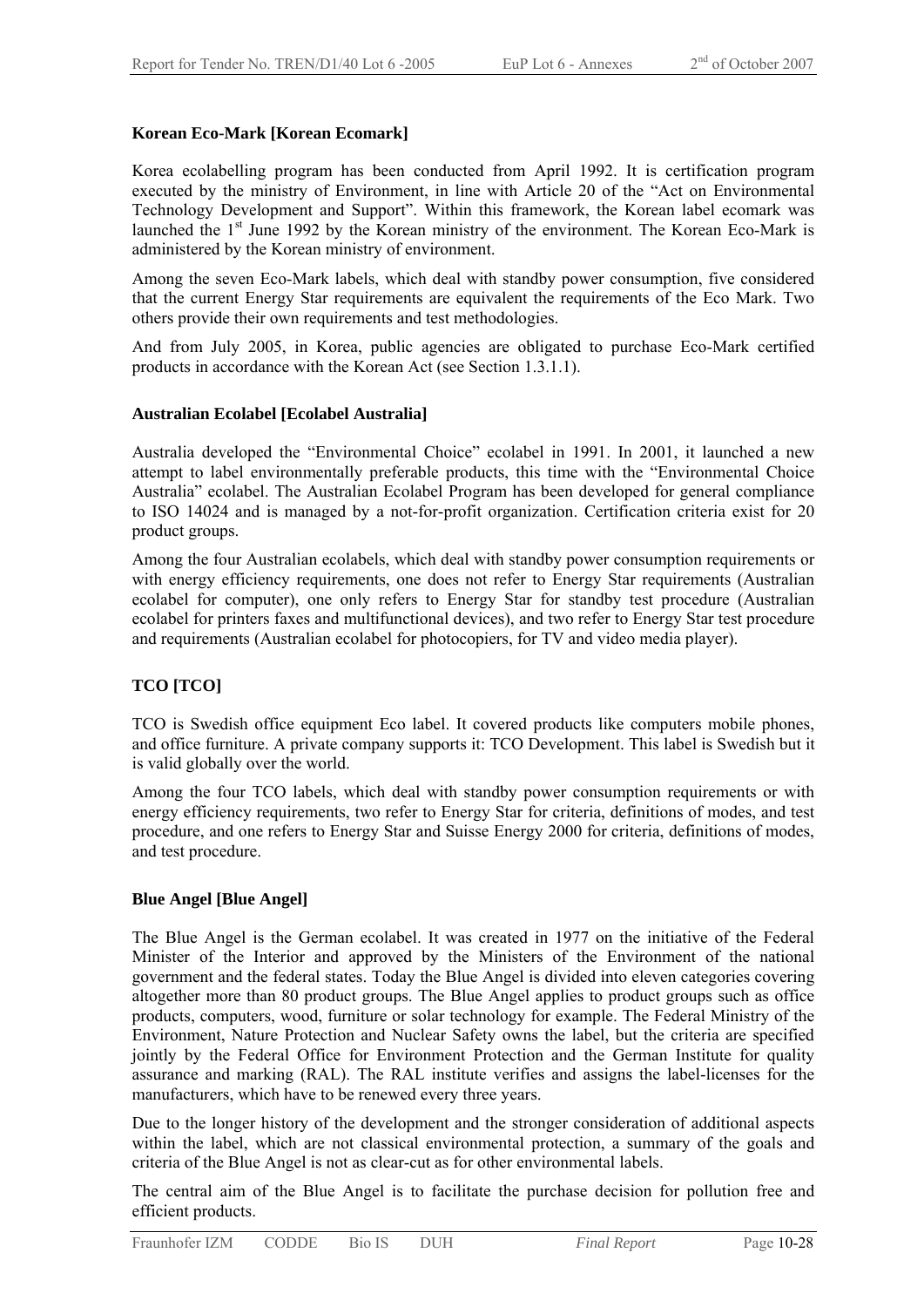**Korean Eco-Mark [Korean Ecomark]**

Korea ecolabelling program has been conducted from April 1992. It is certification program executed by the ministry of Environment, in line with Article 20 of the "Act on Environmental Technology Development and Support". Within this framework, the Korean label ecomark was launched the 1st June 1992 by the Korean ministry of the environment. The Korean Eco-Mark is administered by the Korean ministry of environment.

Among the seven Eco-Mark labels, which deal with standby power consumption, five considered that the current Energy Star requirements are equivalent the requirements of the Eco Mark. Two others provide their own requirements and test methodologies.

And from July 2005, in Korea, public agencies are obligated to purchase Eco-Mark certified products in accordance with the Korean Act (see Section 1.3.1.1).

**Australian Ecolabel [Ecolabel Australia]**

Australia developed the "Environmental Choice" ecolabel in 1991. In 2001, it launched a new attempt to label environmentally preferable products, this time with the "Environmental Choice Australia" ecolabel. The Australian Ecolabel Program has been developed for general compliance to ISO 14024 and is managed by a not-for-profit organization. Certification criteria exist for 20 product groups.

Among the four Australian ecolabels, which deal with standby power consumption requirements or with energy efficiency requirements, one does not refer to Energy Star requirements (Australian ecolabel for computer), one only refers to Energy Star for standby test procedure (Australian ecolabel for printers faxes and multifunctional devices), and two refer to Energy Star test procedure and requirements (Australian ecolabel for photocopiers, for TV and video media player).

**TCO [TCO]**

TCO is Swedish office equipment Eco label. It covered products like computers mobile phones, and office furniture. A private company supports it: TCO Development. This label is Swedish but it is valid globally over the world.

Among the four TCO labels, which deal with standby power consumption requirements or with energy efficiency requirements, two refer to Energy Star for criteria, definitions of modes, and test procedure, and one refers to Energy Star and Suisse Energy 2000 for criteria, definitions of modes, and test procedure.

**Blue Angel [Blue Angel]**

The Blue Angel is the German ecolabel. It was created in 1977 on the initiative of the Federal Minister of the Interior and approved by the Ministers of the Environment of the national government and the federal states. Today the Blue Angel is divided into eleven categories covering altogether more than 80 product groups. The Blue Angel applies to product groups such as office products, computers, wood, furniture or solar technology for example. The Federal Ministry of the Environment, Nature Protection and Nuclear Safety owns the label, but the criteria are specified jointly by the Federal Office for Environment Protection and the German Institute for quality assurance and marking (RAL). The RAL institute verifies and assigns the label-licenses for the manufacturers, which have to be renewed every three years.

Due to the longer history of the development and the stronger consideration of additional aspects within the label, which are not classical environmental protection, a summary of the goals and criteria of the Blue Angel is not as clear-cut as for other environmental labels.

The central aim of the Blue Angel is to facilitate the purchase decision for pollution free and efficient products.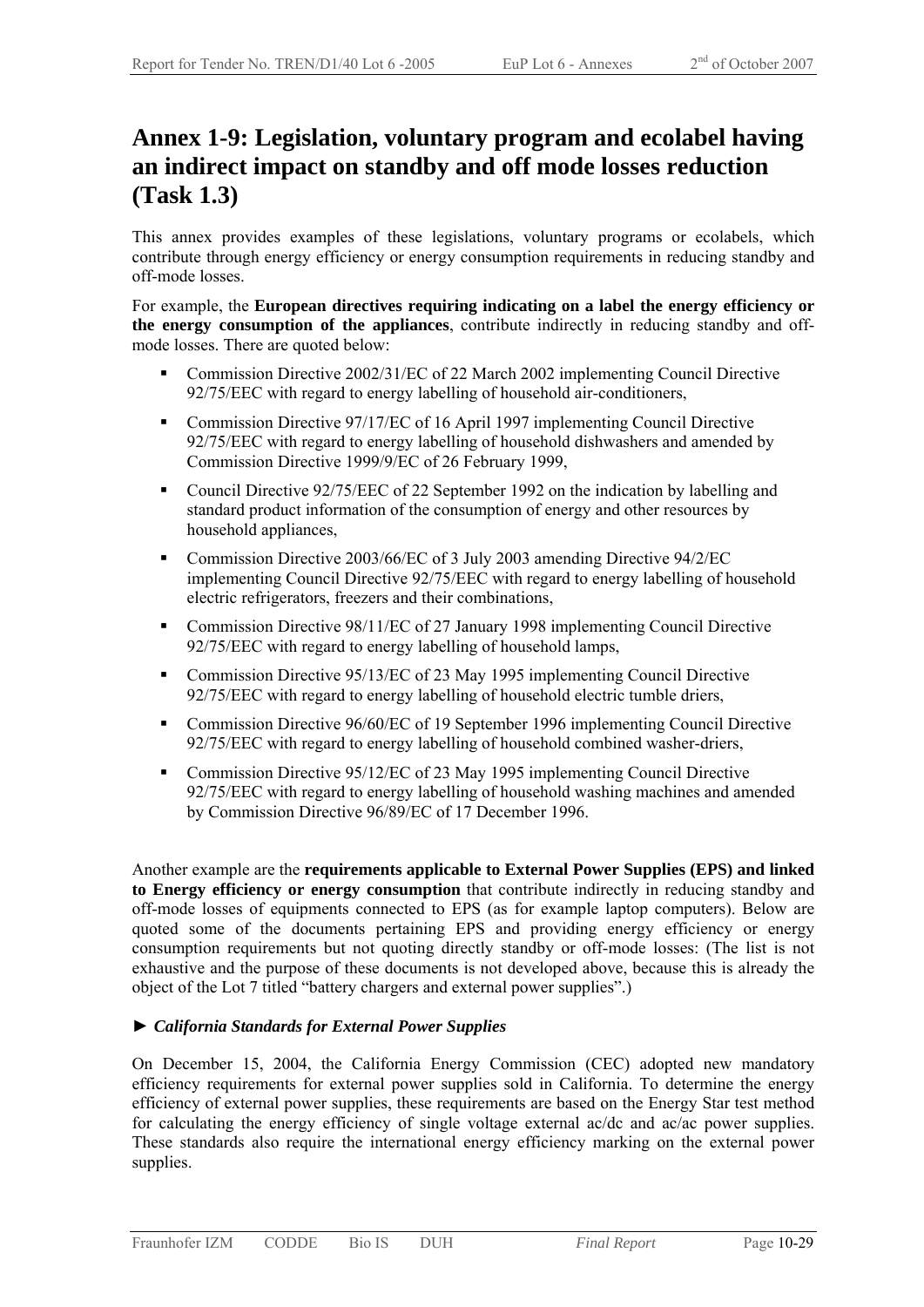# Annex 1-9: Legislation, voluntary program and ecolabel having an indirect impact on standby and off mode losses reduction (Task 1.3)

This annex provides examples of these legislations, voluntary programs or ecolabels, which contribute through energy efficiency or energy consumption requirements in reducing standby and off-mode losses.

For example, the **European directives requiring indicating on a label the energy efficiency or the energy consumption of the appliances**, contribute indirectly in reducing standby and off-mode losses. There are quoted below:

- Commission Directive 2002/31/EC of 22 March 2002 implementing Council Directive 92/75/EEC with regard to energy labelling of household air-conditioners,
- Commission Directive 97/17/EC of 16 April 1997 implementing Council Directive 92/75/EEC with regard to energy labelling of household dishwashers and amended by Commission Directive 1999/9/EC of 26 February 1999,
- Council Directive 92/75/EEC of 22 September 1992 on the indication by labelling and standard product information of the consumption of energy and other resources by household appliances,
- Commission Directive 2003/66/EC of 3 July 2003 amending Directive 94/2/EC implementing Council Directive 92/75/EEC with regard to energy labelling of household electric refrigerators, freezers and their combinations,
- Commission Directive 98/11/EC of 27 January 1998 implementing Council Directive 92/75/EEC with regard to energy labelling of household lamps,
- Commission Directive 95/13/EC of 23 May 1995 implementing Council Directive 92/75/EEC with regard to energy labelling of household electric tumble driers,
- Commission Directive 96/60/EC of 19 September 1996 implementing Council Directive 92/75/EEC with regard to energy labelling of household combined washer-driers,
- Commission Directive 95/12/EC of 23 May 1995 implementing Council Directive 92/75/EEC with regard to energy labelling of household washing machines and amended by Commission Directive 96/89/EC of 17 December 1996.

Another example are the **requirements applicable to External Power Supplies (EPS) and linked to Energy efficiency or energy consumption** that contribute indirectly in reducing standby and off-mode losses of equipments connected to EPS (as for example laptop computers). Below are quoted some of the documents pertaining EPS and providing energy efficiency or energy consumption requirements but not quoting directly standby or off-mode losses: (The list is not exhaustive and the purpose of these documents is not developed above, because this is already the object of the Lot 7 titled "battery chargers and external power supplies".)

### ► *California Standards for External Power Supplies*

On December 15, 2004, the California Energy Commission (CEC) adopted new mandatory efficiency requirements for external power supplies sold in California. To determine the energy efficiency of external power supplies, these requirements are based on the Energy Star test method for calculating the energy efficiency of single voltage external ac/dc and ac/ac power supplies. These standards also require the international energy efficiency marking on the external power supplies.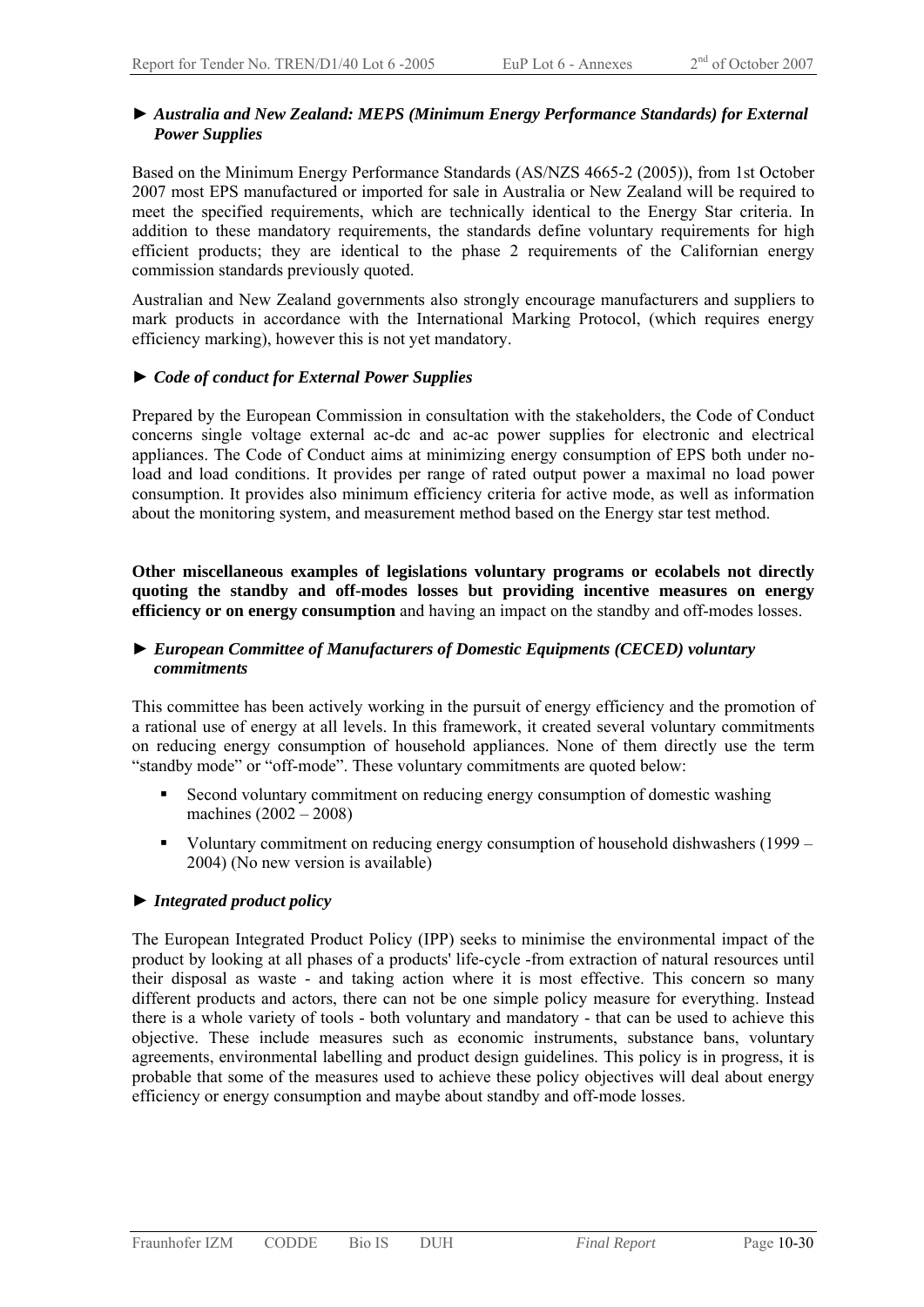► ***Australia and New Zealand: MEPS (Minimum Energy Performance Standards) for External Power Supplies***

Based on the Minimum Energy Performance Standards (AS/NZS 4665-2 (2005)), from 1st October 2007 most EPS manufactured or imported for sale in Australia or New Zealand will be required to meet the specified requirements, which are technically identical to the Energy Star criteria. In addition to these mandatory requirements, the standards define voluntary requirements for high efficient products; they are identical to the phase 2 requirements of the Californian energy commission standards previously quoted.

Australian and New Zealand governments also strongly encourage manufacturers and suppliers to mark products in accordance with the International Marking Protocol, (which requires energy efficiency marking), however this is not yet mandatory.

► ***Code of conduct for External Power Supplies***

Prepared by the European Commission in consultation with the stakeholders, the Code of Conduct concerns single voltage external ac-dc and ac-ac power supplies for electronic and electrical appliances. The Code of Conduct aims at minimizing energy consumption of EPS both under no-load and load conditions. It provides per range of rated output power a maximal no load power consumption. It provides also minimum efficiency criteria for active mode, as well as information about the monitoring system, and measurement method based on the Energy star test method.

**Other miscellaneous examples of legislations voluntary programs or ecolabels not directly quoting the standby and off-modes losses but providing incentive measures on energy efficiency or on energy consumption** and having an impact on the standby and off-modes losses.

► ***European Committee of Manufacturers of Domestic Equipments (CECED) voluntary commitments***

This committee has been actively working in the pursuit of energy efficiency and the promotion of a rational use of energy at all levels. In this framework, it created several voluntary commitments on reducing energy consumption of household appliances. None of them directly use the term "standby mode" or "off-mode". These voluntary commitments are quoted below:

- Second voluntary commitment on reducing energy consumption of domestic washing machines (2002 – 2008)
- Voluntary commitment on reducing energy consumption of household dishwashers (1999 – 2004) (No new version is available)

► ***Integrated product policy***

The European Integrated Product Policy (IPP) seeks to minimise the environmental impact of the product by looking at all phases of a products' life-cycle -from extraction of natural resources until their disposal as waste - and taking action where it is most effective. This concern so many different products and actors, there can not be one simple policy measure for everything. Instead there is a whole variety of tools - both voluntary and mandatory - that can be used to achieve this objective. These include measures such as economic instruments, substance bans, voluntary agreements, environmental labelling and product design guidelines. This policy is in progress, it is probable that some of the measures used to achieve these policy objectives will deal about energy efficiency or energy consumption and maybe about standby and off-mode losses.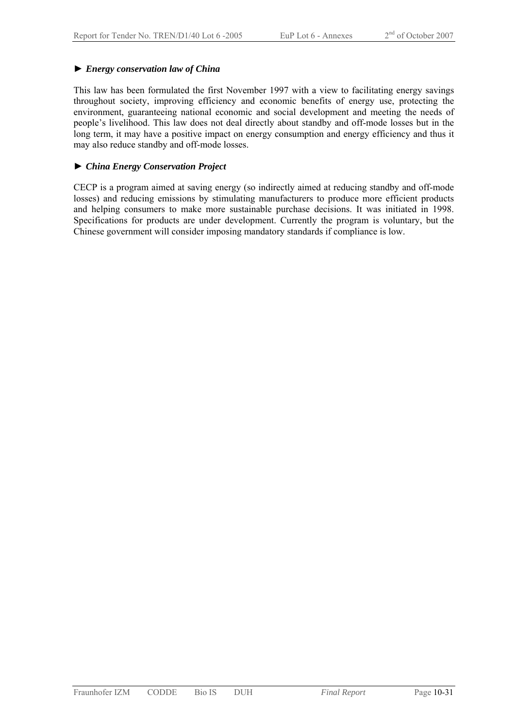► ***Energy conservation law of China***

This law has been formulated the first November 1997 with a view to facilitating energy savings throughout society, improving efficiency and economic benefits of energy use, protecting the environment, guaranteeing national economic and social development and meeting the needs of people's livelihood. This law does not deal directly about standby and off-mode losses but in the long term, it may have a positive impact on energy consumption and energy efficiency and thus it may also reduce standby and off-mode losses.

► ***China Energy Conservation Project***

CECP is a program aimed at saving energy (so indirectly aimed at reducing standby and off-mode losses) and reducing emissions by stimulating manufacturers to produce more efficient products and helping consumers to make more sustainable purchase decisions. It was initiated in 1998. Specifications for products are under development. Currently the program is voluntary, but the Chinese government will consider imposing mandatory standards if compliance is low.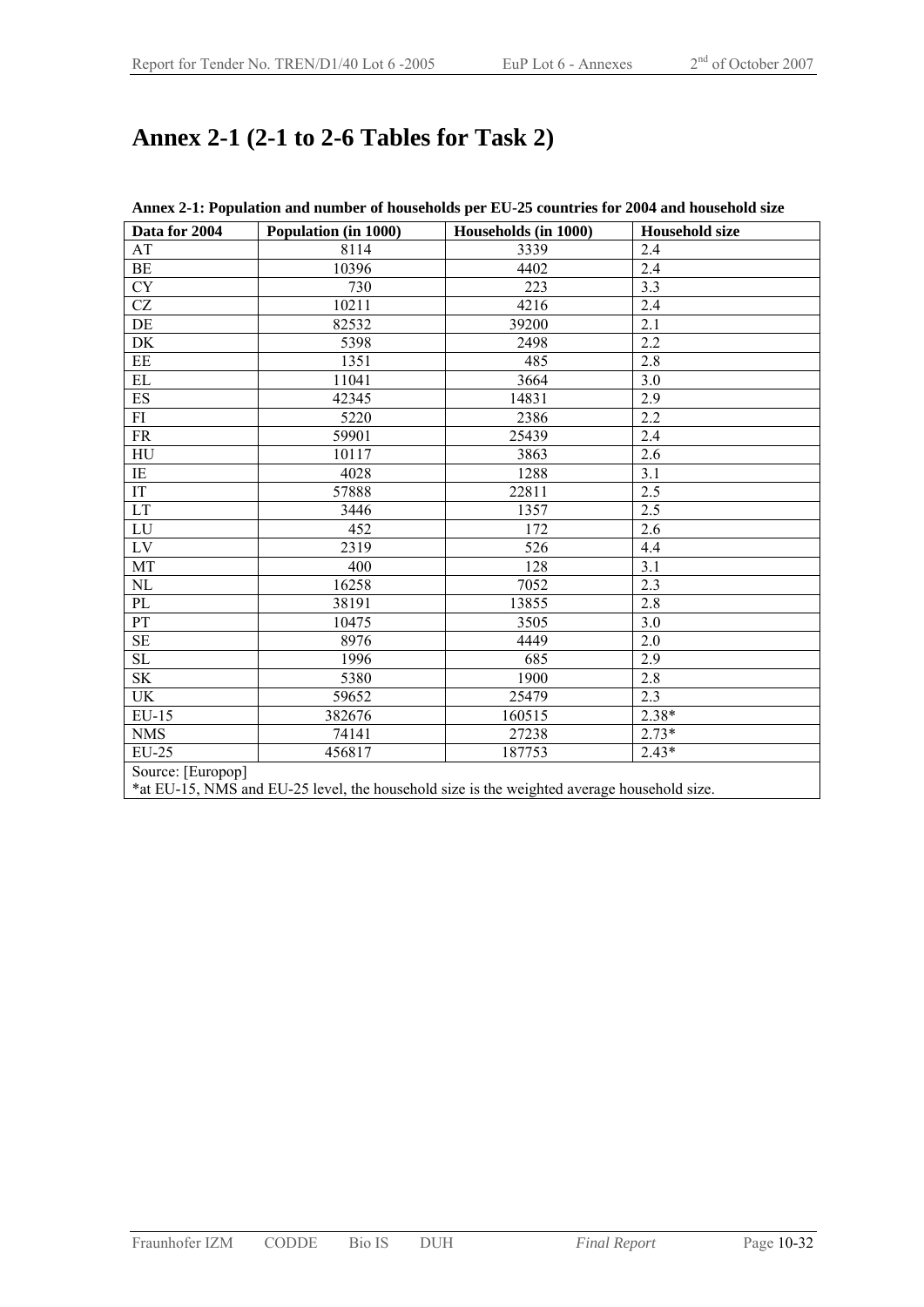# Annex 2-1 (2-1 to 2-6 Tables for Task 2)

**Annex 2-1: Population and number of households per EU-25 countries for 2004 and household size**

| Data for 2004 | Population (in 1000) | Households (in 1000) | Household size |
|---|---|---|---|
| AT | 8114 | 3339 | 2.4 |
| BE | 10396 | 4402 | 2.4 |
| CY | 730 | 223 | 3.3 |
| CZ | 10211 | 4216 | 2.4 |
| DE | 82532 | 39200 | 2.1 |
| DK | 5398 | 2498 | 2.2 |
| EE | 1351 | 485 | 2.8 |
| EL | 11041 | 3664 | 3.0 |
| ES | 42345 | 14831 | 2.9 |
| FI | 5220 | 2386 | 2.2 |
| FR | 59901 | 25439 | 2.4 |
| HU | 10117 | 3863 | 2.6 |
| IE | 4028 | 1288 | 3.1 |
| IT | 57888 | 22811 | 2.5 |
| LT | 3446 | 1357 | 2.5 |
| LU | 452 | 172 | 2.6 |
| LV | 2319 | 526 | 4.4 |
| MT | 400 | 128 | 3.1 |
| NL | 16258 | 7052 | 2.3 |
| PL | 38191 | 13855 | 2.8 |
| PT | 10475 | 3505 | 3.0 |
| SE | 8976 | 4449 | 2.0 |
| SL | 1996 | 685 | 2.9 |
| SK | 5380 | 1900 | 2.8 |
| UK | 59652 | 25479 | 2.3 |
| EU-15 | 382676 | 160515 | 2.38* |
| NMS | 74141 | 27238 | 2.73* |
| EU-25 | 456817 | 187753 | 2.43* |

Source: [Europop]
*at EU-15, NMS and EU-25 level, the household size is the weighted average household size.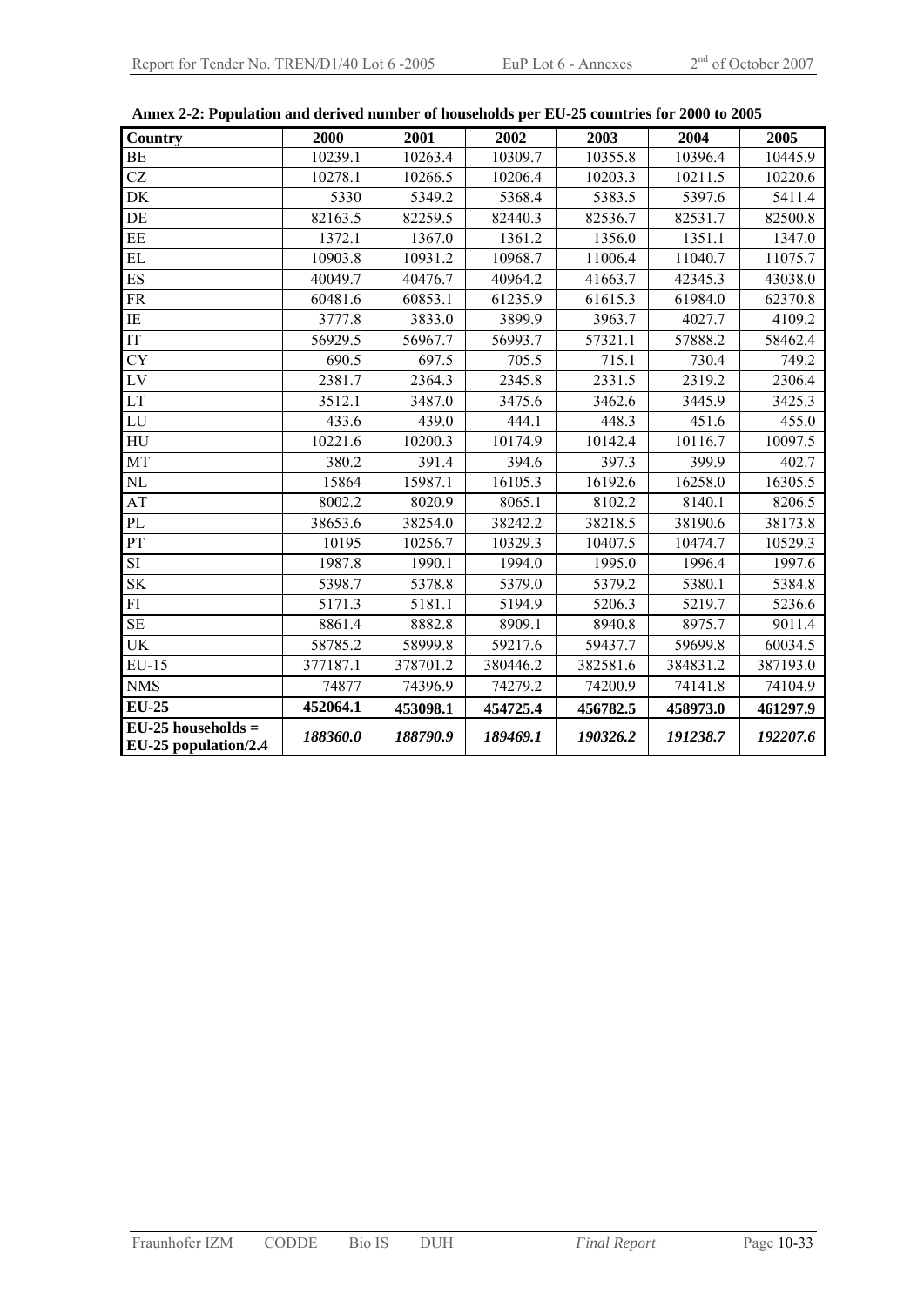**Annex 2-2: Population and derived number of households per EU-25 countries for 2000 to 2005**

| Country | 2000 | 2001 | 2002 | 2003 | 2004 | 2005 |
|---|---|---|---|---|---|---|
| BE | 10239.1 | 10263.4 | 10309.7 | 10355.8 | 10396.4 | 10445.9 |
| CZ | 10278.1 | 10266.5 | 10206.4 | 10203.3 | 10211.5 | 10220.6 |
| DK | 5330 | 5349.2 | 5368.4 | 5383.5 | 5397.6 | 5411.4 |
| DE | 82163.5 | 82259.5 | 82440.3 | 82536.7 | 82531.7 | 82500.8 |
| EE | 1372.1 | 1367.0 | 1361.2 | 1356.0 | 1351.1 | 1347.0 |
| EL | 10903.8 | 10931.2 | 10968.7 | 11006.4 | 11040.7 | 11075.7 |
| ES | 40049.7 | 40476.7 | 40964.2 | 41663.7 | 42345.3 | 43038.0 |
| FR | 60481.6 | 60853.1 | 61235.9 | 61615.3 | 61984.0 | 62370.8 |
| IE | 3777.8 | 3833.0 | 3899.9 | 3963.7 | 4027.7 | 4109.2 |
| IT | 56929.5 | 56967.7 | 56993.7 | 57321.1 | 57888.2 | 58462.4 |
| CY | 690.5 | 697.5 | 705.5 | 715.1 | 730.4 | 749.2 |
| LV | 2381.7 | 2364.3 | 2345.8 | 2331.5 | 2319.2 | 2306.4 |
| LT | 3512.1 | 3487.0 | 3475.6 | 3462.6 | 3445.9 | 3425.3 |
| LU | 433.6 | 439.0 | 444.1 | 448.3 | 451.6 | 455.0 |
| HU | 10221.6 | 10200.3 | 10174.9 | 10142.4 | 10116.7 | 10097.5 |
| MT | 380.2 | 391.4 | 394.6 | 397.3 | 399.9 | 402.7 |
| NL | 15864 | 15987.1 | 16105.3 | 16192.6 | 16258.0 | 16305.5 |
| AT | 8002.2 | 8020.9 | 8065.1 | 8102.2 | 8140.1 | 8206.5 |
| PL | 38653.6 | 38254.0 | 38242.2 | 38218.5 | 38190.6 | 38173.8 |
| PT | 10195 | 10256.7 | 10329.3 | 10407.5 | 10474.7 | 10529.3 |
| SI | 1987.8 | 1990.1 | 1994.0 | 1995.0 | 1996.4 | 1997.6 |
| SK | 5398.7 | 5378.8 | 5379.0 | 5379.2 | 5380.1 | 5384.8 |
| FI | 5171.3 | 5181.1 | 5194.9 | 5206.3 | 5219.7 | 5236.6 |
| SE | 8861.4 | 8882.8 | 8909.1 | 8940.8 | 8975.7 | 9011.4 |
| UK | 58785.2 | 58999.8 | 59217.6 | 59437.7 | 59699.8 | 60034.5 |
| EU-15 | 377187.1 | 378701.2 | 380446.2 | 382581.6 | 384831.2 | 387193.0 |
| NMS | 74877 | 74396.9 | 74279.2 | 74200.9 | 74141.8 | 74104.9 |
| **EU-25** | **452064.1** | **453098.1** | **454725.4** | **456782.5** | **458973.0** | **461297.9** |
| ***EU-25 households = EU-25 population/2.4*** | ***188360.0*** | ***188790.9*** | ***189469.1*** | ***190326.2*** | ***191238.7*** | ***192207.6*** |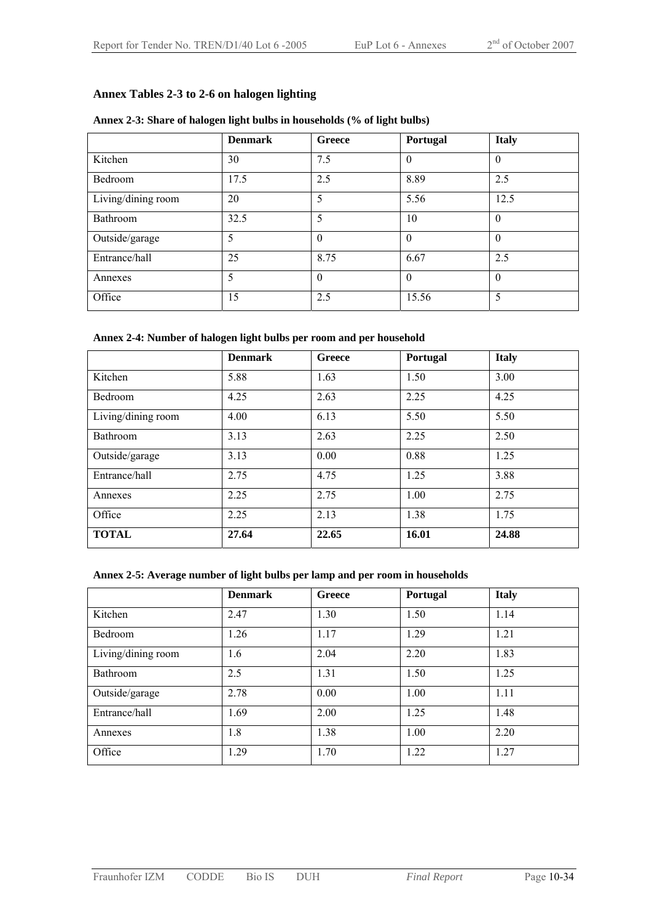## Annex Tables 2-3 to 2-6 on halogen lighting

**Annex 2-3: Share of halogen light bulbs in households (% of light bulbs)**

| | **Denmark** | **Greece** | **Portugal** | **Italy** |
|---|---|---|---|---|
| Kitchen | 30 | 7.5 | 0 | 0 |
| Bedroom | 17.5 | 2.5 | 8.89 | 2.5 |
| Living/dining room | 20 | 5 | 5.56 | 12.5 |
| Bathroom | 32.5 | 5 | 10 | 0 |
| Outside/garage | 5 | 0 | 0 | 0 |
| Entrance/hall | 25 | 8.75 | 6.67 | 2.5 |
| Annexes | 5 | 0 | 0 | 0 |
| Office | 15 | 2.5 | 15.56 | 5 |

**Annex 2-4: Number of halogen light bulbs per room and per household**

| | **Denmark** | **Greece** | **Portugal** | **Italy** |
|---|---|---|---|---|
| Kitchen | 5.88 | 1.63 | 1.50 | 3.00 |
| Bedroom | 4.25 | 2.63 | 2.25 | 4.25 |
| Living/dining room | 4.00 | 6.13 | 5.50 | 5.50 |
| Bathroom | 3.13 | 2.63 | 2.25 | 2.50 |
| Outside/garage | 3.13 | 0.00 | 0.88 | 1.25 |
| Entrance/hall | 2.75 | 4.75 | 1.25 | 3.88 |
| Annexes | 2.25 | 2.75 | 1.00 | 2.75 |
| Office | 2.25 | 2.13 | 1.38 | 1.75 |
| **TOTAL** | **27.64** | **22.65** | **16.01** | **24.88** |

**Annex 2-5: Average number of light bulbs per lamp and per room in households**

| | **Denmark** | **Greece** | **Portugal** | **Italy** |
|---|---|---|---|---|
| Kitchen | 2.47 | 1.30 | 1.50 | 1.14 |
| Bedroom | 1.26 | 1.17 | 1.29 | 1.21 |
| Living/dining room | 1.6 | 2.04 | 2.20 | 1.83 |
| Bathroom | 2.5 | 1.31 | 1.50 | 1.25 |
| Outside/garage | 2.78 | 0.00 | 1.00 | 1.11 |
| Entrance/hall | 1.69 | 2.00 | 1.25 | 1.48 |
| Annexes | 1.8 | 1.38 | 1.00 | 2.20 |
| Office | 1.29 | 1.70 | 1.22 | 1.27 |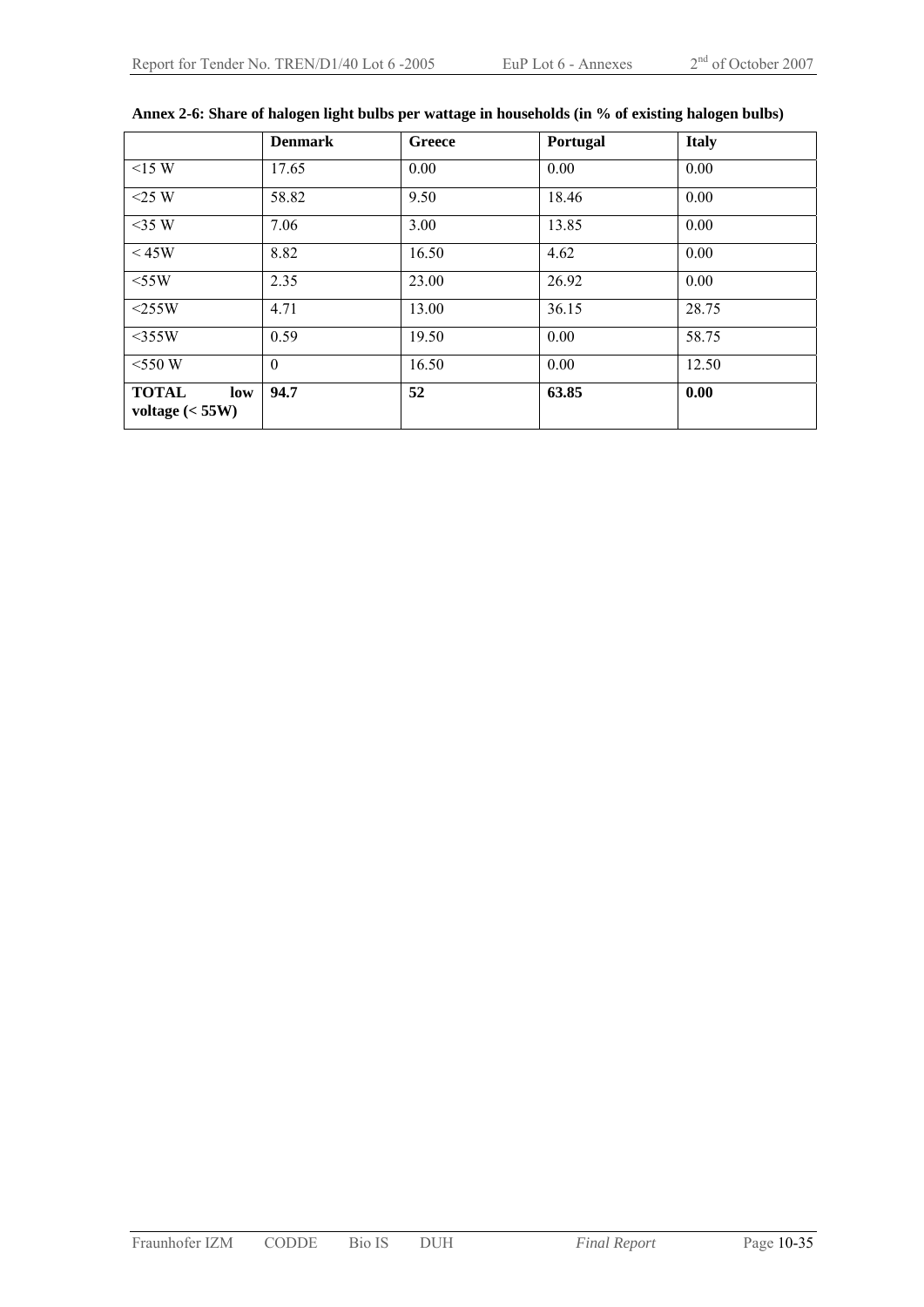**Annex 2-6: Share of halogen light bulbs per wattage in households (in % of existing halogen bulbs)**

| | **Denmark** | **Greece** | **Portugal** | **Italy** |
|---|---|---|---|---|
| <15 W | 17.65 | 0.00 | 0.00 | 0.00 |
| <25 W | 58.82 | 9.50 | 18.46 | 0.00 |
| <35 W | 7.06 | 3.00 | 13.85 | 0.00 |
| < 45W | 8.82 | 16.50 | 4.62 | 0.00 |
| <55W | 2.35 | 23.00 | 26.92 | 0.00 |
| <255W | 4.71 | 13.00 | 36.15 | 28.75 |
| <355W | 0.59 | 19.50 | 0.00 | 58.75 |
| <550 W | 0 | 16.50 | 0.00 | 12.50 |
| **TOTAL low voltage (< 55W)** | **94.7** | **52** | **63.85** | **0.00** |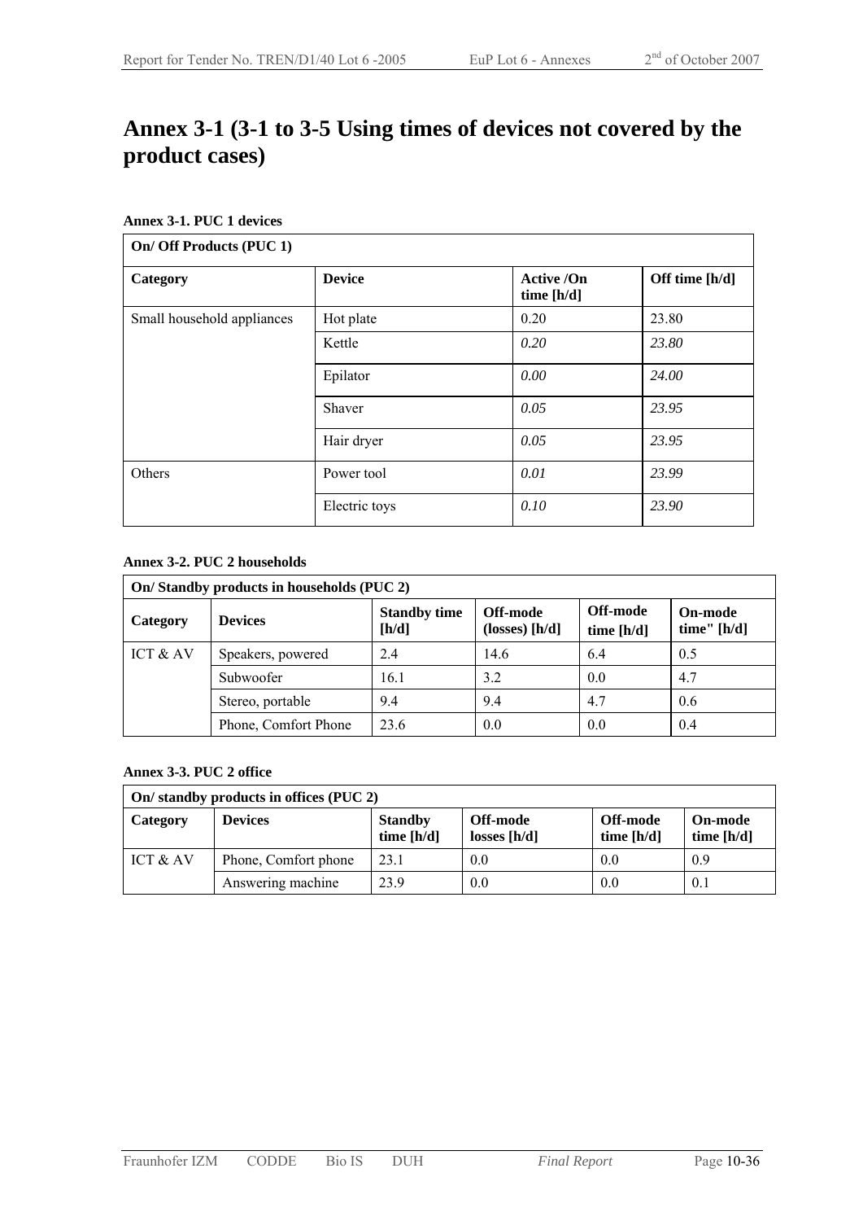# Annex 3-1 (3-1 to 3-5 Using times of devices not covered by the product cases)

**Annex 3-1. PUC 1 devices**

| On/ Off Products (PUC 1) | | | |
|---|---|---|---|
| **Category** | **Device** | **Active /On time [h/d]** | **Off time [h/d]** |
| Small household appliances | Hot plate | 0.20 | 23.80 |
| | Kettle | *0.20* | *23.80* |
| | Epilator | *0.00* | *24.00* |
| | Shaver | *0.05* | *23.95* |
| | Hair dryer | *0.05* | *23.95* |
| Others | Power tool | *0.01* | *23.99* |
| | Electric toys | *0.10* | *23.90* |

**Annex 3-2. PUC 2 households**

| On/ Standby products in households (PUC 2) | | | | | |
|---|---|---|---|---|---|
| **Category** | **Devices** | **Standby time [h/d]** | **Off-mode (losses) [h/d]** | **Off-mode time [h/d]** | **On-mode time" [h/d]** |
| ICT & AV | Speakers, powered | 2.4 | 14.6 | 6.4 | 0.5 |
| | Subwoofer | 16.1 | 3.2 | 0.0 | 4.7 |
| | Stereo, portable | 9.4 | 9.4 | 4.7 | 0.6 |
| | Phone, Comfort Phone | 23.6 | 0.0 | 0.0 | 0.4 |

**Annex 3-3. PUC 2 office**

| On/ standby products in offices (PUC 2) | | | | | |
|---|---|---|---|---|---|
| **Category** | **Devices** | **Standby time [h/d]** | **Off-mode losses [h/d]** | **Off-mode time [h/d]** | **On-mode time [h/d]** |
| ICT & AV | Phone, Comfort phone | 23.1 | 0.0 | 0.0 | 0.9 |
| | Answering machine | 23.9 | 0.0 | 0.0 | 0.1 |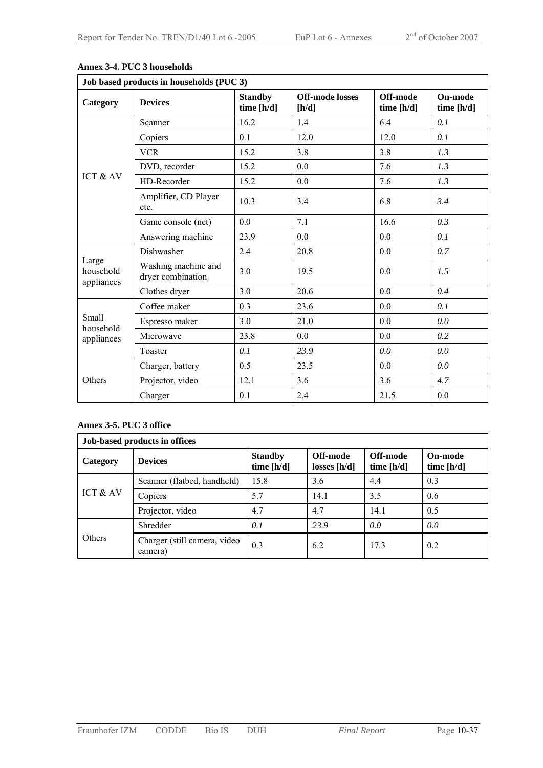**Annex 3-4. PUC 3 households**

| Job based products in households (PUC 3) | | | | | |
|---|---|---|---|---|---|
| **Category** | **Devices** | **Standby time [h/d]** | **Off-mode losses [h/d]** | **Off-mode time [h/d]** | **On-mode time [h/d]** |
| ICT & AV | Scanner | 16.2 | 1.4 | 6.4 | *0.1* |
| | Copiers | 0.1 | 12.0 | 12.0 | *0.1* |
| | VCR | 15.2 | 3.8 | 3.8 | *1.3* |
| | DVD, recorder | 15.2 | 0.0 | 7.6 | *1.3* |
| | HD-Recorder | 15.2 | 0.0 | 7.6 | *1.3* |
| | Amplifier, CD Player etc. | 10.3 | 3.4 | 6.8 | *3.4* |
| | Game console (net) | 0.0 | 7.1 | 16.6 | *0.3* |
| | Answering machine | 23.9 | 0.0 | 0.0 | *0.1* |
| Large household appliances | Dishwasher | 2.4 | 20.8 | 0.0 | *0.7* |
| | Washing machine and dryer combination | 3.0 | 19.5 | 0.0 | *1.5* |
| | Clothes dryer | 3.0 | 20.6 | 0.0 | *0.4* |
| Small household appliances | Coffee maker | 0.3 | 23.6 | 0.0 | *0.1* |
| | Espresso maker | 3.0 | 21.0 | 0.0 | *0.0* |
| | Microwave | 23.8 | 0.0 | 0.0 | *0.2* |
| | Toaster | *0.1* | *23.9* | *0.0* | *0.0* |
| Others | Charger, battery | 0.5 | 23.5 | 0.0 | *0.0* |
| | Projector, video | 12.1 | 3.6 | 3.6 | *4.7* |
| | Charger | 0.1 | 2.4 | 21.5 | 0.0 |

**Annex 3-5. PUC 3 office**

| Job-based products in offices | | | | | |
|---|---|---|---|---|---|
| **Category** | **Devices** | **Standby time [h/d]** | **Off-mode losses [h/d]** | **Off-mode time [h/d]** | **On-mode time [h/d]** |
| ICT & AV | Scanner (flatbed, handheld) | 15.8 | 3.6 | 4.4 | 0.3 |
| | Copiers | 5.7 | 14.1 | 3.5 | 0.6 |
| | Projector, video | 4.7 | 4.7 | 14.1 | 0.5 |
| Others | Shredder | *0.1* | *23.9* | *0.0* | *0.0* |
| | Charger (still camera, video camera) | 0.3 | 6.2 | 17.3 | 0.2 |